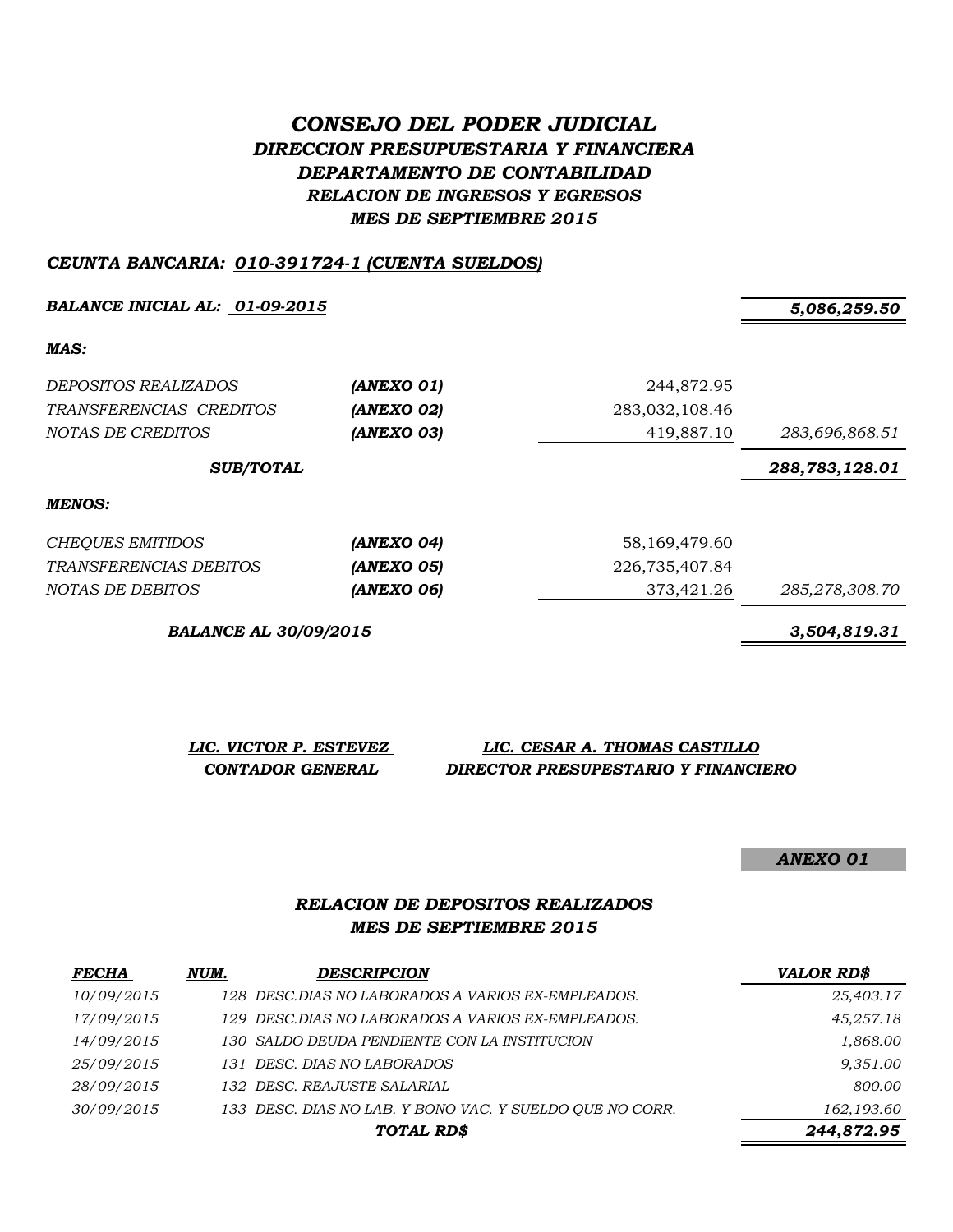# *CONSEJO DEL PODER JUDICIAL*

## *DIRECCION PRESUPUESTARIA Y FINANCIERA*

## *DEPARTAMENTO DE CONTABILIDAD*

## *RELACION DE INGRESOS Y EGRESOS*

## *MES DE SEPTIEMBRE 2015*

***CEUNTA BANCARIA: 010-391724-1 (CUENTA SUELDOS)***

| | | | |
|---|---|---|---|
| ***BALANCE INICIAL AL: 01-09-2015*** | | | ***5,086,259.50*** |
| ***MAS:*** | | | |
| *DEPOSITOS REALIZADOS* | ***(ANEXO 01)*** | 244,872.95 | |
| *TRANSFERENCIAS CREDITOS* | ***(ANEXO 02)*** | 283,032,108.46 | |
| *NOTAS DE CREDITOS* | ***(ANEXO 03)*** | 419,887.10 | *283,696,868.51* |
| ***SUB/TOTAL*** | | | ***288,783,128.01*** |
| ***MENOS:*** | | | |
| *CHEQUES EMITIDOS* | ***(ANEXO 04)*** | 58,169,479.60 | |
| *TRANSFERENCIAS DEBITOS* | ***(ANEXO 05)*** | 226,735,407.84 | |
| *NOTAS DE DEBITOS* | ***(ANEXO 06)*** | 373,421.26 | *285,278,308.70* |
| ***BALANCE AL 30/09/2015*** | | | ***3,504,819.31*** |

***LIC. VICTOR P. ESTEVEZ***
***CONTADOR GENERAL***

***LIC. CESAR A. THOMAS CASTILLO***
***DIRECTOR PRESUPESTARIO Y FINANCIERO***

***ANEXO 01***

## *RELACION DE DEPOSITOS REALIZADOS*

## *MES DE SEPTIEMBRE 2015*

| ***FECHA*** | ***NUM.*** | ***DESCRIPCION*** | ***VALOR RD$*** |
|---|---|---|---|
| *10/09/2015* | *128* | *DESC.DIAS NO LABORADOS A VARIOS EX-EMPLEADOS.* | *25,403.17* |
| *17/09/2015* | *129* | *DESC.DIAS NO LABORADOS A VARIOS EX-EMPLEADOS.* | *45,257.18* |
| *14/09/2015* | *130* | *SALDO DEUDA PENDIENTE CON LA INSTITUCION* | *1,868.00* |
| *25/09/2015* | *131* | *DESC. DIAS NO LABORADOS* | *9,351.00* |
| *28/09/2015* | *132* | *DESC. REAJUSTE SALARIAL* | *800.00* |
| *30/09/2015* | *133* | *DESC. DIAS NO LAB. Y BONO VAC. Y SUELDO QUE NO CORR.* | *162,193.60* |
| | | ***TOTAL RD$*** | ***244,872.95*** |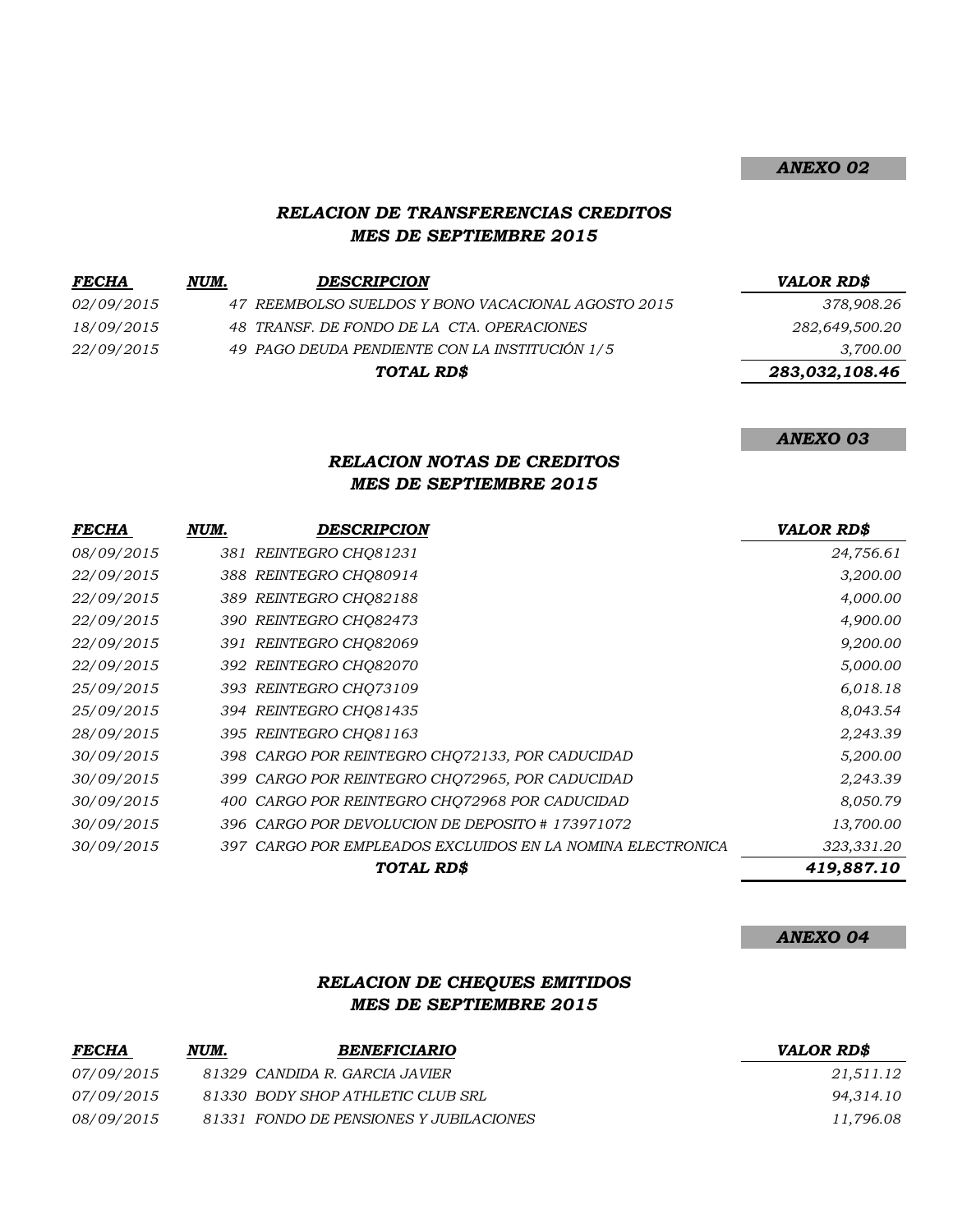***ANEXO 02***

## *RELACION DE TRANSFERENCIAS CREDITOS*
## *MES DE SEPTIEMBRE 2015*

| ***FECHA*** | ***NUM.*** | ***DESCRIPCION*** | ***VALOR RD$*** |
|---|---|---|---|
| *02/09/2015* | *47* | *REEMBOLSO SUELDOS Y BONO VACACIONAL AGOSTO 2015* | *378,908.26* |
| *18/09/2015* | *48* | *TRANSF. DE FONDO DE LA CTA. OPERACIONES* | *282,649,500.20* |
| *22/09/2015* | *49* | *PAGO DEUDA PENDIENTE CON LA INSTITUCIÓN 1/5* | *3,700.00* |
| | | ***TOTAL RD$*** | ***283,032,108.46*** |

***ANEXO 03***

## *RELACION NOTAS DE CREDITOS*
## *MES DE SEPTIEMBRE 2015*

| ***FECHA*** | ***NUM.*** | ***DESCRIPCION*** | ***VALOR RD$*** |
|---|---|---|---|
| *08/09/2015* | *381* | *REINTEGRO CHQ81231* | *24,756.61* |
| *22/09/2015* | *388* | *REINTEGRO CHQ80914* | *3,200.00* |
| *22/09/2015* | *389* | *REINTEGRO CHQ82188* | *4,000.00* |
| *22/09/2015* | *390* | *REINTEGRO CHQ82473* | *4,900.00* |
| *22/09/2015* | *391* | *REINTEGRO CHQ82069* | *9,200.00* |
| *22/09/2015* | *392* | *REINTEGRO CHQ82070* | *5,000.00* |
| *25/09/2015* | *393* | *REINTEGRO CHQ73109* | *6,018.18* |
| *25/09/2015* | *394* | *REINTEGRO CHQ81435* | *8,043.54* |
| *28/09/2015* | *395* | *REINTEGRO CHQ81163* | *2,243.39* |
| *30/09/2015* | *398* | *CARGO POR REINTEGRO CHQ72133, POR CADUCIDAD* | *5,200.00* |
| *30/09/2015* | *399* | *CARGO POR REINTEGRO CHQ72965, POR CADUCIDAD* | *2,243.39* |
| *30/09/2015* | *400* | *CARGO POR REINTEGRO CHQ72968 POR CADUCIDAD* | *8,050.79* |
| *30/09/2015* | *396* | *CARGO POR DEVOLUCION DE DEPOSITO # 173971072* | *13,700.00* |
| *30/09/2015* | *397* | *CARGO POR EMPLEADOS EXCLUIDOS EN LA NOMINA ELECTRONICA* | *323,331.20* |
| | | ***TOTAL RD$*** | ***419,887.10*** |

***ANEXO 04***

## *RELACION DE CHEQUES EMITIDOS*
## *MES DE SEPTIEMBRE 2015*

| ***FECHA*** | ***NUM.*** | ***BENEFICIARIO*** | ***VALOR RD$*** |
|---|---|---|---|
| *07/09/2015* | *81329* | *CANDIDA R. GARCIA JAVIER* | *21,511.12* |
| *07/09/2015* | *81330* | *BODY SHOP ATHLETIC CLUB SRL* | *94,314.10* |
| *08/09/2015* | *81331* | *FONDO DE PENSIONES Y JUBILACIONES* | *11,796.08* |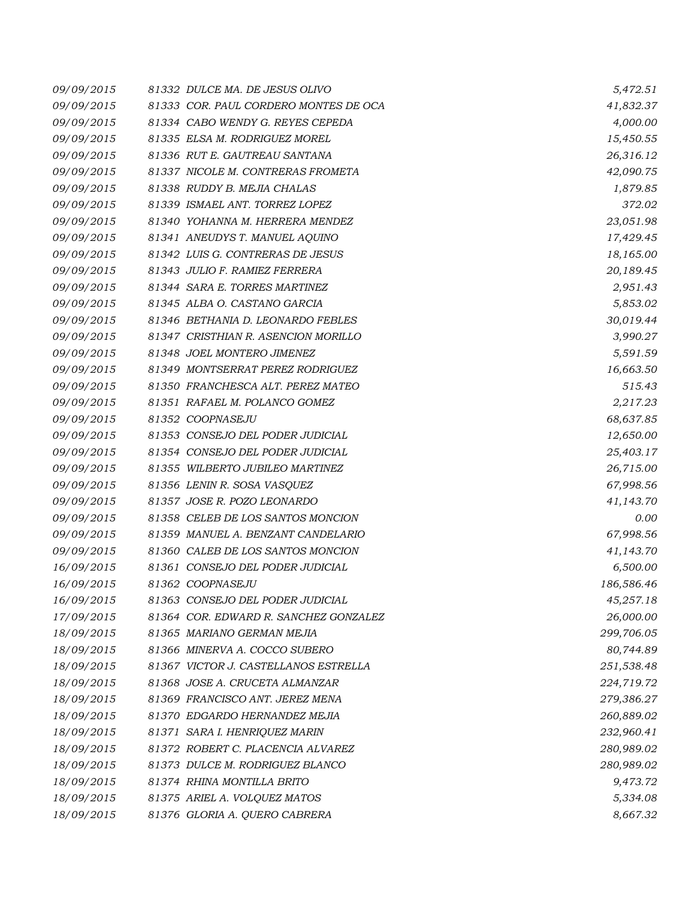| | | | |
|---|---|---|---|
| 09/09/2015 | 81332 | DULCE MA. DE JESUS OLIVO | 5,472.51 |
| 09/09/2015 | 81333 | COR. PAUL CORDERO MONTES DE OCA | 41,832.37 |
| 09/09/2015 | 81334 | CABO WENDY G. REYES CEPEDA | 4,000.00 |
| 09/09/2015 | 81335 | ELSA M. RODRIGUEZ MOREL | 15,450.55 |
| 09/09/2015 | 81336 | RUT E. GAUTREAU SANTANA | 26,316.12 |
| 09/09/2015 | 81337 | NICOLE M. CONTRERAS FROMETA | 42,090.75 |
| 09/09/2015 | 81338 | RUDDY B. MEJIA CHALAS | 1,879.85 |
| 09/09/2015 | 81339 | ISMAEL ANT. TORREZ LOPEZ | 372.02 |
| 09/09/2015 | 81340 | YOHANNA M. HERRERA MENDEZ | 23,051.98 |
| 09/09/2015 | 81341 | ANEUDYS T. MANUEL AQUINO | 17,429.45 |
| 09/09/2015 | 81342 | LUIS G. CONTRERAS DE JESUS | 18,165.00 |
| 09/09/2015 | 81343 | JULIO F. RAMIEZ FERRERA | 20,189.45 |
| 09/09/2015 | 81344 | SARA E. TORRES MARTINEZ | 2,951.43 |
| 09/09/2015 | 81345 | ALBA O. CASTANO GARCIA | 5,853.02 |
| 09/09/2015 | 81346 | BETHANIA D. LEONARDO FEBLES | 30,019.44 |
| 09/09/2015 | 81347 | CRISTHIAN R. ASENCION MORILLO | 3,990.27 |
| 09/09/2015 | 81348 | JOEL MONTERO JIMENEZ | 5,591.59 |
| 09/09/2015 | 81349 | MONTSERRAT PEREZ RODRIGUEZ | 16,663.50 |
| 09/09/2015 | 81350 | FRANCHESCA ALT. PEREZ MATEO | 515.43 |
| 09/09/2015 | 81351 | RAFAEL M. POLANCO GOMEZ | 2,217.23 |
| 09/09/2015 | 81352 | COOPNASEJU | 68,637.85 |
| 09/09/2015 | 81353 | CONSEJO DEL PODER JUDICIAL | 12,650.00 |
| 09/09/2015 | 81354 | CONSEJO DEL PODER JUDICIAL | 25,403.17 |
| 09/09/2015 | 81355 | WILBERTO JUBILEO MARTINEZ | 26,715.00 |
| 09/09/2015 | 81356 | LENIN R. SOSA VASQUEZ | 67,998.56 |
| 09/09/2015 | 81357 | JOSE R. POZO LEONARDO | 41,143.70 |
| 09/09/2015 | 81358 | CELEB DE LOS SANTOS MONCION | 0.00 |
| 09/09/2015 | 81359 | MANUEL A. BENZANT CANDELARIO | 67,998.56 |
| 09/09/2015 | 81360 | CALEB DE LOS SANTOS MONCION | 41,143.70 |
| 16/09/2015 | 81361 | CONSEJO DEL PODER JUDICIAL | 6,500.00 |
| 16/09/2015 | 81362 | COOPNASEJU | 186,586.46 |
| 16/09/2015 | 81363 | CONSEJO DEL PODER JUDICIAL | 45,257.18 |
| 17/09/2015 | 81364 | COR. EDWARD R. SANCHEZ GONZALEZ | 26,000.00 |
| 18/09/2015 | 81365 | MARIANO GERMAN MEJIA | 299,706.05 |
| 18/09/2015 | 81366 | MINERVA A. COCCO SUBERO | 80,744.89 |
| 18/09/2015 | 81367 | VICTOR J. CASTELLANOS ESTRELLA | 251,538.48 |
| 18/09/2015 | 81368 | JOSE A. CRUCETA ALMANZAR | 224,719.72 |
| 18/09/2015 | 81369 | FRANCISCO ANT. JEREZ MENA | 279,386.27 |
| 18/09/2015 | 81370 | EDGARDO HERNANDEZ MEJIA | 260,889.02 |
| 18/09/2015 | 81371 | SARA I. HENRIQUEZ MARIN | 232,960.41 |
| 18/09/2015 | 81372 | ROBERT C. PLACENCIA ALVAREZ | 280,989.02 |
| 18/09/2015 | 81373 | DULCE M. RODRIGUEZ BLANCO | 280,989.02 |
| 18/09/2015 | 81374 | RHINA MONTILLA BRITO | 9,473.72 |
| 18/09/2015 | 81375 | ARIEL A. VOLQUEZ MATOS | 5,334.08 |
| 18/09/2015 | 81376 | GLORIA A. QUERO CABRERA | 8,667.32 |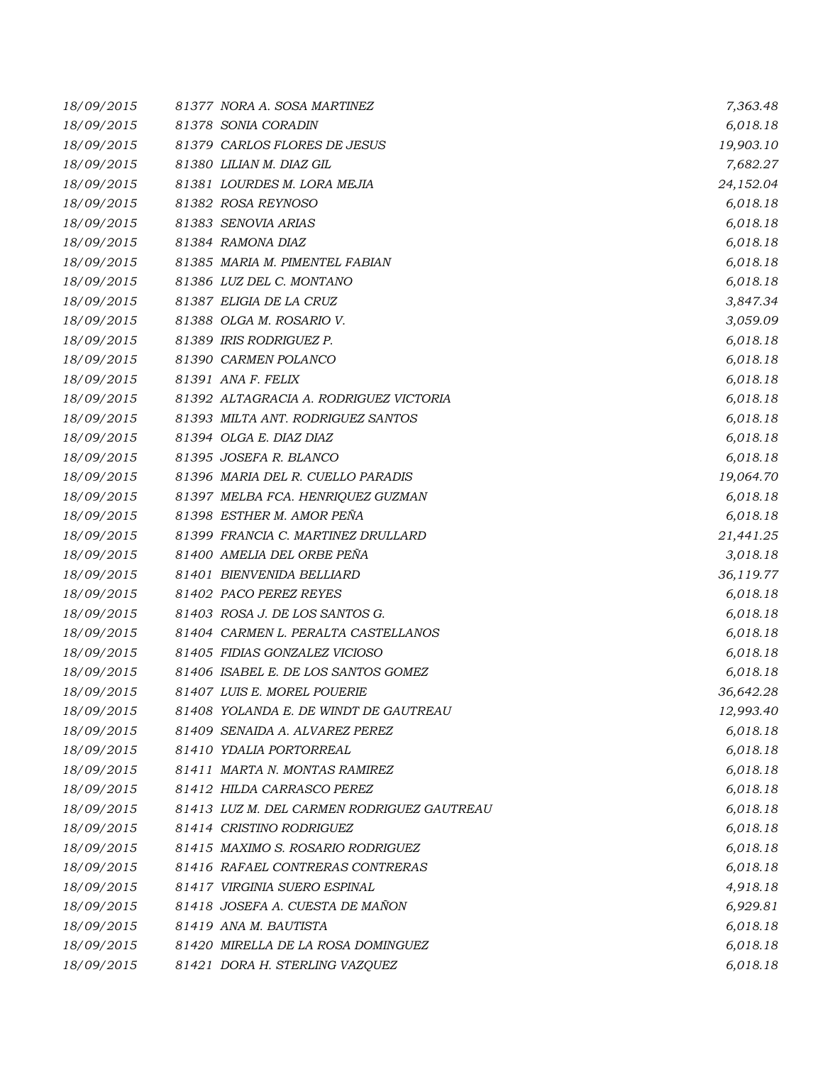| | | |
|---|---|---|
| *18/09/2015* | *81377 NORA A. SOSA MARTINEZ* | *7,363.48* |
| *18/09/2015* | *81378 SONIA CORADIN* | *6,018.18* |
| *18/09/2015* | *81379 CARLOS FLORES DE JESUS* | *19,903.10* |
| *18/09/2015* | *81380 LILIAN M. DIAZ GIL* | *7,682.27* |
| *18/09/2015* | *81381 LOURDES M. LORA MEJIA* | *24,152.04* |
| *18/09/2015* | *81382 ROSA REYNOSO* | *6,018.18* |
| *18/09/2015* | *81383 SENOVIA ARIAS* | *6,018.18* |
| *18/09/2015* | *81384 RAMONA DIAZ* | *6,018.18* |
| *18/09/2015* | *81385 MARIA M. PIMENTEL FABIAN* | *6,018.18* |
| *18/09/2015* | *81386 LUZ DEL C. MONTANO* | *6,018.18* |
| *18/09/2015* | *81387 ELIGIA DE LA CRUZ* | *3,847.34* |
| *18/09/2015* | *81388 OLGA M. ROSARIO V.* | *3,059.09* |
| *18/09/2015* | *81389 IRIS RODRIGUEZ P.* | *6,018.18* |
| *18/09/2015* | *81390 CARMEN POLANCO* | *6,018.18* |
| *18/09/2015* | *81391 ANA F. FELIX* | *6,018.18* |
| *18/09/2015* | *81392 ALTAGRACIA A. RODRIGUEZ VICTORIA* | *6,018.18* |
| *18/09/2015* | *81393 MILTA ANT. RODRIGUEZ SANTOS* | *6,018.18* |
| *18/09/2015* | *81394 OLGA E. DIAZ DIAZ* | *6,018.18* |
| *18/09/2015* | *81395 JOSEFA R. BLANCO* | *6,018.18* |
| *18/09/2015* | *81396 MARIA DEL R. CUELLO PARADIS* | *19,064.70* |
| *18/09/2015* | *81397 MELBA FCA. HENRIQUEZ GUZMAN* | *6,018.18* |
| *18/09/2015* | *81398 ESTHER M. AMOR PEÑA* | *6,018.18* |
| *18/09/2015* | *81399 FRANCIA C. MARTINEZ DRULLARD* | *21,441.25* |
| *18/09/2015* | *81400 AMELIA DEL ORBE PEÑA* | *3,018.18* |
| *18/09/2015* | *81401 BIENVENIDA BELLIARD* | *36,119.77* |
| *18/09/2015* | *81402 PACO PEREZ REYES* | *6,018.18* |
| *18/09/2015* | *81403 ROSA J. DE LOS SANTOS G.* | *6,018.18* |
| *18/09/2015* | *81404 CARMEN L. PERALTA CASTELLANOS* | *6,018.18* |
| *18/09/2015* | *81405 FIDIAS GONZALEZ VICIOSO* | *6,018.18* |
| *18/09/2015* | *81406 ISABEL E. DE LOS SANTOS GOMEZ* | *6,018.18* |
| *18/09/2015* | *81407 LUIS E. MOREL POUERIE* | *36,642.28* |
| *18/09/2015* | *81408 YOLANDA E. DE WINDT DE GAUTREAU* | *12,993.40* |
| *18/09/2015* | *81409 SENAIDA A. ALVAREZ PEREZ* | *6,018.18* |
| *18/09/2015* | *81410 YDALIA PORTORREAL* | *6,018.18* |
| *18/09/2015* | *81411 MARTA N. MONTAS RAMIREZ* | *6,018.18* |
| *18/09/2015* | *81412 HILDA CARRASCO PEREZ* | *6,018.18* |
| *18/09/2015* | *81413 LUZ M. DEL CARMEN RODRIGUEZ GAUTREAU* | *6,018.18* |
| *18/09/2015* | *81414 CRISTINO RODRIGUEZ* | *6,018.18* |
| *18/09/2015* | *81415 MAXIMO S. ROSARIO RODRIGUEZ* | *6,018.18* |
| *18/09/2015* | *81416 RAFAEL CONTRERAS CONTRERAS* | *6,018.18* |
| *18/09/2015* | *81417 VIRGINIA SUERO ESPINAL* | *4,918.18* |
| *18/09/2015* | *81418 JOSEFA A. CUESTA DE MAÑON* | *6,929.81* |
| *18/09/2015* | *81419 ANA M. BAUTISTA* | *6,018.18* |
| *18/09/2015* | *81420 MIRELLA DE LA ROSA DOMINGUEZ* | *6,018.18* |
| *18/09/2015* | *81421 DORA H. STERLING VAZQUEZ* | *6,018.18* |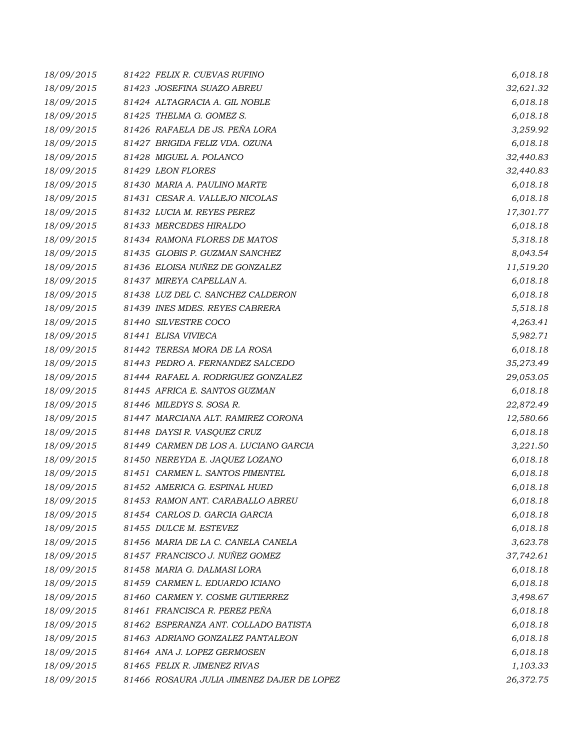| | | |
|---|---|---|
| *18/09/2015* | *81422 FELIX R. CUEVAS RUFINO* | *6,018.18* |
| *18/09/2015* | *81423 JOSEFINA SUAZO ABREU* | *32,621.32* |
| *18/09/2015* | *81424 ALTAGRACIA A. GIL NOBLE* | *6,018.18* |
| *18/09/2015* | *81425 THELMA G. GOMEZ S.* | *6,018.18* |
| *18/09/2015* | *81426 RAFAELA DE JS. PEÑA LORA* | *3,259.92* |
| *18/09/2015* | *81427 BRIGIDA FELIZ VDA. OZUNA* | *6,018.18* |
| *18/09/2015* | *81428 MIGUEL A. POLANCO* | *32,440.83* |
| *18/09/2015* | *81429 LEON FLORES* | *32,440.83* |
| *18/09/2015* | *81430 MARIA A. PAULINO MARTE* | *6,018.18* |
| *18/09/2015* | *81431 CESAR A. VALLEJO NICOLAS* | *6,018.18* |
| *18/09/2015* | *81432 LUCIA M. REYES PEREZ* | *17,301.77* |
| *18/09/2015* | *81433 MERCEDES HIRALDO* | *6,018.18* |
| *18/09/2015* | *81434 RAMONA FLORES DE MATOS* | *5,318.18* |
| *18/09/2015* | *81435 GLOBIS P. GUZMAN SANCHEZ* | *8,043.54* |
| *18/09/2015* | *81436 ELOISA NUÑEZ DE GONZALEZ* | *11,519.20* |
| *18/09/2015* | *81437 MIREYA CAPELLAN A.* | *6,018.18* |
| *18/09/2015* | *81438 LUZ DEL C. SANCHEZ CALDERON* | *6,018.18* |
| *18/09/2015* | *81439 INES MDES. REYES CABRERA* | *5,518.18* |
| *18/09/2015* | *81440 SILVESTRE COCO* | *4,263.41* |
| *18/09/2015* | *81441 ELISA VIVIECA* | *5,982.71* |
| *18/09/2015* | *81442 TERESA MORA DE LA ROSA* | *6,018.18* |
| *18/09/2015* | *81443 PEDRO A. FERNANDEZ SALCEDO* | *35,273.49* |
| *18/09/2015* | *81444 RAFAEL A. RODRIGUEZ GONZALEZ* | *29,053.05* |
| *18/09/2015* | *81445 AFRICA E. SANTOS GUZMAN* | *6,018.18* |
| *18/09/2015* | *81446 MILEDYS S. SOSA R.* | *22,872.49* |
| *18/09/2015* | *81447 MARCIANA ALT. RAMIREZ CORONA* | *12,580.66* |
| *18/09/2015* | *81448 DAYSI R. VASQUEZ CRUZ* | *6,018.18* |
| *18/09/2015* | *81449 CARMEN DE LOS A. LUCIANO GARCIA* | *3,221.50* |
| *18/09/2015* | *81450 NEREYDA E. JAQUEZ LOZANO* | *6,018.18* |
| *18/09/2015* | *81451 CARMEN L. SANTOS PIMENTEL* | *6,018.18* |
| *18/09/2015* | *81452 AMERICA G. ESPINAL HUED* | *6,018.18* |
| *18/09/2015* | *81453 RAMON ANT. CARABALLO ABREU* | *6,018.18* |
| *18/09/2015* | *81454 CARLOS D. GARCIA GARCIA* | *6,018.18* |
| *18/09/2015* | *81455 DULCE M. ESTEVEZ* | *6,018.18* |
| *18/09/2015* | *81456 MARIA DE LA C. CANELA CANELA* | *3,623.78* |
| *18/09/2015* | *81457 FRANCISCO J. NUÑEZ GOMEZ* | *37,742.61* |
| *18/09/2015* | *81458 MARIA G. DALMASI LORA* | *6,018.18* |
| *18/09/2015* | *81459 CARMEN L. EDUARDO ICIANO* | *6,018.18* |
| *18/09/2015* | *81460 CARMEN Y. COSME GUTIERREZ* | *3,498.67* |
| *18/09/2015* | *81461 FRANCISCA R. PEREZ PEÑA* | *6,018.18* |
| *18/09/2015* | *81462 ESPERANZA ANT. COLLADO BATISTA* | *6,018.18* |
| *18/09/2015* | *81463 ADRIANO GONZALEZ PANTALEON* | *6,018.18* |
| *18/09/2015* | *81464 ANA J. LOPEZ GERMOSEN* | *6,018.18* |
| *18/09/2015* | *81465 FELIX R. JIMENEZ RIVAS* | *1,103.33* |
| *18/09/2015* | *81466 ROSAURA JULIA JIMENEZ DAJER DE LOPEZ* | *26,372.75* |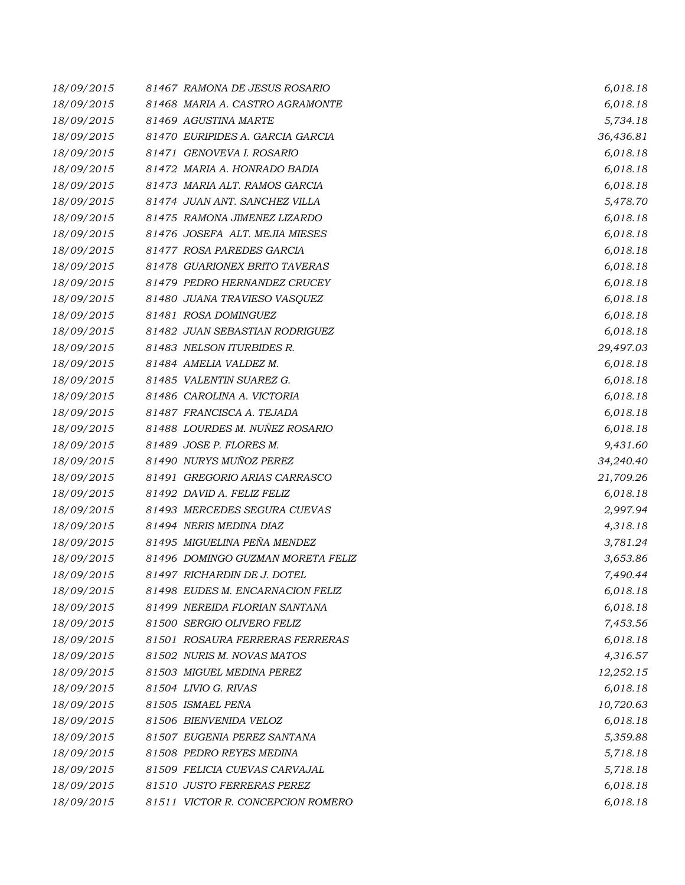| | | |
|---|---|---|
| *18/09/2015* | *81467 RAMONA DE JESUS ROSARIO* | *6,018.18* |
| *18/09/2015* | *81468 MARIA A. CASTRO AGRAMONTE* | *6,018.18* |
| *18/09/2015* | *81469 AGUSTINA MARTE* | *5,734.18* |
| *18/09/2015* | *81470 EURIPIDES A. GARCIA GARCIA* | *36,436.81* |
| *18/09/2015* | *81471 GENOVEVA I. ROSARIO* | *6,018.18* |
| *18/09/2015* | *81472 MARIA A. HONRADO BADIA* | *6,018.18* |
| *18/09/2015* | *81473 MARIA ALT. RAMOS GARCIA* | *6,018.18* |
| *18/09/2015* | *81474 JUAN ANT. SANCHEZ VILLA* | *5,478.70* |
| *18/09/2015* | *81475 RAMONA JIMENEZ LIZARDO* | *6,018.18* |
| *18/09/2015* | *81476 JOSEFA ALT. MEJIA MIESES* | *6,018.18* |
| *18/09/2015* | *81477 ROSA PAREDES GARCIA* | *6,018.18* |
| *18/09/2015* | *81478 GUARIONEX BRITO TAVERAS* | *6,018.18* |
| *18/09/2015* | *81479 PEDRO HERNANDEZ CRUCEY* | *6,018.18* |
| *18/09/2015* | *81480 JUANA TRAVIESO VASQUEZ* | *6,018.18* |
| *18/09/2015* | *81481 ROSA DOMINGUEZ* | *6,018.18* |
| *18/09/2015* | *81482 JUAN SEBASTIAN RODRIGUEZ* | *6,018.18* |
| *18/09/2015* | *81483 NELSON ITURBIDES R.* | *29,497.03* |
| *18/09/2015* | *81484 AMELIA VALDEZ M.* | *6,018.18* |
| *18/09/2015* | *81485 VALENTIN SUAREZ G.* | *6,018.18* |
| *18/09/2015* | *81486 CAROLINA A. VICTORIA* | *6,018.18* |
| *18/09/2015* | *81487 FRANCISCA A. TEJADA* | *6,018.18* |
| *18/09/2015* | *81488 LOURDES M. NUÑEZ ROSARIO* | *6,018.18* |
| *18/09/2015* | *81489 JOSE P. FLORES M.* | *9,431.60* |
| *18/09/2015* | *81490 NURYS MUÑOZ PEREZ* | *34,240.40* |
| *18/09/2015* | *81491 GREGORIO ARIAS CARRASCO* | *21,709.26* |
| *18/09/2015* | *81492 DAVID A. FELIZ FELIZ* | *6,018.18* |
| *18/09/2015* | *81493 MERCEDES SEGURA CUEVAS* | *2,997.94* |
| *18/09/2015* | *81494 NERIS MEDINA DIAZ* | *4,318.18* |
| *18/09/2015* | *81495 MIGUELINA PEÑA MENDEZ* | *3,781.24* |
| *18/09/2015* | *81496 DOMINGO GUZMAN MORETA FELIZ* | *3,653.86* |
| *18/09/2015* | *81497 RICHARDIN DE J. DOTEL* | *7,490.44* |
| *18/09/2015* | *81498 EUDES M. ENCARNACION FELIZ* | *6,018.18* |
| *18/09/2015* | *81499 NEREIDA FLORIAN SANTANA* | *6,018.18* |
| *18/09/2015* | *81500 SERGIO OLIVERO FELIZ* | *7,453.56* |
| *18/09/2015* | *81501 ROSAURA FERRERAS FERRERAS* | *6,018.18* |
| *18/09/2015* | *81502 NURIS M. NOVAS MATOS* | *4,316.57* |
| *18/09/2015* | *81503 MIGUEL MEDINA PEREZ* | *12,252.15* |
| *18/09/2015* | *81504 LIVIO G. RIVAS* | *6,018.18* |
| *18/09/2015* | *81505 ISMAEL PEÑA* | *10,720.63* |
| *18/09/2015* | *81506 BIENVENIDA VELOZ* | *6,018.18* |
| *18/09/2015* | *81507 EUGENIA PEREZ SANTANA* | *5,359.88* |
| *18/09/2015* | *81508 PEDRO REYES MEDINA* | *5,718.18* |
| *18/09/2015* | *81509 FELICIA CUEVAS CARVAJAL* | *5,718.18* |
| *18/09/2015* | *81510 JUSTO FERRERAS PEREZ* | *6,018.18* |
| *18/09/2015* | *81511 VICTOR R. CONCEPCION ROMERO* | *6,018.18* |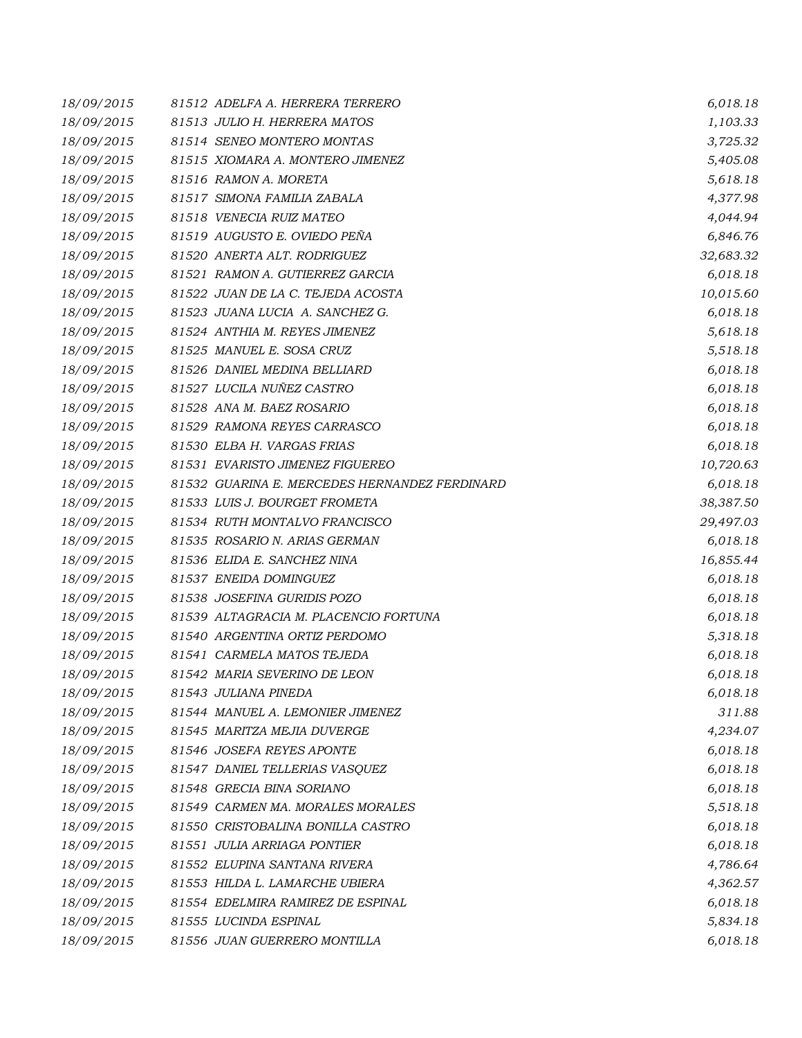| | | |
|---|---|---|
| 18/09/2015 | 81512 ADELFA A. HERRERA TERRERO | 6,018.18 |
| 18/09/2015 | 81513 JULIO H. HERRERA MATOS | 1,103.33 |
| 18/09/2015 | 81514 SENEO MONTERO MONTAS | 3,725.32 |
| 18/09/2015 | 81515 XIOMARA A. MONTERO JIMENEZ | 5,405.08 |
| 18/09/2015 | 81516 RAMON A. MORETA | 5,618.18 |
| 18/09/2015 | 81517 SIMONA FAMILIA ZABALA | 4,377.98 |
| 18/09/2015 | 81518 VENECIA RUIZ MATEO | 4,044.94 |
| 18/09/2015 | 81519 AUGUSTO E. OVIEDO PEÑA | 6,846.76 |
| 18/09/2015 | 81520 ANERTA ALT. RODRIGUEZ | 32,683.32 |
| 18/09/2015 | 81521 RAMON A. GUTIERREZ GARCIA | 6,018.18 |
| 18/09/2015 | 81522 JUAN DE LA C. TEJEDA ACOSTA | 10,015.60 |
| 18/09/2015 | 81523 JUANA LUCIA A. SANCHEZ G. | 6,018.18 |
| 18/09/2015 | 81524 ANTHIA M. REYES JIMENEZ | 5,618.18 |
| 18/09/2015 | 81525 MANUEL E. SOSA CRUZ | 5,518.18 |
| 18/09/2015 | 81526 DANIEL MEDINA BELLIARD | 6,018.18 |
| 18/09/2015 | 81527 LUCILA NUÑEZ CASTRO | 6,018.18 |
| 18/09/2015 | 81528 ANA M. BAEZ ROSARIO | 6,018.18 |
| 18/09/2015 | 81529 RAMONA REYES CARRASCO | 6,018.18 |
| 18/09/2015 | 81530 ELBA H. VARGAS FRIAS | 6,018.18 |
| 18/09/2015 | 81531 EVARISTO JIMENEZ FIGUEREO | 10,720.63 |
| 18/09/2015 | 81532 GUARINA E. MERCEDES HERNANDEZ FERDINARD | 6,018.18 |
| 18/09/2015 | 81533 LUIS J. BOURGET FROMETA | 38,387.50 |
| 18/09/2015 | 81534 RUTH MONTALVO FRANCISCO | 29,497.03 |
| 18/09/2015 | 81535 ROSARIO N. ARIAS GERMAN | 6,018.18 |
| 18/09/2015 | 81536 ELIDA E. SANCHEZ NINA | 16,855.44 |
| 18/09/2015 | 81537 ENEIDA DOMINGUEZ | 6,018.18 |
| 18/09/2015 | 81538 JOSEFINA GURIDIS POZO | 6,018.18 |
| 18/09/2015 | 81539 ALTAGRACIA M. PLACENCIO FORTUNA | 6,018.18 |
| 18/09/2015 | 81540 ARGENTINA ORTIZ PERDOMO | 5,318.18 |
| 18/09/2015 | 81541 CARMELA MATOS TEJEDA | 6,018.18 |
| 18/09/2015 | 81542 MARIA SEVERINO DE LEON | 6,018.18 |
| 18/09/2015 | 81543 JULIANA PINEDA | 6,018.18 |
| 18/09/2015 | 81544 MANUEL A. LEMONIER JIMENEZ | 311.88 |
| 18/09/2015 | 81545 MARITZA MEJIA DUVERGE | 4,234.07 |
| 18/09/2015 | 81546 JOSEFA REYES APONTE | 6,018.18 |
| 18/09/2015 | 81547 DANIEL TELLERIAS VASQUEZ | 6,018.18 |
| 18/09/2015 | 81548 GRECIA BINA SORIANO | 6,018.18 |
| 18/09/2015 | 81549 CARMEN MA. MORALES MORALES | 5,518.18 |
| 18/09/2015 | 81550 CRISTOBALINA BONILLA CASTRO | 6,018.18 |
| 18/09/2015 | 81551 JULIA ARRIAGA PONTIER | 6,018.18 |
| 18/09/2015 | 81552 ELUPINA SANTANA RIVERA | 4,786.64 |
| 18/09/2015 | 81553 HILDA L. LAMARCHE UBIERA | 4,362.57 |
| 18/09/2015 | 81554 EDELMIRA RAMIREZ DE ESPINAL | 6,018.18 |
| 18/09/2015 | 81555 LUCINDA ESPINAL | 5,834.18 |
| 18/09/2015 | 81556 JUAN GUERRERO MONTILLA | 6,018.18 |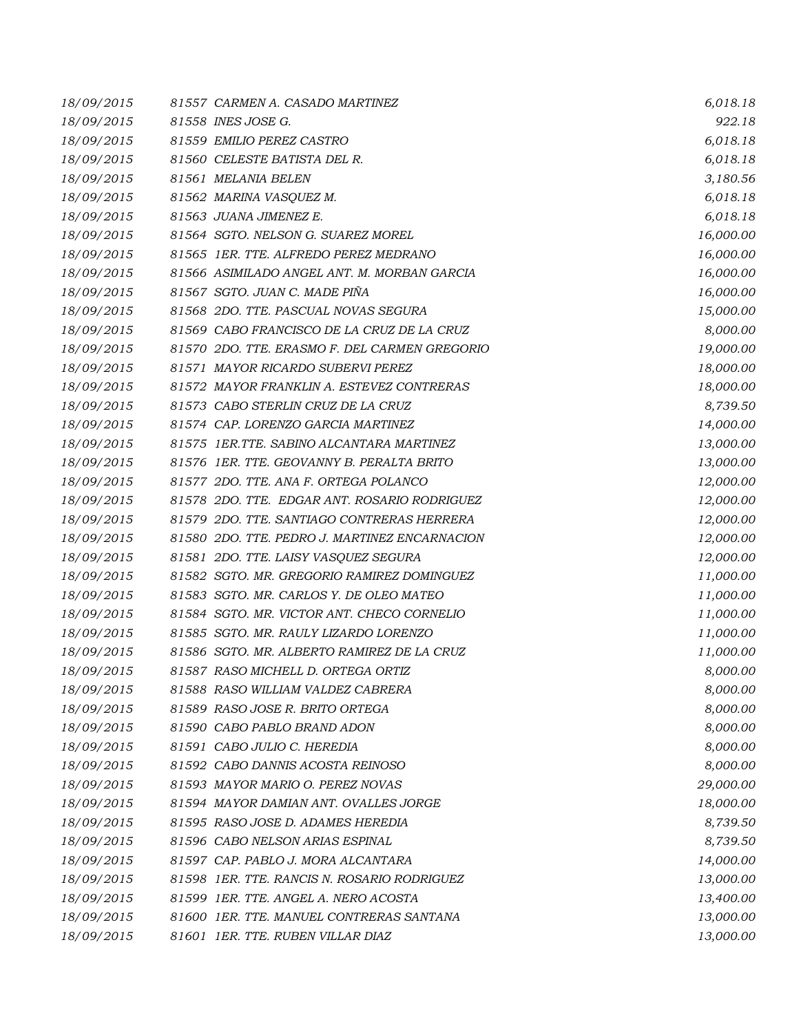| | | | |
|---|---|---|---|
| 18/09/2015 | 81557 | CARMEN A. CASADO MARTINEZ | 6,018.18 |
| 18/09/2015 | 81558 | INES JOSE G. | 922.18 |
| 18/09/2015 | 81559 | EMILIO PEREZ CASTRO | 6,018.18 |
| 18/09/2015 | 81560 | CELESTE BATISTA DEL R. | 6,018.18 |
| 18/09/2015 | 81561 | MELANIA BELEN | 3,180.56 |
| 18/09/2015 | 81562 | MARINA VASQUEZ M. | 6,018.18 |
| 18/09/2015 | 81563 | JUANA JIMENEZ E. | 6,018.18 |
| 18/09/2015 | 81564 | SGTO. NELSON G. SUAREZ MOREL | 16,000.00 |
| 18/09/2015 | 81565 | 1ER. TTE. ALFREDO PEREZ MEDRANO | 16,000.00 |
| 18/09/2015 | 81566 | ASIMILADO ANGEL ANT. M. MORBAN GARCIA | 16,000.00 |
| 18/09/2015 | 81567 | SGTO. JUAN C. MADE PIÑA | 16,000.00 |
| 18/09/2015 | 81568 | 2DO. TTE. PASCUAL NOVAS SEGURA | 15,000.00 |
| 18/09/2015 | 81569 | CABO FRANCISCO DE LA CRUZ DE LA CRUZ | 8,000.00 |
| 18/09/2015 | 81570 | 2DO. TTE. ERASMO F. DEL CARMEN GREGORIO | 19,000.00 |
| 18/09/2015 | 81571 | MAYOR RICARDO SUBERVI PEREZ | 18,000.00 |
| 18/09/2015 | 81572 | MAYOR FRANKLIN A. ESTEVEZ CONTRERAS | 18,000.00 |
| 18/09/2015 | 81573 | CABO STERLIN CRUZ DE LA CRUZ | 8,739.50 |
| 18/09/2015 | 81574 | CAP. LORENZO GARCIA MARTINEZ | 14,000.00 |
| 18/09/2015 | 81575 | 1ER.TTE. SABINO ALCANTARA MARTINEZ | 13,000.00 |
| 18/09/2015 | 81576 | 1ER. TTE. GEOVANNY B. PERALTA BRITO | 13,000.00 |
| 18/09/2015 | 81577 | 2DO. TTE. ANA F. ORTEGA POLANCO | 12,000.00 |
| 18/09/2015 | 81578 | 2DO. TTE. EDGAR ANT. ROSARIO RODRIGUEZ | 12,000.00 |
| 18/09/2015 | 81579 | 2DO. TTE. SANTIAGO CONTRERAS HERRERA | 12,000.00 |
| 18/09/2015 | 81580 | 2DO. TTE. PEDRO J. MARTINEZ ENCARNACION | 12,000.00 |
| 18/09/2015 | 81581 | 2DO. TTE. LAISY VASQUEZ SEGURA | 12,000.00 |
| 18/09/2015 | 81582 | SGTO. MR. GREGORIO RAMIREZ DOMINGUEZ | 11,000.00 |
| 18/09/2015 | 81583 | SGTO. MR. CARLOS Y. DE OLEO MATEO | 11,000.00 |
| 18/09/2015 | 81584 | SGTO. MR. VICTOR ANT. CHECO CORNELIO | 11,000.00 |
| 18/09/2015 | 81585 | SGTO. MR. RAULY LIZARDO LORENZO | 11,000.00 |
| 18/09/2015 | 81586 | SGTO. MR. ALBERTO RAMIREZ DE LA CRUZ | 11,000.00 |
| 18/09/2015 | 81587 | RASO MICHELL D. ORTEGA ORTIZ | 8,000.00 |
| 18/09/2015 | 81588 | RASO WILLIAM VALDEZ CABRERA | 8,000.00 |
| 18/09/2015 | 81589 | RASO JOSE R. BRITO ORTEGA | 8,000.00 |
| 18/09/2015 | 81590 | CABO PABLO BRAND ADON | 8,000.00 |
| 18/09/2015 | 81591 | CABO JULIO C. HEREDIA | 8,000.00 |
| 18/09/2015 | 81592 | CABO DANNIS ACOSTA REINOSO | 8,000.00 |
| 18/09/2015 | 81593 | MAYOR MARIO O. PEREZ NOVAS | 29,000.00 |
| 18/09/2015 | 81594 | MAYOR DAMIAN ANT. OVALLES JORGE | 18,000.00 |
| 18/09/2015 | 81595 | RASO JOSE D. ADAMES HEREDIA | 8,739.50 |
| 18/09/2015 | 81596 | CABO NELSON ARIAS ESPINAL | 8,739.50 |
| 18/09/2015 | 81597 | CAP. PABLO J. MORA ALCANTARA | 14,000.00 |
| 18/09/2015 | 81598 | 1ER. TTE. RANCIS N. ROSARIO RODRIGUEZ | 13,000.00 |
| 18/09/2015 | 81599 | 1ER. TTE. ANGEL A. NERO ACOSTA | 13,400.00 |
| 18/09/2015 | 81600 | 1ER. TTE. MANUEL CONTRERAS SANTANA | 13,000.00 |
| 18/09/2015 | 81601 | 1ER. TTE. RUBEN VILLAR DIAZ | 13,000.00 |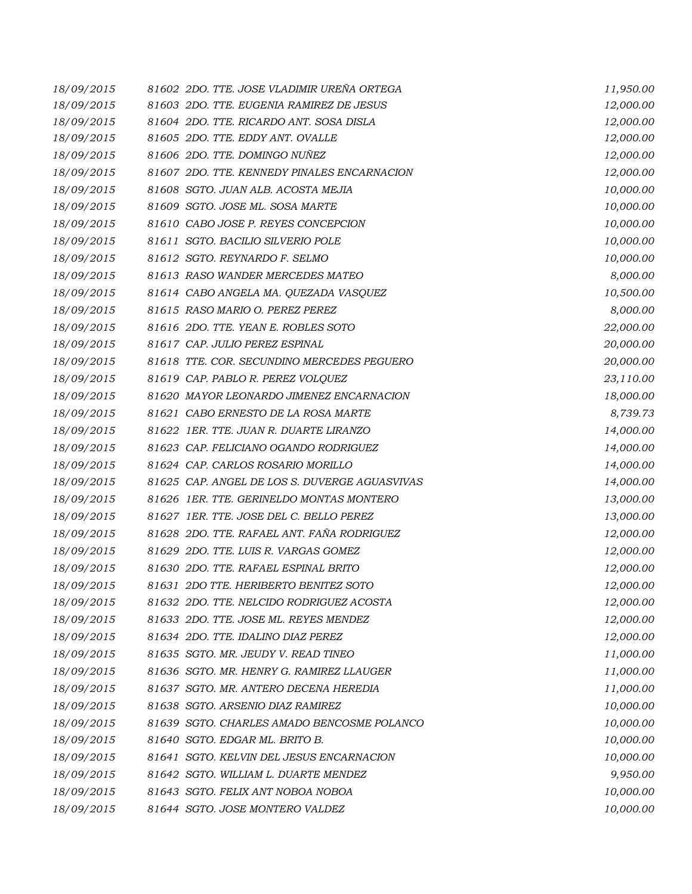| | | |
|---|---|---|
| 18/09/2015 | 81602 2DO. TTE. JOSE VLADIMIR UREÑA ORTEGA | 11,950.00 |
| 18/09/2015 | 81603 2DO. TTE. EUGENIA RAMIREZ DE JESUS | 12,000.00 |
| 18/09/2015 | 81604 2DO. TTE. RICARDO ANT. SOSA DISLA | 12,000.00 |
| 18/09/2015 | 81605 2DO. TTE. EDDY ANT. OVALLE | 12,000.00 |
| 18/09/2015 | 81606 2DO. TTE. DOMINGO NUÑEZ | 12,000.00 |
| 18/09/2015 | 81607 2DO. TTE. KENNEDY PINALES ENCARNACION | 12,000.00 |
| 18/09/2015 | 81608 SGTO. JUAN ALB. ACOSTA MEJIA | 10,000.00 |
| 18/09/2015 | 81609 SGTO. JOSE ML. SOSA MARTE | 10,000.00 |
| 18/09/2015 | 81610 CABO JOSE P. REYES CONCEPCION | 10,000.00 |
| 18/09/2015 | 81611 SGTO. BACILIO SILVERIO POLE | 10,000.00 |
| 18/09/2015 | 81612 SGTO. REYNARDO F. SELMO | 10,000.00 |
| 18/09/2015 | 81613 RASO WANDER MERCEDES MATEO | 8,000.00 |
| 18/09/2015 | 81614 CABO ANGELA MA. QUEZADA VASQUEZ | 10,500.00 |
| 18/09/2015 | 81615 RASO MARIO O. PEREZ PEREZ | 8,000.00 |
| 18/09/2015 | 81616 2DO. TTE. YEAN E. ROBLES SOTO | 22,000.00 |
| 18/09/2015 | 81617 CAP. JULIO PEREZ ESPINAL | 20,000.00 |
| 18/09/2015 | 81618 TTE. COR. SECUNDINO MERCEDES PEGUERO | 20,000.00 |
| 18/09/2015 | 81619 CAP. PABLO R. PEREZ VOLQUEZ | 23,110.00 |
| 18/09/2015 | 81620 MAYOR LEONARDO JIMENEZ ENCARNACION | 18,000.00 |
| 18/09/2015 | 81621 CABO ERNESTO DE LA ROSA MARTE | 8,739.73 |
| 18/09/2015 | 81622 1ER. TTE. JUAN R. DUARTE LIRANZO | 14,000.00 |
| 18/09/2015 | 81623 CAP. FELICIANO OGANDO RODRIGUEZ | 14,000.00 |
| 18/09/2015 | 81624 CAP. CARLOS ROSARIO MORILLO | 14,000.00 |
| 18/09/2015 | 81625 CAP. ANGEL DE LOS S. DUVERGE AGUASVIVAS | 14,000.00 |
| 18/09/2015 | 81626 1ER. TTE. GERINELDO MONTAS MONTERO | 13,000.00 |
| 18/09/2015 | 81627 1ER. TTE. JOSE DEL C. BELLO PEREZ | 13,000.00 |
| 18/09/2015 | 81628 2DO. TTE. RAFAEL ANT. FAÑA RODRIGUEZ | 12,000.00 |
| 18/09/2015 | 81629 2DO. TTE. LUIS R. VARGAS GOMEZ | 12,000.00 |
| 18/09/2015 | 81630 2DO. TTE. RAFAEL ESPINAL BRITO | 12,000.00 |
| 18/09/2015 | 81631 2DO TTE. HERIBERTO BENITEZ SOTO | 12,000.00 |
| 18/09/2015 | 81632 2DO. TTE. NELCIDO RODRIGUEZ ACOSTA | 12,000.00 |
| 18/09/2015 | 81633 2DO. TTE. JOSE ML. REYES MENDEZ | 12,000.00 |
| 18/09/2015 | 81634 2DO. TTE. IDALINO DIAZ PEREZ | 12,000.00 |
| 18/09/2015 | 81635 SGTO. MR. JEUDY V. READ TINEO | 11,000.00 |
| 18/09/2015 | 81636 SGTO. MR. HENRY G. RAMIREZ LLAUGER | 11,000.00 |
| 18/09/2015 | 81637 SGTO. MR. ANTERO DECENA HEREDIA | 11,000.00 |
| 18/09/2015 | 81638 SGTO. ARSENIO DIAZ RAMIREZ | 10,000.00 |
| 18/09/2015 | 81639 SGTO. CHARLES AMADO BENCOSME POLANCO | 10,000.00 |
| 18/09/2015 | 81640 SGTO. EDGAR ML. BRITO B. | 10,000.00 |
| 18/09/2015 | 81641 SGTO. KELVIN DEL JESUS ENCARNACION | 10,000.00 |
| 18/09/2015 | 81642 SGTO. WILLIAM L. DUARTE MENDEZ | 9,950.00 |
| 18/09/2015 | 81643 SGTO. FELIX ANT NOBOA NOBOA | 10,000.00 |
| 18/09/2015 | 81644 SGTO. JOSE MONTERO VALDEZ | 10,000.00 |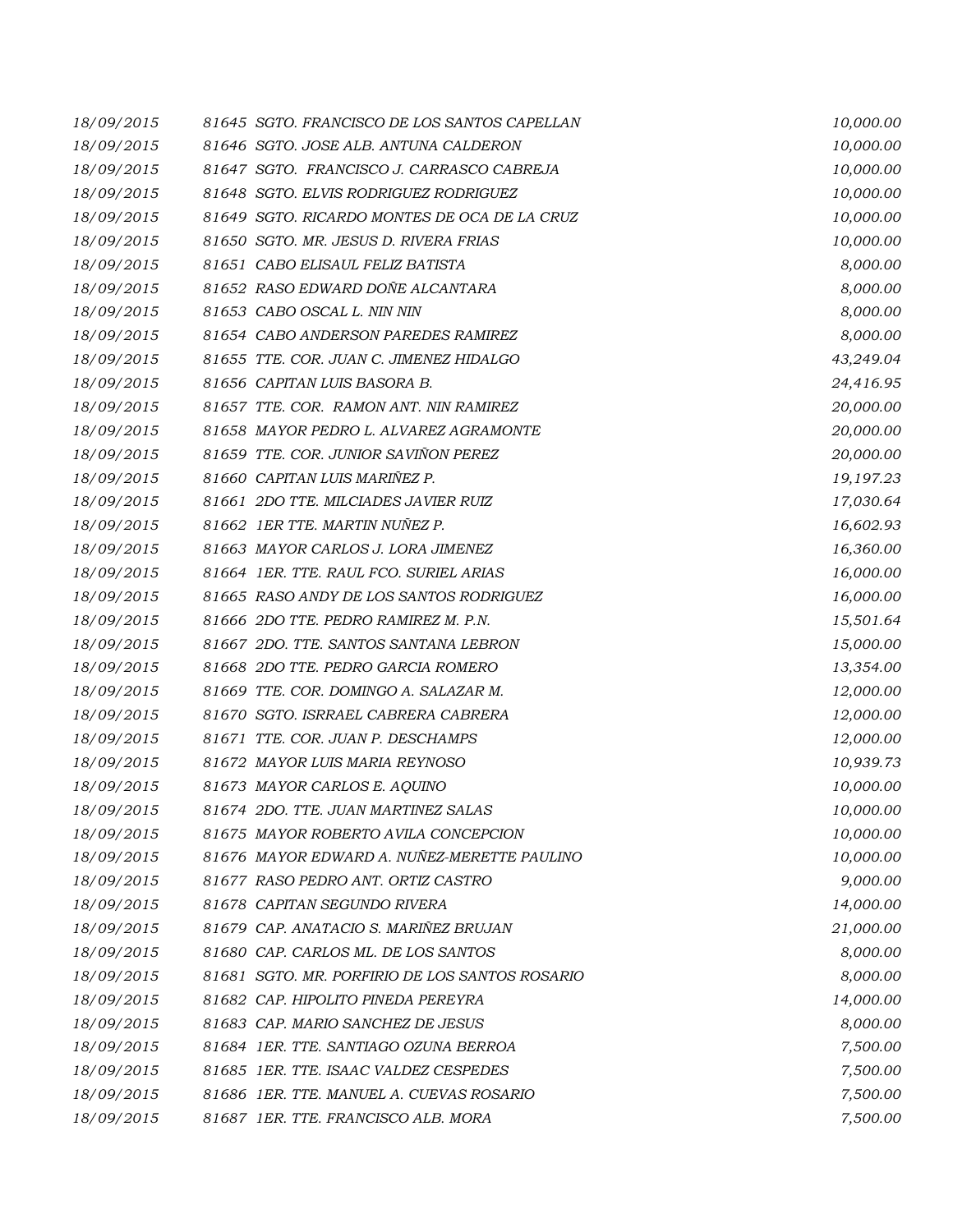| | | |
|---|---|---|
| 18/09/2015 | 81645 SGTO. FRANCISCO DE LOS SANTOS CAPELLAN | 10,000.00 |
| 18/09/2015 | 81646 SGTO. JOSE ALB. ANTUNA CALDERON | 10,000.00 |
| 18/09/2015 | 81647 SGTO. FRANCISCO J. CARRASCO CABREJA | 10,000.00 |
| 18/09/2015 | 81648 SGTO. ELVIS RODRIGUEZ RODRIGUEZ | 10,000.00 |
| 18/09/2015 | 81649 SGTO. RICARDO MONTES DE OCA DE LA CRUZ | 10,000.00 |
| 18/09/2015 | 81650 SGTO. MR. JESUS D. RIVERA FRIAS | 10,000.00 |
| 18/09/2015 | 81651 CABO ELISAUL FELIZ BATISTA | 8,000.00 |
| 18/09/2015 | 81652 RASO EDWARD DOÑE ALCANTARA | 8,000.00 |
| 18/09/2015 | 81653 CABO OSCAL L. NIN NIN | 8,000.00 |
| 18/09/2015 | 81654 CABO ANDERSON PAREDES RAMIREZ | 8,000.00 |
| 18/09/2015 | 81655 TTE. COR. JUAN C. JIMENEZ HIDALGO | 43,249.04 |
| 18/09/2015 | 81656 CAPITAN LUIS BASORA B. | 24,416.95 |
| 18/09/2015 | 81657 TTE. COR. RAMON ANT. NIN RAMIREZ | 20,000.00 |
| 18/09/2015 | 81658 MAYOR PEDRO L. ALVAREZ AGRAMONTE | 20,000.00 |
| 18/09/2015 | 81659 TTE. COR. JUNIOR SAVIÑON PEREZ | 20,000.00 |
| 18/09/2015 | 81660 CAPITAN LUIS MARIÑEZ P. | 19,197.23 |
| 18/09/2015 | 81661 2DO TTE. MILCIADES JAVIER RUIZ | 17,030.64 |
| 18/09/2015 | 81662 1ER TTE. MARTIN NUÑEZ P. | 16,602.93 |
| 18/09/2015 | 81663 MAYOR CARLOS J. LORA JIMENEZ | 16,360.00 |
| 18/09/2015 | 81664 1ER. TTE. RAUL FCO. SURIEL ARIAS | 16,000.00 |
| 18/09/2015 | 81665 RASO ANDY DE LOS SANTOS RODRIGUEZ | 16,000.00 |
| 18/09/2015 | 81666 2DO TTE. PEDRO RAMIREZ M. P.N. | 15,501.64 |
| 18/09/2015 | 81667 2DO. TTE. SANTOS SANTANA LEBRON | 15,000.00 |
| 18/09/2015 | 81668 2DO TTE. PEDRO GARCIA ROMERO | 13,354.00 |
| 18/09/2015 | 81669 TTE. COR. DOMINGO A. SALAZAR M. | 12,000.00 |
| 18/09/2015 | 81670 SGTO. ISRRAEL CABRERA CABRERA | 12,000.00 |
| 18/09/2015 | 81671 TTE. COR. JUAN P. DESCHAMPS | 12,000.00 |
| 18/09/2015 | 81672 MAYOR LUIS MARIA REYNOSO | 10,939.73 |
| 18/09/2015 | 81673 MAYOR CARLOS E. AQUINO | 10,000.00 |
| 18/09/2015 | 81674 2DO. TTE. JUAN MARTINEZ SALAS | 10,000.00 |
| 18/09/2015 | 81675 MAYOR ROBERTO AVILA CONCEPCION | 10,000.00 |
| 18/09/2015 | 81676 MAYOR EDWARD A. NUÑEZ-MERETTE PAULINO | 10,000.00 |
| 18/09/2015 | 81677 RASO PEDRO ANT. ORTIZ CASTRO | 9,000.00 |
| 18/09/2015 | 81678 CAPITAN SEGUNDO RIVERA | 14,000.00 |
| 18/09/2015 | 81679 CAP. ANATACIO S. MARIÑEZ BRUJAN | 21,000.00 |
| 18/09/2015 | 81680 CAP. CARLOS ML. DE LOS SANTOS | 8,000.00 |
| 18/09/2015 | 81681 SGTO. MR. PORFIRIO DE LOS SANTOS ROSARIO | 8,000.00 |
| 18/09/2015 | 81682 CAP. HIPOLITO PINEDA PEREYRA | 14,000.00 |
| 18/09/2015 | 81683 CAP. MARIO SANCHEZ DE JESUS | 8,000.00 |
| 18/09/2015 | 81684 1ER. TTE. SANTIAGO OZUNA BERROA | 7,500.00 |
| 18/09/2015 | 81685 1ER. TTE. ISAAC VALDEZ CESPEDES | 7,500.00 |
| 18/09/2015 | 81686 1ER. TTE. MANUEL A. CUEVAS ROSARIO | 7,500.00 |
| 18/09/2015 | 81687 1ER. TTE. FRANCISCO ALB. MORA | 7,500.00 |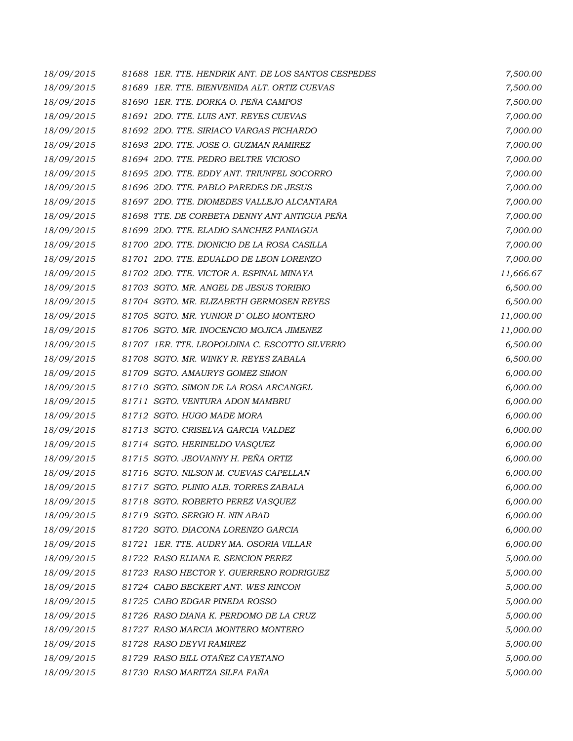| | | |
|---|---|---|
| 18/09/2015 | 81688 1ER. TTE. HENDRIK ANT. DE LOS SANTOS CESPEDES | 7,500.00 |
| 18/09/2015 | 81689 1ER. TTE. BIENVENIDA ALT. ORTIZ CUEVAS | 7,500.00 |
| 18/09/2015 | 81690 1ER. TTE. DORKA O. PEÑA CAMPOS | 7,500.00 |
| 18/09/2015 | 81691 2DO. TTE. LUIS ANT. REYES CUEVAS | 7,000.00 |
| 18/09/2015 | 81692 2DO. TTE. SIRIACO VARGAS PICHARDO | 7,000.00 |
| 18/09/2015 | 81693 2DO. TTE. JOSE O. GUZMAN RAMIREZ | 7,000.00 |
| 18/09/2015 | 81694 2DO. TTE. PEDRO BELTRE VICIOSO | 7,000.00 |
| 18/09/2015 | 81695 2DO. TTE. EDDY ANT. TRIUNFEL SOCORRO | 7,000.00 |
| 18/09/2015 | 81696 2DO. TTE. PABLO PAREDES DE JESUS | 7,000.00 |
| 18/09/2015 | 81697 2DO. TTE. DIOMEDES VALLEJO ALCANTARA | 7,000.00 |
| 18/09/2015 | 81698 TTE. DE CORBETA DENNY ANT ANTIGUA PEÑA | 7,000.00 |
| 18/09/2015 | 81699 2DO. TTE. ELADIO SANCHEZ PANIAGUA | 7,000.00 |
| 18/09/2015 | 81700 2DO. TTE. DIONICIO DE LA ROSA CASILLA | 7,000.00 |
| 18/09/2015 | 81701 2DO. TTE. EDUALDO DE LEON LORENZO | 7,000.00 |
| 18/09/2015 | 81702 2DO. TTE. VICTOR A. ESPINAL MINAYA | 11,666.67 |
| 18/09/2015 | 81703 SGTO. MR. ANGEL DE JESUS TORIBIO | 6,500.00 |
| 18/09/2015 | 81704 SGTO. MR. ELIZABETH GERMOSEN REYES | 6,500.00 |
| 18/09/2015 | 81705 SGTO. MR. YUNIOR D´ OLEO MONTERO | 11,000.00 |
| 18/09/2015 | 81706 SGTO. MR. INOCENCIO MOJICA JIMENEZ | 11,000.00 |
| 18/09/2015 | 81707 1ER. TTE. LEOPOLDINA C. ESCOTTO SILVERIO | 6,500.00 |
| 18/09/2015 | 81708 SGTO. MR. WINKY R. REYES ZABALA | 6,500.00 |
| 18/09/2015 | 81709 SGTO. AMAURYS GOMEZ SIMON | 6,000.00 |
| 18/09/2015 | 81710 SGTO. SIMON DE LA ROSA ARCANGEL | 6,000.00 |
| 18/09/2015 | 81711 SGTO. VENTURA ADON MAMBRU | 6,000.00 |
| 18/09/2015 | 81712 SGTO. HUGO MADE MORA | 6,000.00 |
| 18/09/2015 | 81713 SGTO. CRISELVA GARCIA VALDEZ | 6,000.00 |
| 18/09/2015 | 81714 SGTO. HERINELDO VASQUEZ | 6,000.00 |
| 18/09/2015 | 81715 SGTO. JEOVANNY H. PEÑA ORTIZ | 6,000.00 |
| 18/09/2015 | 81716 SGTO. NILSON M. CUEVAS CAPELLAN | 6,000.00 |
| 18/09/2015 | 81717 SGTO. PLINIO ALB. TORRES ZABALA | 6,000.00 |
| 18/09/2015 | 81718 SGTO. ROBERTO PEREZ VASQUEZ | 6,000.00 |
| 18/09/2015 | 81719 SGTO. SERGIO H. NIN ABAD | 6,000.00 |
| 18/09/2015 | 81720 SGTO. DIACONA LORENZO GARCIA | 6,000.00 |
| 18/09/2015 | 81721 1ER. TTE. AUDRY MA. OSORIA VILLAR | 6,000.00 |
| 18/09/2015 | 81722 RASO ELIANA E. SENCION PEREZ | 5,000.00 |
| 18/09/2015 | 81723 RASO HECTOR Y. GUERRERO RODRIGUEZ | 5,000.00 |
| 18/09/2015 | 81724 CABO BECKERT ANT. WES RINCON | 5,000.00 |
| 18/09/2015 | 81725 CABO EDGAR PINEDA ROSSO | 5,000.00 |
| 18/09/2015 | 81726 RASO DIANA K. PERDOMO DE LA CRUZ | 5,000.00 |
| 18/09/2015 | 81727 RASO MARCIA MONTERO MONTERO | 5,000.00 |
| 18/09/2015 | 81728 RASO DEYVI RAMIREZ | 5,000.00 |
| 18/09/2015 | 81729 RASO BILL OTAÑEZ CAYETANO | 5,000.00 |
| 18/09/2015 | 81730 RASO MARITZA SILFA FAÑA | 5,000.00 |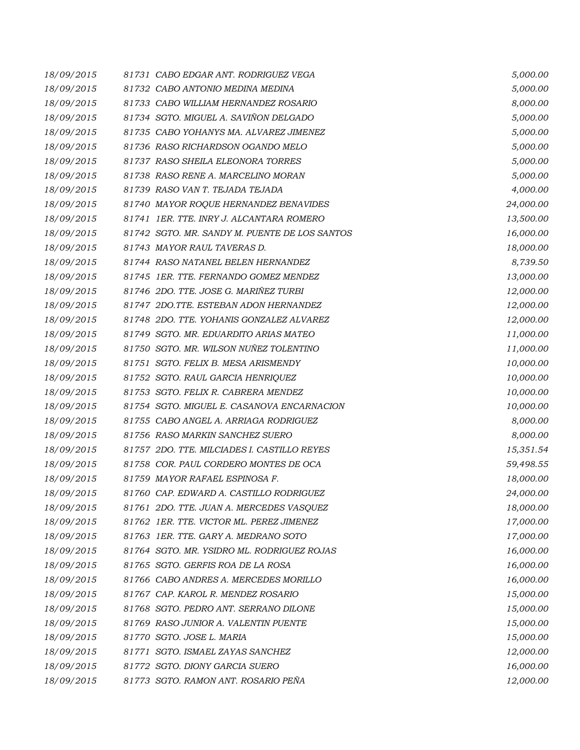| | | |
|---|---|---|
| 18/09/2015 | 81731 CABO EDGAR ANT. RODRIGUEZ VEGA | 5,000.00 |
| 18/09/2015 | 81732 CABO ANTONIO MEDINA MEDINA | 5,000.00 |
| 18/09/2015 | 81733 CABO WILLIAM HERNANDEZ ROSARIO | 8,000.00 |
| 18/09/2015 | 81734 SGTO. MIGUEL A. SAVIÑON DELGADO | 5,000.00 |
| 18/09/2015 | 81735 CABO YOHANYS MA. ALVAREZ JIMENEZ | 5,000.00 |
| 18/09/2015 | 81736 RASO RICHARDSON OGANDO MELO | 5,000.00 |
| 18/09/2015 | 81737 RASO SHEILA ELEONORA TORRES | 5,000.00 |
| 18/09/2015 | 81738 RASO RENE A. MARCELINO MORAN | 5,000.00 |
| 18/09/2015 | 81739 RASO VAN T. TEJADA TEJADA | 4,000.00 |
| 18/09/2015 | 81740 MAYOR ROQUE HERNANDEZ BENAVIDES | 24,000.00 |
| 18/09/2015 | 81741 1ER. TTE. INRY J. ALCANTARA ROMERO | 13,500.00 |
| 18/09/2015 | 81742 SGTO. MR. SANDY M. PUENTE DE LOS SANTOS | 16,000.00 |
| 18/09/2015 | 81743 MAYOR RAUL TAVERAS D. | 18,000.00 |
| 18/09/2015 | 81744 RASO NATANEL BELEN HERNANDEZ | 8,739.50 |
| 18/09/2015 | 81745 1ER. TTE. FERNANDO GOMEZ MENDEZ | 13,000.00 |
| 18/09/2015 | 81746 2DO. TTE. JOSE G. MARIÑEZ TURBI | 12,000.00 |
| 18/09/2015 | 81747 2DO.TTE. ESTEBAN ADON HERNANDEZ | 12,000.00 |
| 18/09/2015 | 81748 2DO. TTE. YOHANIS GONZALEZ ALVAREZ | 12,000.00 |
| 18/09/2015 | 81749 SGTO. MR. EDUARDITO ARIAS MATEO | 11,000.00 |
| 18/09/2015 | 81750 SGTO. MR. WILSON NUÑEZ TOLENTINO | 11,000.00 |
| 18/09/2015 | 81751 SGTO. FELIX B. MESA ARISMENDY | 10,000.00 |
| 18/09/2015 | 81752 SGTO. RAUL GARCIA HENRIQUEZ | 10,000.00 |
| 18/09/2015 | 81753 SGTO. FELIX R. CABRERA MENDEZ | 10,000.00 |
| 18/09/2015 | 81754 SGTO. MIGUEL E. CASANOVA ENCARNACION | 10,000.00 |
| 18/09/2015 | 81755 CABO ANGEL A. ARRIAGA RODRIGUEZ | 8,000.00 |
| 18/09/2015 | 81756 RASO MARKIN SANCHEZ SUERO | 8,000.00 |
| 18/09/2015 | 81757 2DO. TTE. MILCIADES I. CASTILLO REYES | 15,351.54 |
| 18/09/2015 | 81758 COR. PAUL CORDERO MONTES DE OCA | 59,498.55 |
| 18/09/2015 | 81759 MAYOR RAFAEL ESPINOSA F. | 18,000.00 |
| 18/09/2015 | 81760 CAP. EDWARD A. CASTILLO RODRIGUEZ | 24,000.00 |
| 18/09/2015 | 81761 2DO. TTE. JUAN A. MERCEDES VASQUEZ | 18,000.00 |
| 18/09/2015 | 81762 1ER. TTE. VICTOR ML. PEREZ JIMENEZ | 17,000.00 |
| 18/09/2015 | 81763 1ER. TTE. GARY A. MEDRANO SOTO | 17,000.00 |
| 18/09/2015 | 81764 SGTO. MR. YSIDRO ML. RODRIGUEZ ROJAS | 16,000.00 |
| 18/09/2015 | 81765 SGTO. GERFIS ROA DE LA ROSA | 16,000.00 |
| 18/09/2015 | 81766 CABO ANDRES A. MERCEDES MORILLO | 16,000.00 |
| 18/09/2015 | 81767 CAP. KAROL R. MENDEZ ROSARIO | 15,000.00 |
| 18/09/2015 | 81768 SGTO. PEDRO ANT. SERRANO DILONE | 15,000.00 |
| 18/09/2015 | 81769 RASO JUNIOR A. VALENTIN PUENTE | 15,000.00 |
| 18/09/2015 | 81770 SGTO. JOSE L. MARIA | 15,000.00 |
| 18/09/2015 | 81771 SGTO. ISMAEL ZAYAS SANCHEZ | 12,000.00 |
| 18/09/2015 | 81772 SGTO. DIONY GARCIA SUERO | 16,000.00 |
| 18/09/2015 | 81773 SGTO. RAMON ANT. ROSARIO PEÑA | 12,000.00 |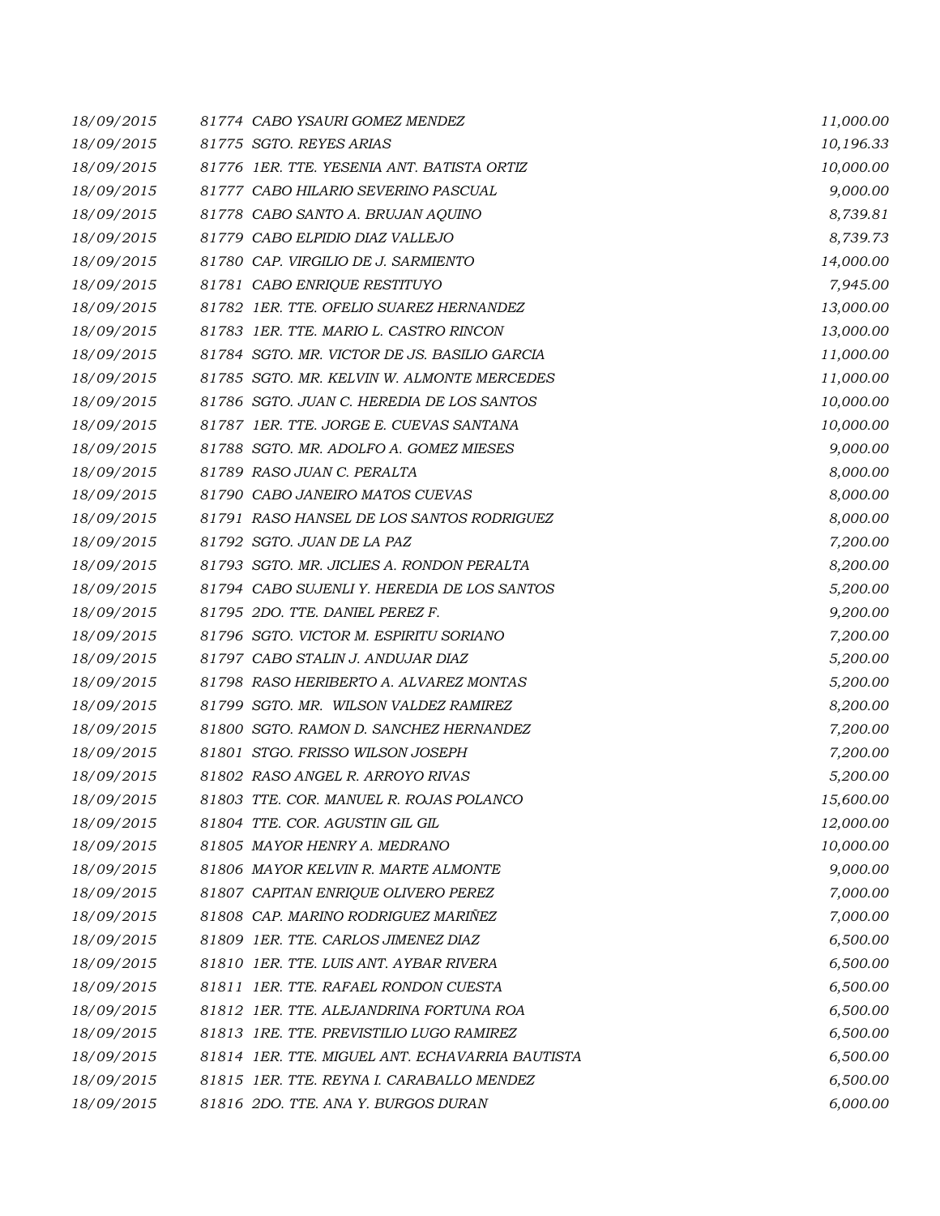| | | |
|---|---|---|
| 18/09/2015 | 81774 CABO YSAURI GOMEZ MENDEZ | 11,000.00 |
| 18/09/2015 | 81775 SGTO. REYES ARIAS | 10,196.33 |
| 18/09/2015 | 81776 1ER. TTE. YESENIA ANT. BATISTA ORTIZ | 10,000.00 |
| 18/09/2015 | 81777 CABO HILARIO SEVERINO PASCUAL | 9,000.00 |
| 18/09/2015 | 81778 CABO SANTO A. BRUJAN AQUINO | 8,739.81 |
| 18/09/2015 | 81779 CABO ELPIDIO DIAZ VALLEJO | 8,739.73 |
| 18/09/2015 | 81780 CAP. VIRGILIO DE J. SARMIENTO | 14,000.00 |
| 18/09/2015 | 81781 CABO ENRIQUE RESTITUYO | 7,945.00 |
| 18/09/2015 | 81782 1ER. TTE. OFELIO SUAREZ HERNANDEZ | 13,000.00 |
| 18/09/2015 | 81783 1ER. TTE. MARIO L. CASTRO RINCON | 13,000.00 |
| 18/09/2015 | 81784 SGTO. MR. VICTOR DE JS. BASILIO GARCIA | 11,000.00 |
| 18/09/2015 | 81785 SGTO. MR. KELVIN W. ALMONTE MERCEDES | 11,000.00 |
| 18/09/2015 | 81786 SGTO. JUAN C. HEREDIA DE LOS SANTOS | 10,000.00 |
| 18/09/2015 | 81787 1ER. TTE. JORGE E. CUEVAS SANTANA | 10,000.00 |
| 18/09/2015 | 81788 SGTO. MR. ADOLFO A. GOMEZ MIESES | 9,000.00 |
| 18/09/2015 | 81789 RASO JUAN C. PERALTA | 8,000.00 |
| 18/09/2015 | 81790 CABO JANEIRO MATOS CUEVAS | 8,000.00 |
| 18/09/2015 | 81791 RASO HANSEL DE LOS SANTOS RODRIGUEZ | 8,000.00 |
| 18/09/2015 | 81792 SGTO. JUAN DE LA PAZ | 7,200.00 |
| 18/09/2015 | 81793 SGTO. MR. JICLIES A. RONDON PERALTA | 8,200.00 |
| 18/09/2015 | 81794 CABO SUJENLI Y. HEREDIA DE LOS SANTOS | 5,200.00 |
| 18/09/2015 | 81795 2DO. TTE. DANIEL PEREZ F. | 9,200.00 |
| 18/09/2015 | 81796 SGTO. VICTOR M. ESPIRITU SORIANO | 7,200.00 |
| 18/09/2015 | 81797 CABO STALIN J. ANDUJAR DIAZ | 5,200.00 |
| 18/09/2015 | 81798 RASO HERIBERTO A. ALVAREZ MONTAS | 5,200.00 |
| 18/09/2015 | 81799 SGTO. MR. WILSON VALDEZ RAMIREZ | 8,200.00 |
| 18/09/2015 | 81800 SGTO. RAMON D. SANCHEZ HERNANDEZ | 7,200.00 |
| 18/09/2015 | 81801 STGO. FRISSO WILSON JOSEPH | 7,200.00 |
| 18/09/2015 | 81802 RASO ANGEL R. ARROYO RIVAS | 5,200.00 |
| 18/09/2015 | 81803 TTE. COR. MANUEL R. ROJAS POLANCO | 15,600.00 |
| 18/09/2015 | 81804 TTE. COR. AGUSTIN GIL GIL | 12,000.00 |
| 18/09/2015 | 81805 MAYOR HENRY A. MEDRANO | 10,000.00 |
| 18/09/2015 | 81806 MAYOR KELVIN R. MARTE ALMONTE | 9,000.00 |
| 18/09/2015 | 81807 CAPITAN ENRIQUE OLIVERO PEREZ | 7,000.00 |
| 18/09/2015 | 81808 CAP. MARINO RODRIGUEZ MARIÑEZ | 7,000.00 |
| 18/09/2015 | 81809 1ER. TTE. CARLOS JIMENEZ DIAZ | 6,500.00 |
| 18/09/2015 | 81810 1ER. TTE. LUIS ANT. AYBAR RIVERA | 6,500.00 |
| 18/09/2015 | 81811 1ER. TTE. RAFAEL RONDON CUESTA | 6,500.00 |
| 18/09/2015 | 81812 1ER. TTE. ALEJANDRINA FORTUNA ROA | 6,500.00 |
| 18/09/2015 | 81813 1RE. TTE. PREVISTILIO LUGO RAMIREZ | 6,500.00 |
| 18/09/2015 | 81814 1ER. TTE. MIGUEL ANT. ECHAVARRIA BAUTISTA | 6,500.00 |
| 18/09/2015 | 81815 1ER. TTE. REYNA I. CARABALLO MENDEZ | 6,500.00 |
| 18/09/2015 | 81816 2DO. TTE. ANA Y. BURGOS DURAN | 6,000.00 |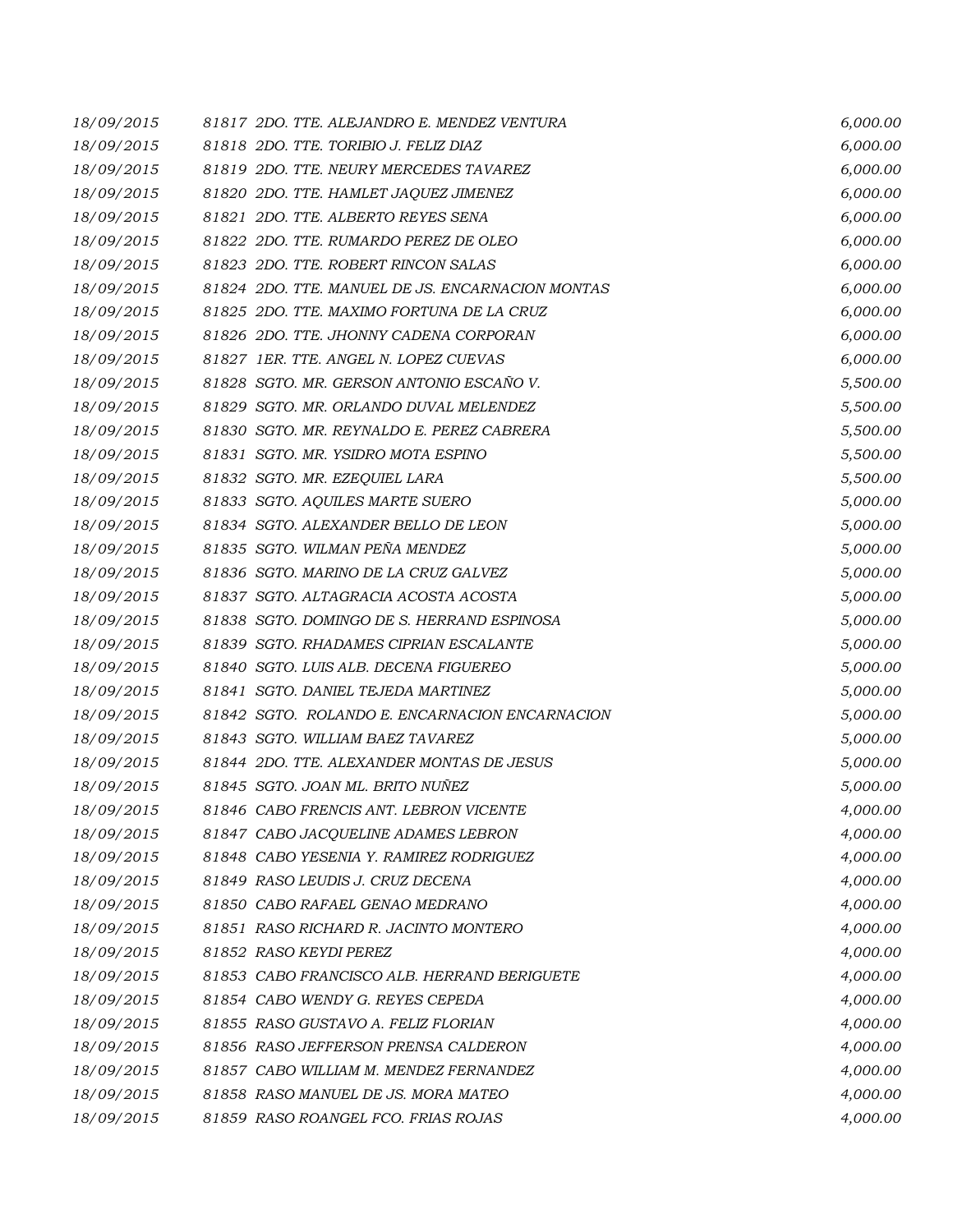| | | |
|---|---|---|
| 18/09/2015 | 81817 2DO. TTE. ALEJANDRO E. MENDEZ VENTURA | 6,000.00 |
| 18/09/2015 | 81818 2DO. TTE. TORIBIO J. FELIZ DIAZ | 6,000.00 |
| 18/09/2015 | 81819 2DO. TTE. NEURY MERCEDES TAVAREZ | 6,000.00 |
| 18/09/2015 | 81820 2DO. TTE. HAMLET JAQUEZ JIMENEZ | 6,000.00 |
| 18/09/2015 | 81821 2DO. TTE. ALBERTO REYES SENA | 6,000.00 |
| 18/09/2015 | 81822 2DO. TTE. RUMARDO PEREZ DE OLEO | 6,000.00 |
| 18/09/2015 | 81823 2DO. TTE. ROBERT RINCON SALAS | 6,000.00 |
| 18/09/2015 | 81824 2DO. TTE. MANUEL DE JS. ENCARNACION MONTAS | 6,000.00 |
| 18/09/2015 | 81825 2DO. TTE. MAXIMO FORTUNA DE LA CRUZ | 6,000.00 |
| 18/09/2015 | 81826 2DO. TTE. JHONNY CADENA CORPORAN | 6,000.00 |
| 18/09/2015 | 81827 1ER. TTE. ANGEL N. LOPEZ CUEVAS | 6,000.00 |
| 18/09/2015 | 81828 SGTO. MR. GERSON ANTONIO ESCAÑO V. | 5,500.00 |
| 18/09/2015 | 81829 SGTO. MR. ORLANDO DUVAL MELENDEZ | 5,500.00 |
| 18/09/2015 | 81830 SGTO. MR. REYNALDO E. PEREZ CABRERA | 5,500.00 |
| 18/09/2015 | 81831 SGTO. MR. YSIDRO MOTA ESPINO | 5,500.00 |
| 18/09/2015 | 81832 SGTO. MR. EZEQUIEL LARA | 5,500.00 |
| 18/09/2015 | 81833 SGTO. AQUILES MARTE SUERO | 5,000.00 |
| 18/09/2015 | 81834 SGTO. ALEXANDER BELLO DE LEON | 5,000.00 |
| 18/09/2015 | 81835 SGTO. WILMAN PEÑA MENDEZ | 5,000.00 |
| 18/09/2015 | 81836 SGTO. MARINO DE LA CRUZ GALVEZ | 5,000.00 |
| 18/09/2015 | 81837 SGTO. ALTAGRACIA ACOSTA ACOSTA | 5,000.00 |
| 18/09/2015 | 81838 SGTO. DOMINGO DE S. HERRAND ESPINOSA | 5,000.00 |
| 18/09/2015 | 81839 SGTO. RHADAMES CIPRIAN ESCALANTE | 5,000.00 |
| 18/09/2015 | 81840 SGTO. LUIS ALB. DECENA FIGUEREO | 5,000.00 |
| 18/09/2015 | 81841 SGTO. DANIEL TEJEDA MARTINEZ | 5,000.00 |
| 18/09/2015 | 81842 SGTO. ROLANDO E. ENCARNACION ENCARNACION | 5,000.00 |
| 18/09/2015 | 81843 SGTO. WILLIAM BAEZ TAVAREZ | 5,000.00 |
| 18/09/2015 | 81844 2DO. TTE. ALEXANDER MONTAS DE JESUS | 5,000.00 |
| 18/09/2015 | 81845 SGTO. JOAN ML. BRITO NUÑEZ | 5,000.00 |
| 18/09/2015 | 81846 CABO FRENCIS ANT. LEBRON VICENTE | 4,000.00 |
| 18/09/2015 | 81847 CABO JACQUELINE ADAMES LEBRON | 4,000.00 |
| 18/09/2015 | 81848 CABO YESENIA Y. RAMIREZ RODRIGUEZ | 4,000.00 |
| 18/09/2015 | 81849 RASO LEUDIS J. CRUZ DECENA | 4,000.00 |
| 18/09/2015 | 81850 CABO RAFAEL GENAO MEDRANO | 4,000.00 |
| 18/09/2015 | 81851 RASO RICHARD R. JACINTO MONTERO | 4,000.00 |
| 18/09/2015 | 81852 RASO KEYDI PEREZ | 4,000.00 |
| 18/09/2015 | 81853 CABO FRANCISCO ALB. HERRAND BERIGUETE | 4,000.00 |
| 18/09/2015 | 81854 CABO WENDY G. REYES CEPEDA | 4,000.00 |
| 18/09/2015 | 81855 RASO GUSTAVO A. FELIZ FLORIAN | 4,000.00 |
| 18/09/2015 | 81856 RASO JEFFERSON PRENSA CALDERON | 4,000.00 |
| 18/09/2015 | 81857 CABO WILLIAM M. MENDEZ FERNANDEZ | 4,000.00 |
| 18/09/2015 | 81858 RASO MANUEL DE JS. MORA MATEO | 4,000.00 |
| 18/09/2015 | 81859 RASO ROANGEL FCO. FRIAS ROJAS | 4,000.00 |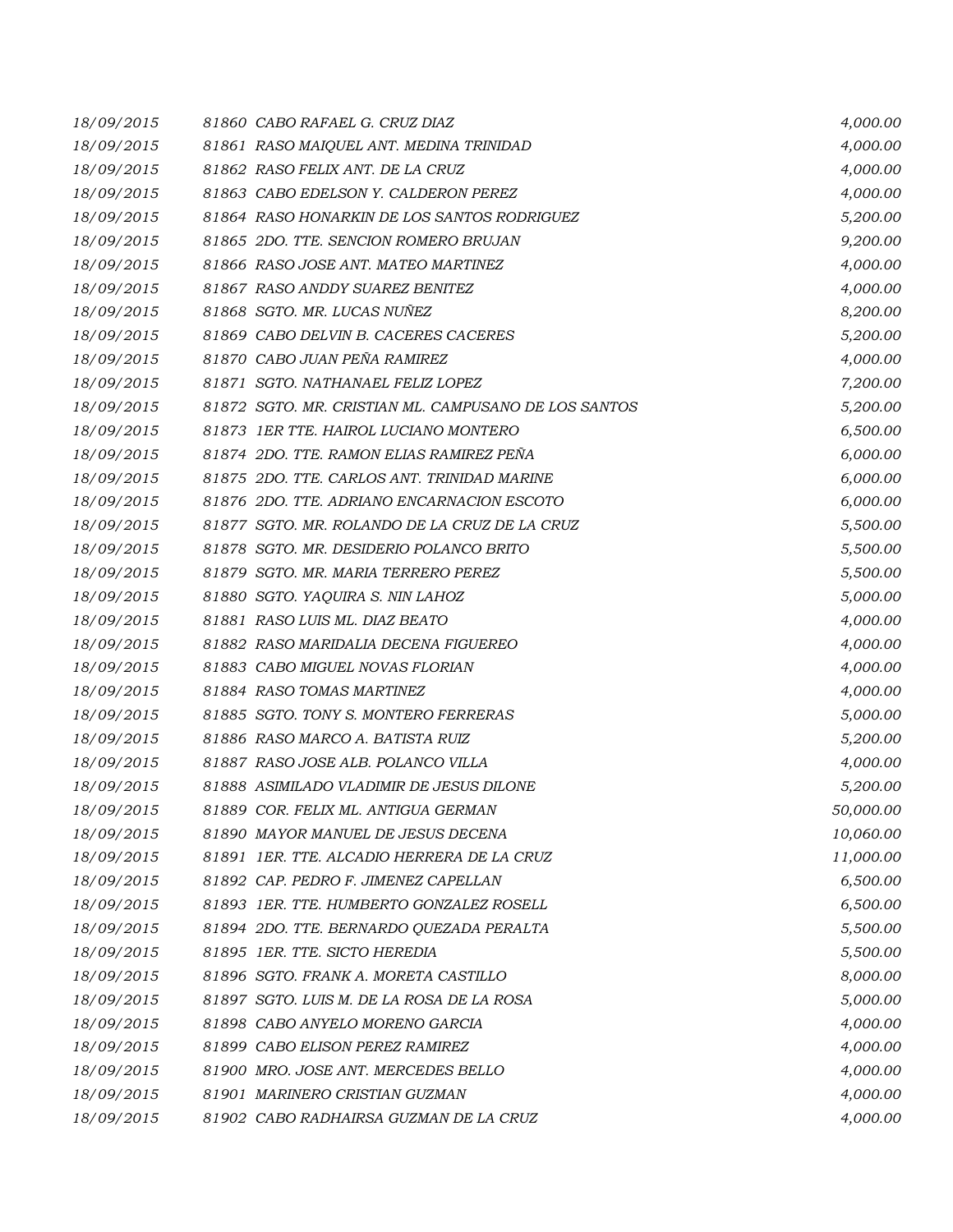| | | |
|---|---|---|
| 18/09/2015 | 81860 CABO RAFAEL G. CRUZ DIAZ | 4,000.00 |
| 18/09/2015 | 81861 RASO MAIQUEL ANT. MEDINA TRINIDAD | 4,000.00 |
| 18/09/2015 | 81862 RASO FELIX ANT. DE LA CRUZ | 4,000.00 |
| 18/09/2015 | 81863 CABO EDELSON Y. CALDERON PEREZ | 4,000.00 |
| 18/09/2015 | 81864 RASO HONARKIN DE LOS SANTOS RODRIGUEZ | 5,200.00 |
| 18/09/2015 | 81865 2DO. TTE. SENCION ROMERO BRUJAN | 9,200.00 |
| 18/09/2015 | 81866 RASO JOSE ANT. MATEO MARTINEZ | 4,000.00 |
| 18/09/2015 | 81867 RASO ANDDY SUAREZ BENITEZ | 4,000.00 |
| 18/09/2015 | 81868 SGTO. MR. LUCAS NUÑEZ | 8,200.00 |
| 18/09/2015 | 81869 CABO DELVIN B. CACERES CACERES | 5,200.00 |
| 18/09/2015 | 81870 CABO JUAN PEÑA RAMIREZ | 4,000.00 |
| 18/09/2015 | 81871 SGTO. NATHANAEL FELIZ LOPEZ | 7,200.00 |
| 18/09/2015 | 81872 SGTO. MR. CRISTIAN ML. CAMPUSANO DE LOS SANTOS | 5,200.00 |
| 18/09/2015 | 81873 1ER TTE. HAIROL LUCIANO MONTERO | 6,500.00 |
| 18/09/2015 | 81874 2DO. TTE. RAMON ELIAS RAMIREZ PEÑA | 6,000.00 |
| 18/09/2015 | 81875 2DO. TTE. CARLOS ANT. TRINIDAD MARINE | 6,000.00 |
| 18/09/2015 | 81876 2DO. TTE. ADRIANO ENCARNACION ESCOTO | 6,000.00 |
| 18/09/2015 | 81877 SGTO. MR. ROLANDO DE LA CRUZ DE LA CRUZ | 5,500.00 |
| 18/09/2015 | 81878 SGTO. MR. DESIDERIO POLANCO BRITO | 5,500.00 |
| 18/09/2015 | 81879 SGTO. MR. MARIA TERRERO PEREZ | 5,500.00 |
| 18/09/2015 | 81880 SGTO. YAQUIRA S. NIN LAHOZ | 5,000.00 |
| 18/09/2015 | 81881 RASO LUIS ML. DIAZ BEATO | 4,000.00 |
| 18/09/2015 | 81882 RASO MARIDALIA DECENA FIGUEREO | 4,000.00 |
| 18/09/2015 | 81883 CABO MIGUEL NOVAS FLORIAN | 4,000.00 |
| 18/09/2015 | 81884 RASO TOMAS MARTINEZ | 4,000.00 |
| 18/09/2015 | 81885 SGTO. TONY S. MONTERO FERRERAS | 5,000.00 |
| 18/09/2015 | 81886 RASO MARCO A. BATISTA RUIZ | 5,200.00 |
| 18/09/2015 | 81887 RASO JOSE ALB. POLANCO VILLA | 4,000.00 |
| 18/09/2015 | 81888 ASIMILADO VLADIMIR DE JESUS DILONE | 5,200.00 |
| 18/09/2015 | 81889 COR. FELIX ML. ANTIGUA GERMAN | 50,000.00 |
| 18/09/2015 | 81890 MAYOR MANUEL DE JESUS DECENA | 10,060.00 |
| 18/09/2015 | 81891 1ER. TTE. ALCADIO HERRERA DE LA CRUZ | 11,000.00 |
| 18/09/2015 | 81892 CAP. PEDRO F. JIMENEZ CAPELLAN | 6,500.00 |
| 18/09/2015 | 81893 1ER. TTE. HUMBERTO GONZALEZ ROSELL | 6,500.00 |
| 18/09/2015 | 81894 2DO. TTE. BERNARDO QUEZADA PERALTA | 5,500.00 |
| 18/09/2015 | 81895 1ER. TTE. SICTO HEREDIA | 5,500.00 |
| 18/09/2015 | 81896 SGTO. FRANK A. MORETA CASTILLO | 8,000.00 |
| 18/09/2015 | 81897 SGTO. LUIS M. DE LA ROSA DE LA ROSA | 5,000.00 |
| 18/09/2015 | 81898 CABO ANYELO MORENO GARCIA | 4,000.00 |
| 18/09/2015 | 81899 CABO ELISON PEREZ RAMIREZ | 4,000.00 |
| 18/09/2015 | 81900 MRO. JOSE ANT. MERCEDES BELLO | 4,000.00 |
| 18/09/2015 | 81901 MARINERO CRISTIAN GUZMAN | 4,000.00 |
| 18/09/2015 | 81902 CABO RADHAIRSA GUZMAN DE LA CRUZ | 4,000.00 |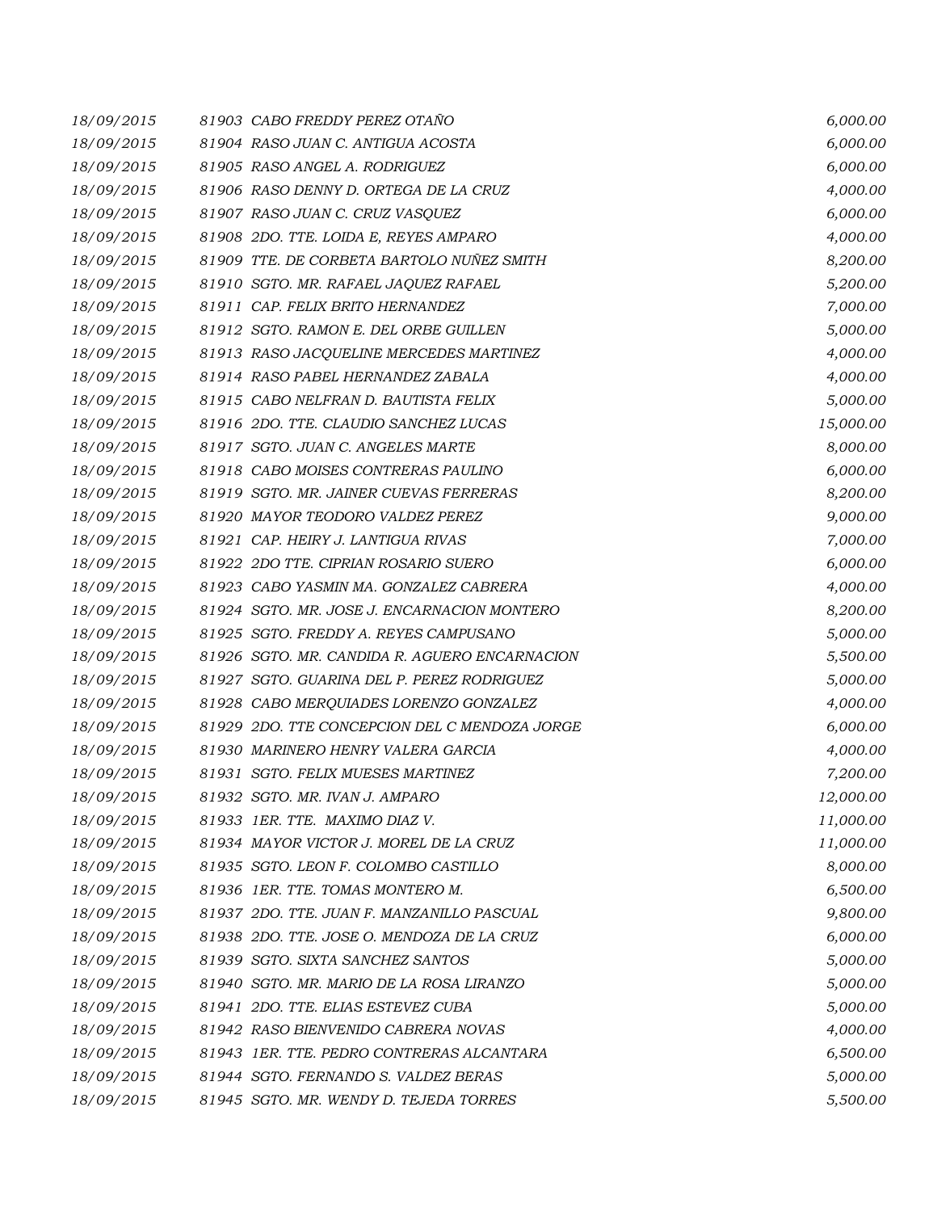| | | |
|---|---|---|
| 18/09/2015 | 81903 CABO FREDDY PEREZ OTAÑO | 6,000.00 |
| 18/09/2015 | 81904 RASO JUAN C. ANTIGUA ACOSTA | 6,000.00 |
| 18/09/2015 | 81905 RASO ANGEL A. RODRIGUEZ | 6,000.00 |
| 18/09/2015 | 81906 RASO DENNY D. ORTEGA DE LA CRUZ | 4,000.00 |
| 18/09/2015 | 81907 RASO JUAN C. CRUZ VASQUEZ | 6,000.00 |
| 18/09/2015 | 81908 2DO. TTE. LOIDA E, REYES AMPARO | 4,000.00 |
| 18/09/2015 | 81909 TTE. DE CORBETA BARTOLO NUÑEZ SMITH | 8,200.00 |
| 18/09/2015 | 81910 SGTO. MR. RAFAEL JAQUEZ RAFAEL | 5,200.00 |
| 18/09/2015 | 81911 CAP. FELIX BRITO HERNANDEZ | 7,000.00 |
| 18/09/2015 | 81912 SGTO. RAMON E. DEL ORBE GUILLEN | 5,000.00 |
| 18/09/2015 | 81913 RASO JACQUELINE MERCEDES MARTINEZ | 4,000.00 |
| 18/09/2015 | 81914 RASO PABEL HERNANDEZ ZABALA | 4,000.00 |
| 18/09/2015 | 81915 CABO NELFRAN D. BAUTISTA FELIX | 5,000.00 |
| 18/09/2015 | 81916 2DO. TTE. CLAUDIO SANCHEZ LUCAS | 15,000.00 |
| 18/09/2015 | 81917 SGTO. JUAN C. ANGELES MARTE | 8,000.00 |
| 18/09/2015 | 81918 CABO MOISES CONTRERAS PAULINO | 6,000.00 |
| 18/09/2015 | 81919 SGTO. MR. JAINER CUEVAS FERRERAS | 8,200.00 |
| 18/09/2015 | 81920 MAYOR TEODORO VALDEZ PEREZ | 9,000.00 |
| 18/09/2015 | 81921 CAP. HEIRY J. LANTIGUA RIVAS | 7,000.00 |
| 18/09/2015 | 81922 2DO TTE. CIPRIAN ROSARIO SUERO | 6,000.00 |
| 18/09/2015 | 81923 CABO YASMIN MA. GONZALEZ CABRERA | 4,000.00 |
| 18/09/2015 | 81924 SGTO. MR. JOSE J. ENCARNACION MONTERO | 8,200.00 |
| 18/09/2015 | 81925 SGTO. FREDDY A. REYES CAMPUSANO | 5,000.00 |
| 18/09/2015 | 81926 SGTO. MR. CANDIDA R. AGUERO ENCARNACION | 5,500.00 |
| 18/09/2015 | 81927 SGTO. GUARINA DEL P. PEREZ RODRIGUEZ | 5,000.00 |
| 18/09/2015 | 81928 CABO MERQUIADES LORENZO GONZALEZ | 4,000.00 |
| 18/09/2015 | 81929 2DO. TTE CONCEPCION DEL C MENDOZA JORGE | 6,000.00 |
| 18/09/2015 | 81930 MARINERO HENRY VALERA GARCIA | 4,000.00 |
| 18/09/2015 | 81931 SGTO. FELIX MUESES MARTINEZ | 7,200.00 |
| 18/09/2015 | 81932 SGTO. MR. IVAN J. AMPARO | 12,000.00 |
| 18/09/2015 | 81933 1ER. TTE. MAXIMO DIAZ V. | 11,000.00 |
| 18/09/2015 | 81934 MAYOR VICTOR J. MOREL DE LA CRUZ | 11,000.00 |
| 18/09/2015 | 81935 SGTO. LEON F. COLOMBO CASTILLO | 8,000.00 |
| 18/09/2015 | 81936 1ER. TTE. TOMAS MONTERO M. | 6,500.00 |
| 18/09/2015 | 81937 2DO. TTE. JUAN F. MANZANILLO PASCUAL | 9,800.00 |
| 18/09/2015 | 81938 2DO. TTE. JOSE O. MENDOZA DE LA CRUZ | 6,000.00 |
| 18/09/2015 | 81939 SGTO. SIXTA SANCHEZ SANTOS | 5,000.00 |
| 18/09/2015 | 81940 SGTO. MR. MARIO DE LA ROSA LIRANZO | 5,000.00 |
| 18/09/2015 | 81941 2DO. TTE. ELIAS ESTEVEZ CUBA | 5,000.00 |
| 18/09/2015 | 81942 RASO BIENVENIDO CABRERA NOVAS | 4,000.00 |
| 18/09/2015 | 81943 1ER. TTE. PEDRO CONTRERAS ALCANTARA | 6,500.00 |
| 18/09/2015 | 81944 SGTO. FERNANDO S. VALDEZ BERAS | 5,000.00 |
| 18/09/2015 | 81945 SGTO. MR. WENDY D. TEJEDA TORRES | 5,500.00 |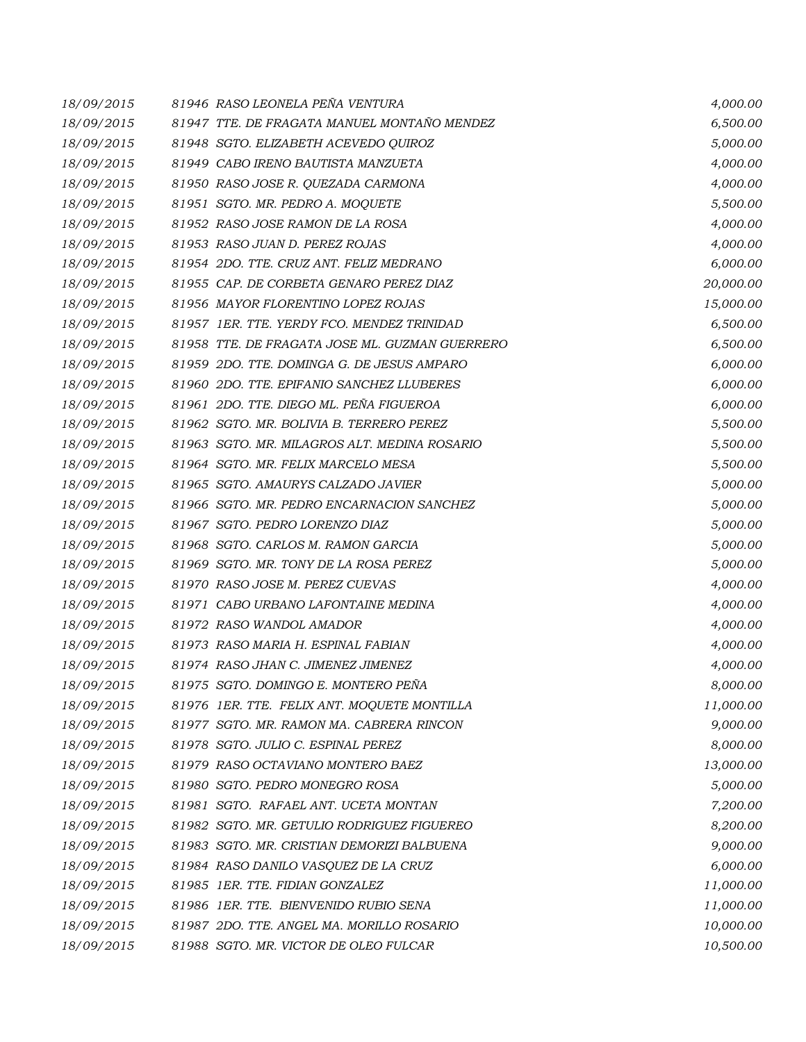| | | |
|---|---|---|
| 18/09/2015 | 81946 RASO LEONELA PEÑA VENTURA | 4,000.00 |
| 18/09/2015 | 81947 TTE. DE FRAGATA MANUEL MONTAÑO MENDEZ | 6,500.00 |
| 18/09/2015 | 81948 SGTO. ELIZABETH ACEVEDO QUIROZ | 5,000.00 |
| 18/09/2015 | 81949 CABO IRENO BAUTISTA MANZUETA | 4,000.00 |
| 18/09/2015 | 81950 RASO JOSE R. QUEZADA CARMONA | 4,000.00 |
| 18/09/2015 | 81951 SGTO. MR. PEDRO A. MOQUETE | 5,500.00 |
| 18/09/2015 | 81952 RASO JOSE RAMON DE LA ROSA | 4,000.00 |
| 18/09/2015 | 81953 RASO JUAN D. PEREZ ROJAS | 4,000.00 |
| 18/09/2015 | 81954 2DO. TTE. CRUZ ANT. FELIZ MEDRANO | 6,000.00 |
| 18/09/2015 | 81955 CAP. DE CORBETA GENARO PEREZ DIAZ | 20,000.00 |
| 18/09/2015 | 81956 MAYOR FLORENTINO LOPEZ ROJAS | 15,000.00 |
| 18/09/2015 | 81957 1ER. TTE. YERDY FCO. MENDEZ TRINIDAD | 6,500.00 |
| 18/09/2015 | 81958 TTE. DE FRAGATA JOSE ML. GUZMAN GUERRERO | 6,500.00 |
| 18/09/2015 | 81959 2DO. TTE. DOMINGA G. DE JESUS AMPARO | 6,000.00 |
| 18/09/2015 | 81960 2DO. TTE. EPIFANIO SANCHEZ LLUBERES | 6,000.00 |
| 18/09/2015 | 81961 2DO. TTE. DIEGO ML. PEÑA FIGUEROA | 6,000.00 |
| 18/09/2015 | 81962 SGTO. MR. BOLIVIA B. TERRERO PEREZ | 5,500.00 |
| 18/09/2015 | 81963 SGTO. MR. MILAGROS ALT. MEDINA ROSARIO | 5,500.00 |
| 18/09/2015 | 81964 SGTO. MR. FELIX MARCELO MESA | 5,500.00 |
| 18/09/2015 | 81965 SGTO. AMAURYS CALZADO JAVIER | 5,000.00 |
| 18/09/2015 | 81966 SGTO. MR. PEDRO ENCARNACION SANCHEZ | 5,000.00 |
| 18/09/2015 | 81967 SGTO. PEDRO LORENZO DIAZ | 5,000.00 |
| 18/09/2015 | 81968 SGTO. CARLOS M. RAMON GARCIA | 5,000.00 |
| 18/09/2015 | 81969 SGTO. MR. TONY DE LA ROSA PEREZ | 5,000.00 |
| 18/09/2015 | 81970 RASO JOSE M. PEREZ CUEVAS | 4,000.00 |
| 18/09/2015 | 81971 CABO URBANO LAFONTAINE MEDINA | 4,000.00 |
| 18/09/2015 | 81972 RASO WANDOL AMADOR | 4,000.00 |
| 18/09/2015 | 81973 RASO MARIA H. ESPINAL FABIAN | 4,000.00 |
| 18/09/2015 | 81974 RASO JHAN C. JIMENEZ JIMENEZ | 4,000.00 |
| 18/09/2015 | 81975 SGTO. DOMINGO E. MONTERO PEÑA | 8,000.00 |
| 18/09/2015 | 81976 1ER. TTE. FELIX ANT. MOQUETE MONTILLA | 11,000.00 |
| 18/09/2015 | 81977 SGTO. MR. RAMON MA. CABRERA RINCON | 9,000.00 |
| 18/09/2015 | 81978 SGTO. JULIO C. ESPINAL PEREZ | 8,000.00 |
| 18/09/2015 | 81979 RASO OCTAVIANO MONTERO BAEZ | 13,000.00 |
| 18/09/2015 | 81980 SGTO. PEDRO MONEGRO ROSA | 5,000.00 |
| 18/09/2015 | 81981 SGTO. RAFAEL ANT. UCETA MONTAN | 7,200.00 |
| 18/09/2015 | 81982 SGTO. MR. GETULIO RODRIGUEZ FIGUEREO | 8,200.00 |
| 18/09/2015 | 81983 SGTO. MR. CRISTIAN DEMORIZI BALBUENA | 9,000.00 |
| 18/09/2015 | 81984 RASO DANILO VASQUEZ DE LA CRUZ | 6,000.00 |
| 18/09/2015 | 81985 1ER. TTE. FIDIAN GONZALEZ | 11,000.00 |
| 18/09/2015 | 81986 1ER. TTE. BIENVENIDO RUBIO SENA | 11,000.00 |
| 18/09/2015 | 81987 2DO. TTE. ANGEL MA. MORILLO ROSARIO | 10,000.00 |
| 18/09/2015 | 81988 SGTO. MR. VICTOR DE OLEO FULCAR | 10,500.00 |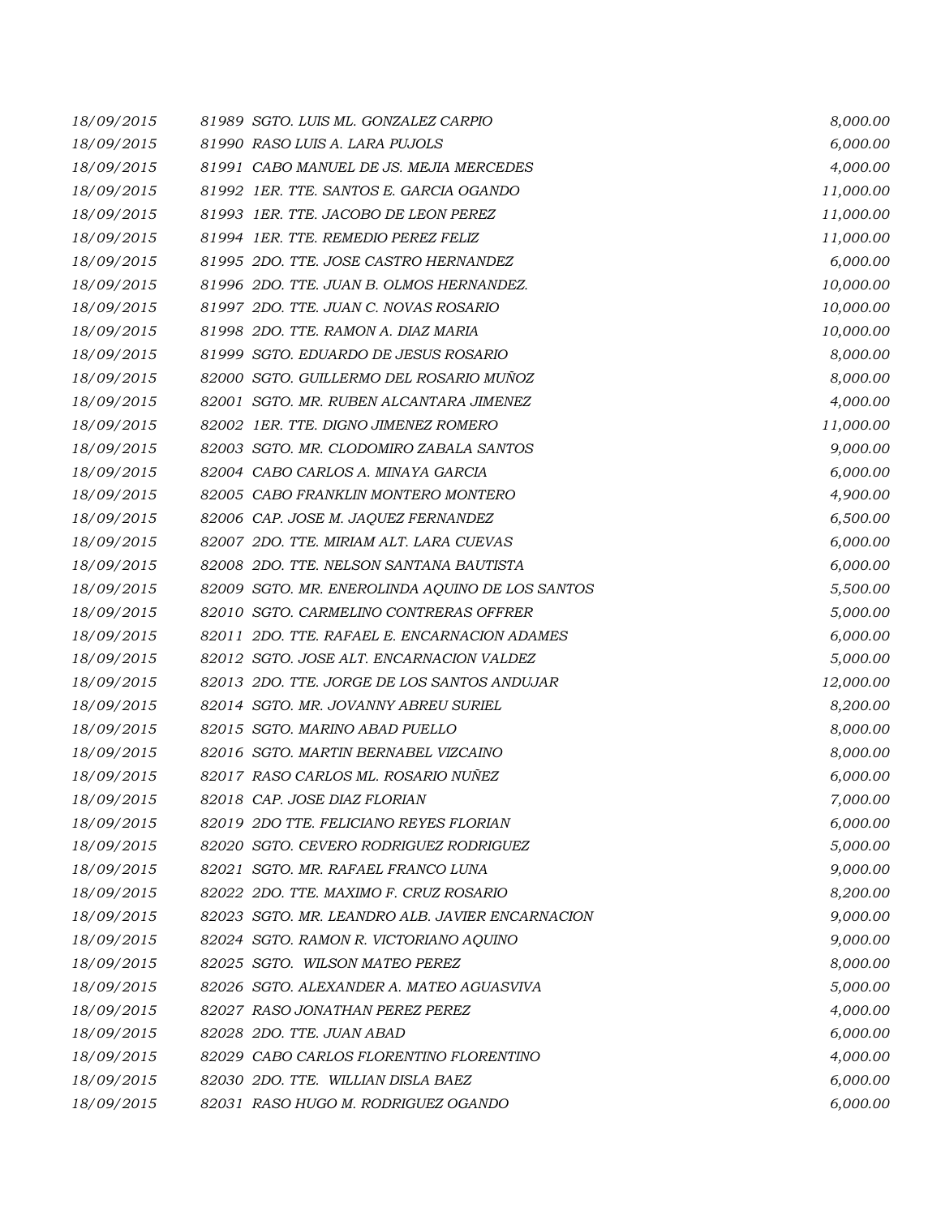| | | |
|---|---|---|
| 18/09/2015 | 81989 SGTO. LUIS ML. GONZALEZ CARPIO | 8,000.00 |
| 18/09/2015 | 81990 RASO LUIS A. LARA PUJOLS | 6,000.00 |
| 18/09/2015 | 81991 CABO MANUEL DE JS. MEJIA MERCEDES | 4,000.00 |
| 18/09/2015 | 81992 1ER. TTE. SANTOS E. GARCIA OGANDO | 11,000.00 |
| 18/09/2015 | 81993 1ER. TTE. JACOBO DE LEON PEREZ | 11,000.00 |
| 18/09/2015 | 81994 1ER. TTE. REMEDIO PEREZ FELIZ | 11,000.00 |
| 18/09/2015 | 81995 2DO. TTE. JOSE CASTRO HERNANDEZ | 6,000.00 |
| 18/09/2015 | 81996 2DO. TTE. JUAN B. OLMOS HERNANDEZ. | 10,000.00 |
| 18/09/2015 | 81997 2DO. TTE. JUAN C. NOVAS ROSARIO | 10,000.00 |
| 18/09/2015 | 81998 2DO. TTE. RAMON A. DIAZ MARIA | 10,000.00 |
| 18/09/2015 | 81999 SGTO. EDUARDO DE JESUS ROSARIO | 8,000.00 |
| 18/09/2015 | 82000 SGTO. GUILLERMO DEL ROSARIO MUÑOZ | 8,000.00 |
| 18/09/2015 | 82001 SGTO. MR. RUBEN ALCANTARA JIMENEZ | 4,000.00 |
| 18/09/2015 | 82002 1ER. TTE. DIGNO JIMENEZ ROMERO | 11,000.00 |
| 18/09/2015 | 82003 SGTO. MR. CLODOMIRO ZABALA SANTOS | 9,000.00 |
| 18/09/2015 | 82004 CABO CARLOS A. MINAYA GARCIA | 6,000.00 |
| 18/09/2015 | 82005 CABO FRANKLIN MONTERO MONTERO | 4,900.00 |
| 18/09/2015 | 82006 CAP. JOSE M. JAQUEZ FERNANDEZ | 6,500.00 |
| 18/09/2015 | 82007 2DO. TTE. MIRIAM ALT. LARA CUEVAS | 6,000.00 |
| 18/09/2015 | 82008 2DO. TTE. NELSON SANTANA BAUTISTA | 6,000.00 |
| 18/09/2015 | 82009 SGTO. MR. ENEROLINDA AQUINO DE LOS SANTOS | 5,500.00 |
| 18/09/2015 | 82010 SGTO. CARMELINO CONTRERAS OFFRER | 5,000.00 |
| 18/09/2015 | 82011 2DO. TTE. RAFAEL E. ENCARNACION ADAMES | 6,000.00 |
| 18/09/2015 | 82012 SGTO. JOSE ALT. ENCARNACION VALDEZ | 5,000.00 |
| 18/09/2015 | 82013 2DO. TTE. JORGE DE LOS SANTOS ANDUJAR | 12,000.00 |
| 18/09/2015 | 82014 SGTO. MR. JOVANNY ABREU SURIEL | 8,200.00 |
| 18/09/2015 | 82015 SGTO. MARINO ABAD PUELLO | 8,000.00 |
| 18/09/2015 | 82016 SGTO. MARTIN BERNABEL VIZCAINO | 8,000.00 |
| 18/09/2015 | 82017 RASO CARLOS ML. ROSARIO NUÑEZ | 6,000.00 |
| 18/09/2015 | 82018 CAP. JOSE DIAZ FLORIAN | 7,000.00 |
| 18/09/2015 | 82019 2DO TTE. FELICIANO REYES FLORIAN | 6,000.00 |
| 18/09/2015 | 82020 SGTO. CEVERO RODRIGUEZ RODRIGUEZ | 5,000.00 |
| 18/09/2015 | 82021 SGTO. MR. RAFAEL FRANCO LUNA | 9,000.00 |
| 18/09/2015 | 82022 2DO. TTE. MAXIMO F. CRUZ ROSARIO | 8,200.00 |
| 18/09/2015 | 82023 SGTO. MR. LEANDRO ALB. JAVIER ENCARNACION | 9,000.00 |
| 18/09/2015 | 82024 SGTO. RAMON R. VICTORIANO AQUINO | 9,000.00 |
| 18/09/2015 | 82025 SGTO. WILSON MATEO PEREZ | 8,000.00 |
| 18/09/2015 | 82026 SGTO. ALEXANDER A. MATEO AGUASVIVA | 5,000.00 |
| 18/09/2015 | 82027 RASO JONATHAN PEREZ PEREZ | 4,000.00 |
| 18/09/2015 | 82028 2DO. TTE. JUAN ABAD | 6,000.00 |
| 18/09/2015 | 82029 CABO CARLOS FLORENTINO FLORENTINO | 4,000.00 |
| 18/09/2015 | 82030 2DO. TTE. WILLIAN DISLA BAEZ | 6,000.00 |
| 18/09/2015 | 82031 RASO HUGO M. RODRIGUEZ OGANDO | 6,000.00 |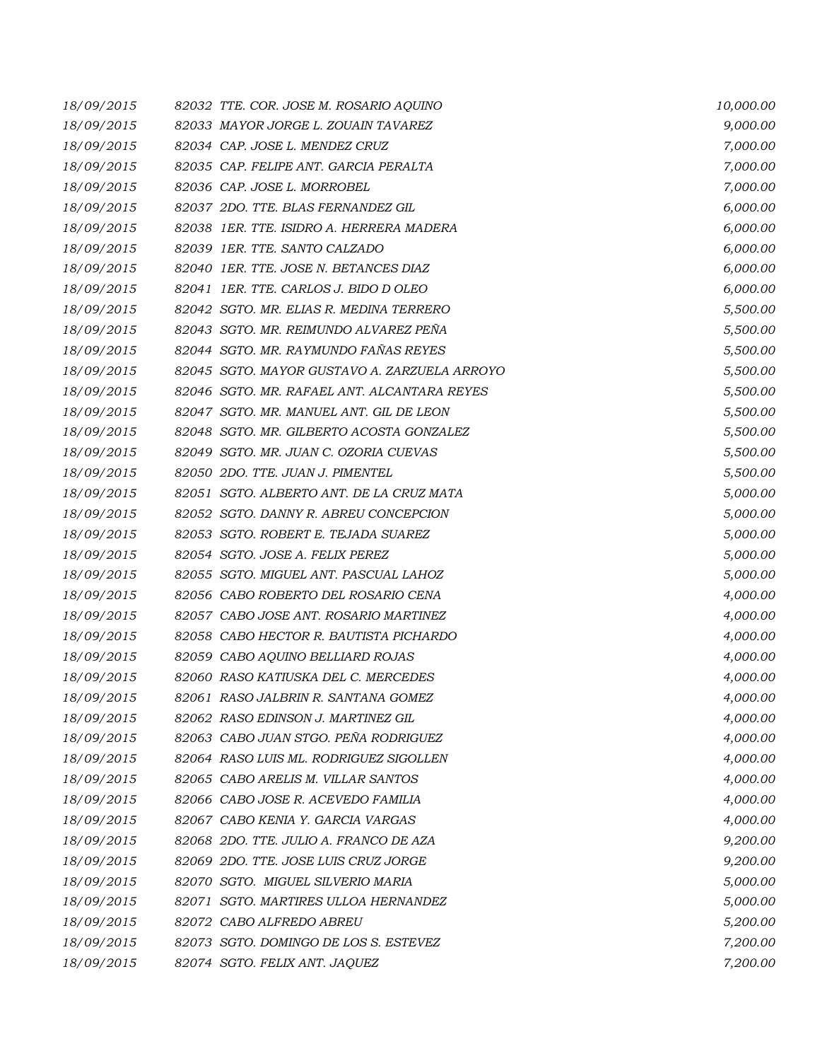| | | |
|---|---|---|
| 18/09/2015 | 82032 TTE. COR. JOSE M. ROSARIO AQUINO | 10,000.00 |
| 18/09/2015 | 82033 MAYOR JORGE L. ZOUAIN TAVAREZ | 9,000.00 |
| 18/09/2015 | 82034 CAP. JOSE L. MENDEZ CRUZ | 7,000.00 |
| 18/09/2015 | 82035 CAP. FELIPE ANT. GARCIA PERALTA | 7,000.00 |
| 18/09/2015 | 82036 CAP. JOSE L. MORROBEL | 7,000.00 |
| 18/09/2015 | 82037 2DO. TTE. BLAS FERNANDEZ GIL | 6,000.00 |
| 18/09/2015 | 82038 1ER. TTE. ISIDRO A. HERRERA MADERA | 6,000.00 |
| 18/09/2015 | 82039 1ER. TTE. SANTO CALZADO | 6,000.00 |
| 18/09/2015 | 82040 1ER. TTE. JOSE N. BETANCES DIAZ | 6,000.00 |
| 18/09/2015 | 82041 1ER. TTE. CARLOS J. BIDO D OLEO | 6,000.00 |
| 18/09/2015 | 82042 SGTO. MR. ELIAS R. MEDINA TERRERO | 5,500.00 |
| 18/09/2015 | 82043 SGTO. MR. REIMUNDO ALVAREZ PEÑA | 5,500.00 |
| 18/09/2015 | 82044 SGTO. MR. RAYMUNDO FAÑAS REYES | 5,500.00 |
| 18/09/2015 | 82045 SGTO. MAYOR GUSTAVO A. ZARZUELA ARROYO | 5,500.00 |
| 18/09/2015 | 82046 SGTO. MR. RAFAEL ANT. ALCANTARA REYES | 5,500.00 |
| 18/09/2015 | 82047 SGTO. MR. MANUEL ANT. GIL DE LEON | 5,500.00 |
| 18/09/2015 | 82048 SGTO. MR. GILBERTO ACOSTA GONZALEZ | 5,500.00 |
| 18/09/2015 | 82049 SGTO. MR. JUAN C. OZORIA CUEVAS | 5,500.00 |
| 18/09/2015 | 82050 2DO. TTE. JUAN J. PIMENTEL | 5,500.00 |
| 18/09/2015 | 82051 SGTO. ALBERTO ANT. DE LA CRUZ MATA | 5,000.00 |
| 18/09/2015 | 82052 SGTO. DANNY R. ABREU CONCEPCION | 5,000.00 |
| 18/09/2015 | 82053 SGTO. ROBERT E. TEJADA SUAREZ | 5,000.00 |
| 18/09/2015 | 82054 SGTO. JOSE A. FELIX PEREZ | 5,000.00 |
| 18/09/2015 | 82055 SGTO. MIGUEL ANT. PASCUAL LAHOZ | 5,000.00 |
| 18/09/2015 | 82056 CABO ROBERTO DEL ROSARIO CENA | 4,000.00 |
| 18/09/2015 | 82057 CABO JOSE ANT. ROSARIO MARTINEZ | 4,000.00 |
| 18/09/2015 | 82058 CABO HECTOR R. BAUTISTA PICHARDO | 4,000.00 |
| 18/09/2015 | 82059 CABO AQUINO BELLIARD ROJAS | 4,000.00 |
| 18/09/2015 | 82060 RASO KATIUSKA DEL C. MERCEDES | 4,000.00 |
| 18/09/2015 | 82061 RASO JALBRIN R. SANTANA GOMEZ | 4,000.00 |
| 18/09/2015 | 82062 RASO EDINSON J. MARTINEZ GIL | 4,000.00 |
| 18/09/2015 | 82063 CABO JUAN STGO. PEÑA RODRIGUEZ | 4,000.00 |
| 18/09/2015 | 82064 RASO LUIS ML. RODRIGUEZ SIGOLLEN | 4,000.00 |
| 18/09/2015 | 82065 CABO ARELIS M. VILLAR SANTOS | 4,000.00 |
| 18/09/2015 | 82066 CABO JOSE R. ACEVEDO FAMILIA | 4,000.00 |
| 18/09/2015 | 82067 CABO KENIA Y. GARCIA VARGAS | 4,000.00 |
| 18/09/2015 | 82068 2DO. TTE. JULIO A. FRANCO DE AZA | 9,200.00 |
| 18/09/2015 | 82069 2DO. TTE. JOSE LUIS CRUZ JORGE | 9,200.00 |
| 18/09/2015 | 82070 SGTO. MIGUEL SILVERIO MARIA | 5,000.00 |
| 18/09/2015 | 82071 SGTO. MARTIRES ULLOA HERNANDEZ | 5,000.00 |
| 18/09/2015 | 82072 CABO ALFREDO ABREU | 5,200.00 |
| 18/09/2015 | 82073 SGTO. DOMINGO DE LOS S. ESTEVEZ | 7,200.00 |
| 18/09/2015 | 82074 SGTO. FELIX ANT. JAQUEZ | 7,200.00 |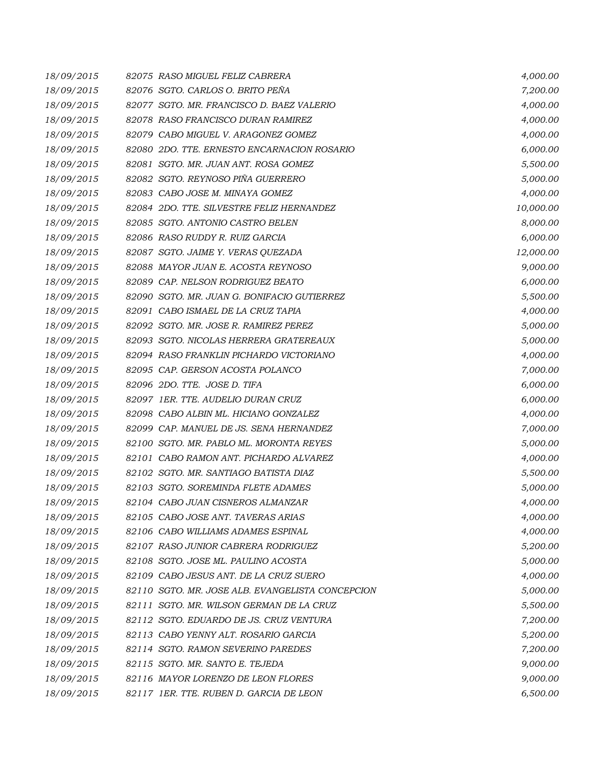| | | |
|---|---|---|
| *18/09/2015* | *82075 RASO MIGUEL FELIZ CABRERA* | *4,000.00* |
| *18/09/2015* | *82076 SGTO. CARLOS O. BRITO PEÑA* | *7,200.00* |
| *18/09/2015* | *82077 SGTO. MR. FRANCISCO D. BAEZ VALERIO* | *4,000.00* |
| *18/09/2015* | *82078 RASO FRANCISCO DURAN RAMIREZ* | *4,000.00* |
| *18/09/2015* | *82079 CABO MIGUEL V. ARAGONEZ GOMEZ* | *4,000.00* |
| *18/09/2015* | *82080 2DO. TTE. ERNESTO ENCARNACION ROSARIO* | *6,000.00* |
| *18/09/2015* | *82081 SGTO. MR. JUAN ANT. ROSA GOMEZ* | *5,500.00* |
| *18/09/2015* | *82082 SGTO. REYNOSO PIÑA GUERRERO* | *5,000.00* |
| *18/09/2015* | *82083 CABO JOSE M. MINAYA GOMEZ* | *4,000.00* |
| *18/09/2015* | *82084 2DO. TTE. SILVESTRE FELIZ HERNANDEZ* | *10,000.00* |
| *18/09/2015* | *82085 SGTO. ANTONIO CASTRO BELEN* | *8,000.00* |
| *18/09/2015* | *82086 RASO RUDDY R. RUIZ GARCIA* | *6,000.00* |
| *18/09/2015* | *82087 SGTO. JAIME Y. VERAS QUEZADA* | *12,000.00* |
| *18/09/2015* | *82088 MAYOR JUAN E. ACOSTA REYNOSO* | *9,000.00* |
| *18/09/2015* | *82089 CAP. NELSON RODRIGUEZ BEATO* | *6,000.00* |
| *18/09/2015* | *82090 SGTO. MR. JUAN G. BONIFACIO GUTIERREZ* | *5,500.00* |
| *18/09/2015* | *82091 CABO ISMAEL DE LA CRUZ TAPIA* | *4,000.00* |
| *18/09/2015* | *82092 SGTO. MR. JOSE R. RAMIREZ PEREZ* | *5,000.00* |
| *18/09/2015* | *82093 SGTO. NICOLAS HERRERA GRATEREAUX* | *5,000.00* |
| *18/09/2015* | *82094 RASO FRANKLIN PICHARDO VICTORIANO* | *4,000.00* |
| *18/09/2015* | *82095 CAP. GERSON ACOSTA POLANCO* | *7,000.00* |
| *18/09/2015* | *82096 2DO. TTE. JOSE D. TIFA* | *6,000.00* |
| *18/09/2015* | *82097 1ER. TTE. AUDELIO DURAN CRUZ* | *6,000.00* |
| *18/09/2015* | *82098 CABO ALBIN ML. HICIANO GONZALEZ* | *4,000.00* |
| *18/09/2015* | *82099 CAP. MANUEL DE JS. SENA HERNANDEZ* | *7,000.00* |
| *18/09/2015* | *82100 SGTO. MR. PABLO ML. MORONTA REYES* | *5,000.00* |
| *18/09/2015* | *82101 CABO RAMON ANT. PICHARDO ALVAREZ* | *4,000.00* |
| *18/09/2015* | *82102 SGTO. MR. SANTIAGO BATISTA DIAZ* | *5,500.00* |
| *18/09/2015* | *82103 SGTO. SOREMINDA FLETE ADAMES* | *5,000.00* |
| *18/09/2015* | *82104 CABO JUAN CISNEROS ALMANZAR* | *4,000.00* |
| *18/09/2015* | *82105 CABO JOSE ANT. TAVERAS ARIAS* | *4,000.00* |
| *18/09/2015* | *82106 CABO WILLIAMS ADAMES ESPINAL* | *4,000.00* |
| *18/09/2015* | *82107 RASO JUNIOR CABRERA RODRIGUEZ* | *5,200.00* |
| *18/09/2015* | *82108 SGTO. JOSE ML. PAULINO ACOSTA* | *5,000.00* |
| *18/09/2015* | *82109 CABO JESUS ANT. DE LA CRUZ SUERO* | *4,000.00* |
| *18/09/2015* | *82110 SGTO. MR. JOSE ALB. EVANGELISTA CONCEPCION* | *5,000.00* |
| *18/09/2015* | *82111 SGTO. MR. WILSON GERMAN DE LA CRUZ* | *5,500.00* |
| *18/09/2015* | *82112 SGTO. EDUARDO DE JS. CRUZ VENTURA* | *7,200.00* |
| *18/09/2015* | *82113 CABO YENNY ALT. ROSARIO GARCIA* | *5,200.00* |
| *18/09/2015* | *82114 SGTO. RAMON SEVERINO PAREDES* | *7,200.00* |
| *18/09/2015* | *82115 SGTO. MR. SANTO E. TEJEDA* | *9,000.00* |
| *18/09/2015* | *82116 MAYOR LORENZO DE LEON FLORES* | *9,000.00* |
| *18/09/2015* | *82117 1ER. TTE. RUBEN D. GARCIA DE LEON* | *6,500.00* |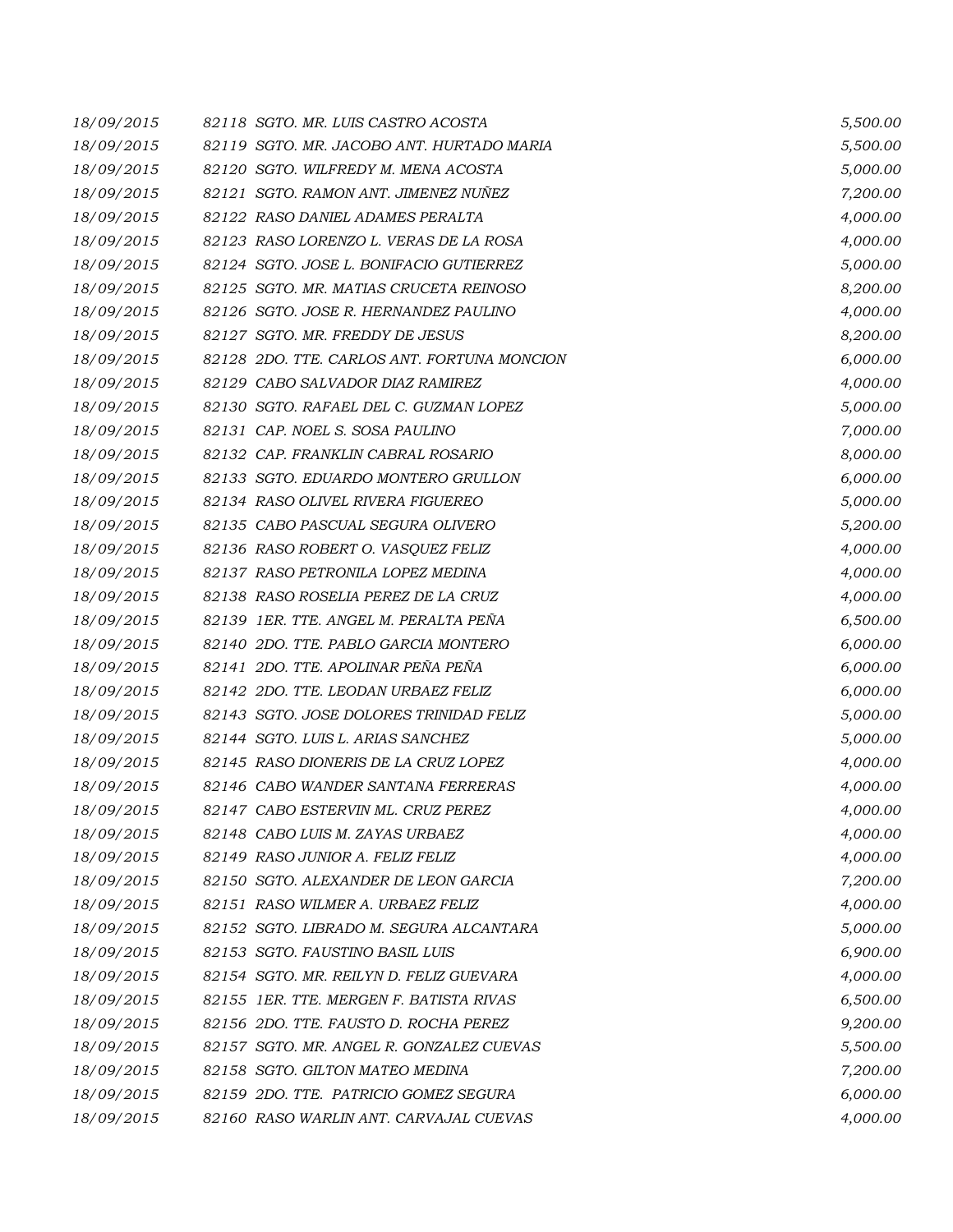| | | |
|---|---|---|
| *18/09/2015* | *82118 SGTO. MR. LUIS CASTRO ACOSTA* | *5,500.00* |
| *18/09/2015* | *82119 SGTO. MR. JACOBO ANT. HURTADO MARIA* | *5,500.00* |
| *18/09/2015* | *82120 SGTO. WILFREDY M. MENA ACOSTA* | *5,000.00* |
| *18/09/2015* | *82121 SGTO. RAMON ANT. JIMENEZ NUÑEZ* | *7,200.00* |
| *18/09/2015* | *82122 RASO DANIEL ADAMES PERALTA* | *4,000.00* |
| *18/09/2015* | *82123 RASO LORENZO L. VERAS DE LA ROSA* | *4,000.00* |
| *18/09/2015* | *82124 SGTO. JOSE L. BONIFACIO GUTIERREZ* | *5,000.00* |
| *18/09/2015* | *82125 SGTO. MR. MATIAS CRUCETA REINOSO* | *8,200.00* |
| *18/09/2015* | *82126 SGTO. JOSE R. HERNANDEZ PAULINO* | *4,000.00* |
| *18/09/2015* | *82127 SGTO. MR. FREDDY DE JESUS* | *8,200.00* |
| *18/09/2015* | *82128 2DO. TTE. CARLOS ANT. FORTUNA MONCION* | *6,000.00* |
| *18/09/2015* | *82129 CABO SALVADOR DIAZ RAMIREZ* | *4,000.00* |
| *18/09/2015* | *82130 SGTO. RAFAEL DEL C. GUZMAN LOPEZ* | *5,000.00* |
| *18/09/2015* | *82131 CAP. NOEL S. SOSA PAULINO* | *7,000.00* |
| *18/09/2015* | *82132 CAP. FRANKLIN CABRAL ROSARIO* | *8,000.00* |
| *18/09/2015* | *82133 SGTO. EDUARDO MONTERO GRULLON* | *6,000.00* |
| *18/09/2015* | *82134 RASO OLIVEL RIVERA FIGUEREO* | *5,000.00* |
| *18/09/2015* | *82135 CABO PASCUAL SEGURA OLIVERO* | *5,200.00* |
| *18/09/2015* | *82136 RASO ROBERT O. VASQUEZ FELIZ* | *4,000.00* |
| *18/09/2015* | *82137 RASO PETRONILA LOPEZ MEDINA* | *4,000.00* |
| *18/09/2015* | *82138 RASO ROSELIA PEREZ DE LA CRUZ* | *4,000.00* |
| *18/09/2015* | *82139 1ER. TTE. ANGEL M. PERALTA PEÑA* | *6,500.00* |
| *18/09/2015* | *82140 2DO. TTE. PABLO GARCIA MONTERO* | *6,000.00* |
| *18/09/2015* | *82141 2DO. TTE. APOLINAR PEÑA PEÑA* | *6,000.00* |
| *18/09/2015* | *82142 2DO. TTE. LEODAN URBAEZ FELIZ* | *6,000.00* |
| *18/09/2015* | *82143 SGTO. JOSE DOLORES TRINIDAD FELIZ* | *5,000.00* |
| *18/09/2015* | *82144 SGTO. LUIS L. ARIAS SANCHEZ* | *5,000.00* |
| *18/09/2015* | *82145 RASO DIONERIS DE LA CRUZ LOPEZ* | *4,000.00* |
| *18/09/2015* | *82146 CABO WANDER SANTANA FERRERAS* | *4,000.00* |
| *18/09/2015* | *82147 CABO ESTERVIN ML. CRUZ PEREZ* | *4,000.00* |
| *18/09/2015* | *82148 CABO LUIS M. ZAYAS URBAEZ* | *4,000.00* |
| *18/09/2015* | *82149 RASO JUNIOR A. FELIZ FELIZ* | *4,000.00* |
| *18/09/2015* | *82150 SGTO. ALEXANDER DE LEON GARCIA* | *7,200.00* |
| *18/09/2015* | *82151 RASO WILMER A. URBAEZ FELIZ* | *4,000.00* |
| *18/09/2015* | *82152 SGTO. LIBRADO M. SEGURA ALCANTARA* | *5,000.00* |
| *18/09/2015* | *82153 SGTO. FAUSTINO BASIL LUIS* | *6,900.00* |
| *18/09/2015* | *82154 SGTO. MR. REILYN D. FELIZ GUEVARA* | *4,000.00* |
| *18/09/2015* | *82155 1ER. TTE. MERGEN F. BATISTA RIVAS* | *6,500.00* |
| *18/09/2015* | *82156 2DO. TTE. FAUSTO D. ROCHA PEREZ* | *9,200.00* |
| *18/09/2015* | *82157 SGTO. MR. ANGEL R. GONZALEZ CUEVAS* | *5,500.00* |
| *18/09/2015* | *82158 SGTO. GILTON MATEO MEDINA* | *7,200.00* |
| *18/09/2015* | *82159 2DO. TTE. PATRICIO GOMEZ SEGURA* | *6,000.00* |
| *18/09/2015* | *82160 RASO WARLIN ANT. CARVAJAL CUEVAS* | *4,000.00* |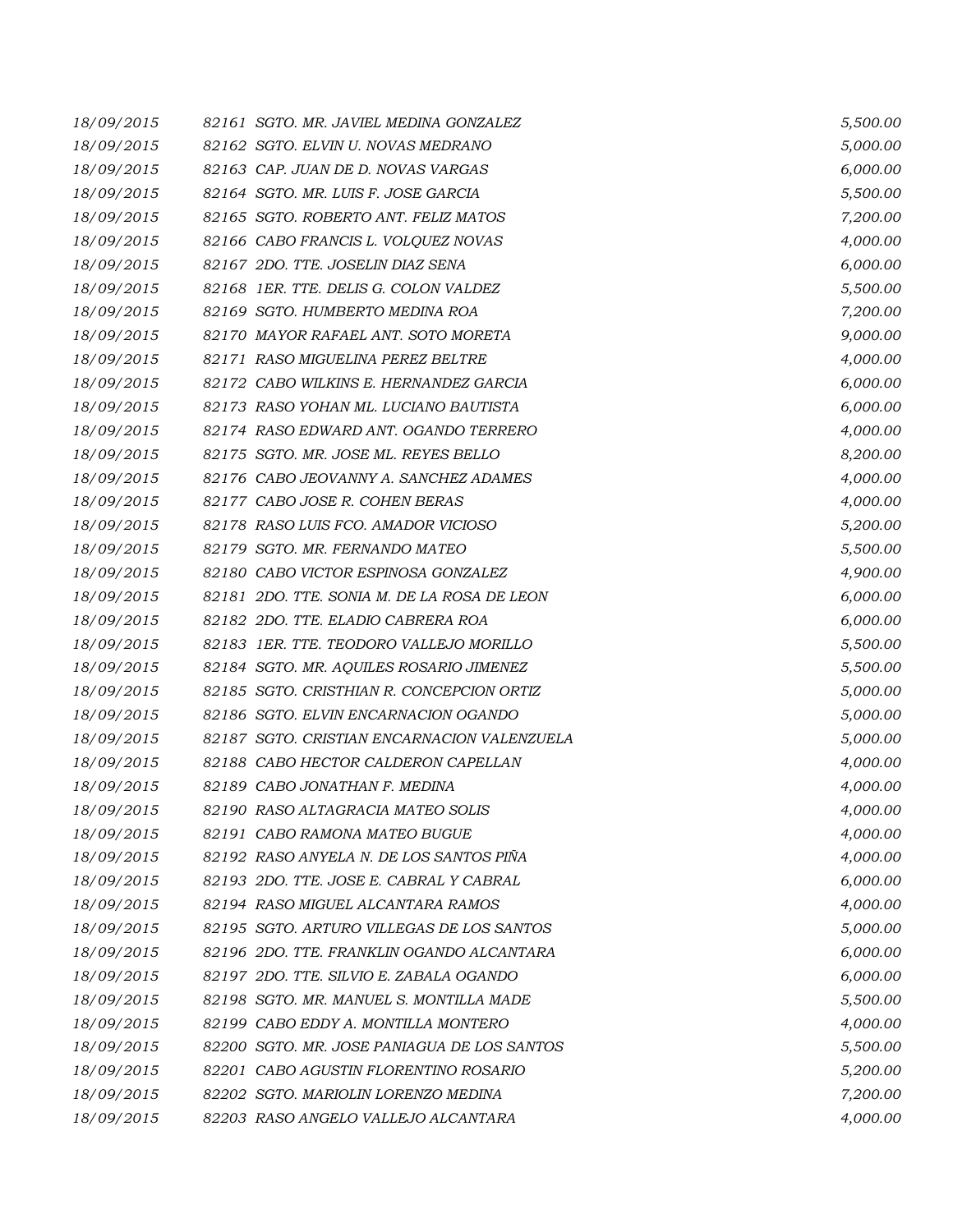| | | |
|---|---|---|
| *18/09/2015* | *82161 SGTO. MR. JAVIEL MEDINA GONZALEZ* | *5,500.00* |
| *18/09/2015* | *82162 SGTO. ELVIN U. NOVAS MEDRANO* | *5,000.00* |
| *18/09/2015* | *82163 CAP. JUAN DE D. NOVAS VARGAS* | *6,000.00* |
| *18/09/2015* | *82164 SGTO. MR. LUIS F. JOSE GARCIA* | *5,500.00* |
| *18/09/2015* | *82165 SGTO. ROBERTO ANT. FELIZ MATOS* | *7,200.00* |
| *18/09/2015* | *82166 CABO FRANCIS L. VOLQUEZ NOVAS* | *4,000.00* |
| *18/09/2015* | *82167 2DO. TTE. JOSELIN DIAZ SENA* | *6,000.00* |
| *18/09/2015* | *82168 1ER. TTE. DELIS G. COLON VALDEZ* | *5,500.00* |
| *18/09/2015* | *82169 SGTO. HUMBERTO MEDINA ROA* | *7,200.00* |
| *18/09/2015* | *82170 MAYOR RAFAEL ANT. SOTO MORETA* | *9,000.00* |
| *18/09/2015* | *82171 RASO MIGUELINA PEREZ BELTRE* | *4,000.00* |
| *18/09/2015* | *82172 CABO WILKINS E. HERNANDEZ GARCIA* | *6,000.00* |
| *18/09/2015* | *82173 RASO YOHAN ML. LUCIANO BAUTISTA* | *6,000.00* |
| *18/09/2015* | *82174 RASO EDWARD ANT. OGANDO TERRERO* | *4,000.00* |
| *18/09/2015* | *82175 SGTO. MR. JOSE ML. REYES BELLO* | *8,200.00* |
| *18/09/2015* | *82176 CABO JEOVANNY A. SANCHEZ ADAMES* | *4,000.00* |
| *18/09/2015* | *82177 CABO JOSE R. COHEN BERAS* | *4,000.00* |
| *18/09/2015* | *82178 RASO LUIS FCO. AMADOR VICIOSO* | *5,200.00* |
| *18/09/2015* | *82179 SGTO. MR. FERNANDO MATEO* | *5,500.00* |
| *18/09/2015* | *82180 CABO VICTOR ESPINOSA GONZALEZ* | *4,900.00* |
| *18/09/2015* | *82181 2DO. TTE. SONIA M. DE LA ROSA DE LEON* | *6,000.00* |
| *18/09/2015* | *82182 2DO. TTE. ELADIO CABRERA ROA* | *6,000.00* |
| *18/09/2015* | *82183 1ER. TTE. TEODORO VALLEJO MORILLO* | *5,500.00* |
| *18/09/2015* | *82184 SGTO. MR. AQUILES ROSARIO JIMENEZ* | *5,500.00* |
| *18/09/2015* | *82185 SGTO. CRISTHIAN R. CONCEPCION ORTIZ* | *5,000.00* |
| *18/09/2015* | *82186 SGTO. ELVIN ENCARNACION OGANDO* | *5,000.00* |
| *18/09/2015* | *82187 SGTO. CRISTIAN ENCARNACION VALENZUELA* | *5,000.00* |
| *18/09/2015* | *82188 CABO HECTOR CALDERON CAPELLAN* | *4,000.00* |
| *18/09/2015* | *82189 CABO JONATHAN F. MEDINA* | *4,000.00* |
| *18/09/2015* | *82190 RASO ALTAGRACIA MATEO SOLIS* | *4,000.00* |
| *18/09/2015* | *82191 CABO RAMONA MATEO BUGUE* | *4,000.00* |
| *18/09/2015* | *82192 RASO ANYELA N. DE LOS SANTOS PIÑA* | *4,000.00* |
| *18/09/2015* | *82193 2DO. TTE. JOSE E. CABRAL Y CABRAL* | *6,000.00* |
| *18/09/2015* | *82194 RASO MIGUEL ALCANTARA RAMOS* | *4,000.00* |
| *18/09/2015* | *82195 SGTO. ARTURO VILLEGAS DE LOS SANTOS* | *5,000.00* |
| *18/09/2015* | *82196 2DO. TTE. FRANKLIN OGANDO ALCANTARA* | *6,000.00* |
| *18/09/2015* | *82197 2DO. TTE. SILVIO E. ZABALA OGANDO* | *6,000.00* |
| *18/09/2015* | *82198 SGTO. MR. MANUEL S. MONTILLA MADE* | *5,500.00* |
| *18/09/2015* | *82199 CABO EDDY A. MONTILLA MONTERO* | *4,000.00* |
| *18/09/2015* | *82200 SGTO. MR. JOSE PANIAGUA DE LOS SANTOS* | *5,500.00* |
| *18/09/2015* | *82201 CABO AGUSTIN FLORENTINO ROSARIO* | *5,200.00* |
| *18/09/2015* | *82202 SGTO. MARIOLIN LORENZO MEDINA* | *7,200.00* |
| *18/09/2015* | *82203 RASO ANGELO VALLEJO ALCANTARA* | *4,000.00* |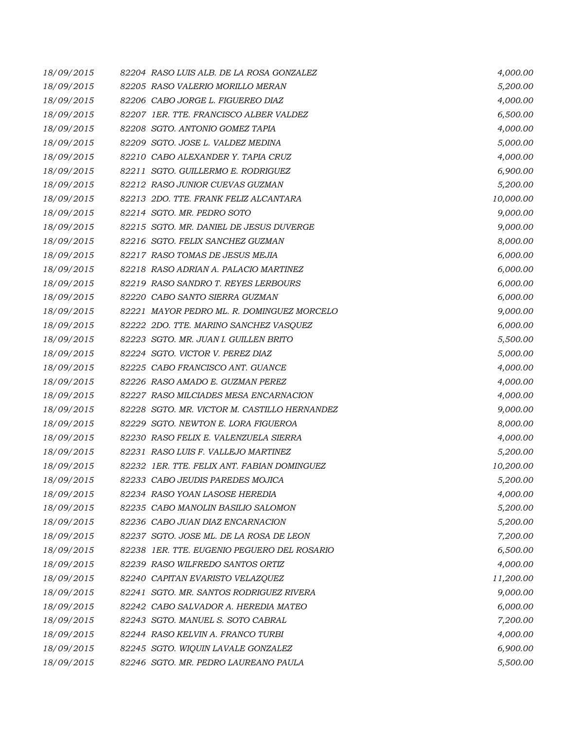| | | |
|---|---|---|
| *18/09/2015* | *82204 RASO LUIS ALB. DE LA ROSA GONZALEZ* | *4,000.00* |
| *18/09/2015* | *82205 RASO VALERIO MORILLO MERAN* | *5,200.00* |
| *18/09/2015* | *82206 CABO JORGE L. FIGUEREO DIAZ* | *4,000.00* |
| *18/09/2015* | *82207 1ER. TTE. FRANCISCO ALBER VALDEZ* | *6,500.00* |
| *18/09/2015* | *82208 SGTO. ANTONIO GOMEZ TAPIA* | *4,000.00* |
| *18/09/2015* | *82209 SGTO. JOSE L. VALDEZ MEDINA* | *5,000.00* |
| *18/09/2015* | *82210 CABO ALEXANDER Y. TAPIA CRUZ* | *4,000.00* |
| *18/09/2015* | *82211 SGTO. GUILLERMO E. RODRIGUEZ* | *6,900.00* |
| *18/09/2015* | *82212 RASO JUNIOR CUEVAS GUZMAN* | *5,200.00* |
| *18/09/2015* | *82213 2DO. TTE. FRANK FELIZ ALCANTARA* | *10,000.00* |
| *18/09/2015* | *82214 SGTO. MR. PEDRO SOTO* | *9,000.00* |
| *18/09/2015* | *82215 SGTO. MR. DANIEL DE JESUS DUVERGE* | *9,000.00* |
| *18/09/2015* | *82216 SGTO. FELIX SANCHEZ GUZMAN* | *8,000.00* |
| *18/09/2015* | *82217 RASO TOMAS DE JESUS MEJIA* | *6,000.00* |
| *18/09/2015* | *82218 RASO ADRIAN A. PALACIO MARTINEZ* | *6,000.00* |
| *18/09/2015* | *82219 RASO SANDRO T. REYES LERBOURS* | *6,000.00* |
| *18/09/2015* | *82220 CABO SANTO SIERRA GUZMAN* | *6,000.00* |
| *18/09/2015* | *82221 MAYOR PEDRO ML. R. DOMINGUEZ MORCELO* | *9,000.00* |
| *18/09/2015* | *82222 2DO. TTE. MARINO SANCHEZ VASQUEZ* | *6,000.00* |
| *18/09/2015* | *82223 SGTO. MR. JUAN I. GUILLEN BRITO* | *5,500.00* |
| *18/09/2015* | *82224 SGTO. VICTOR V. PEREZ DIAZ* | *5,000.00* |
| *18/09/2015* | *82225 CABO FRANCISCO ANT. GUANCE* | *4,000.00* |
| *18/09/2015* | *82226 RASO AMADO E. GUZMAN PEREZ* | *4,000.00* |
| *18/09/2015* | *82227 RASO MILCIADES MESA ENCARNACION* | *4,000.00* |
| *18/09/2015* | *82228 SGTO. MR. VICTOR M. CASTILLO HERNANDEZ* | *9,000.00* |
| *18/09/2015* | *82229 SGTO. NEWTON E. LORA FIGUEROA* | *8,000.00* |
| *18/09/2015* | *82230 RASO FELIX E. VALENZUELA SIERRA* | *4,000.00* |
| *18/09/2015* | *82231 RASO LUIS F. VALLEJO MARTINEZ* | *5,200.00* |
| *18/09/2015* | *82232 1ER. TTE. FELIX ANT. FABIAN DOMINGUEZ* | *10,200.00* |
| *18/09/2015* | *82233 CABO JEUDIS PAREDES MOJICA* | *5,200.00* |
| *18/09/2015* | *82234 RASO YOAN LASOSE HEREDIA* | *4,000.00* |
| *18/09/2015* | *82235 CABO MANOLIN BASILIO SALOMON* | *5,200.00* |
| *18/09/2015* | *82236 CABO JUAN DIAZ ENCARNACION* | *5,200.00* |
| *18/09/2015* | *82237 SGTO. JOSE ML. DE LA ROSA DE LEON* | *7,200.00* |
| *18/09/2015* | *82238 1ER. TTE. EUGENIO PEGUERO DEL ROSARIO* | *6,500.00* |
| *18/09/2015* | *82239 RASO WILFREDO SANTOS ORTIZ* | *4,000.00* |
| *18/09/2015* | *82240 CAPITAN EVARISTO VELAZQUEZ* | *11,200.00* |
| *18/09/2015* | *82241 SGTO. MR. SANTOS RODRIGUEZ RIVERA* | *9,000.00* |
| *18/09/2015* | *82242 CABO SALVADOR A. HEREDIA MATEO* | *6,000.00* |
| *18/09/2015* | *82243 SGTO. MANUEL S. SOTO CABRAL* | *7,200.00* |
| *18/09/2015* | *82244 RASO KELVIN A. FRANCO TURBI* | *4,000.00* |
| *18/09/2015* | *82245 SGTO. WIQUIN LAVALE GONZALEZ* | *6,900.00* |
| *18/09/2015* | *82246 SGTO. MR. PEDRO LAUREANO PAULA* | *5,500.00* |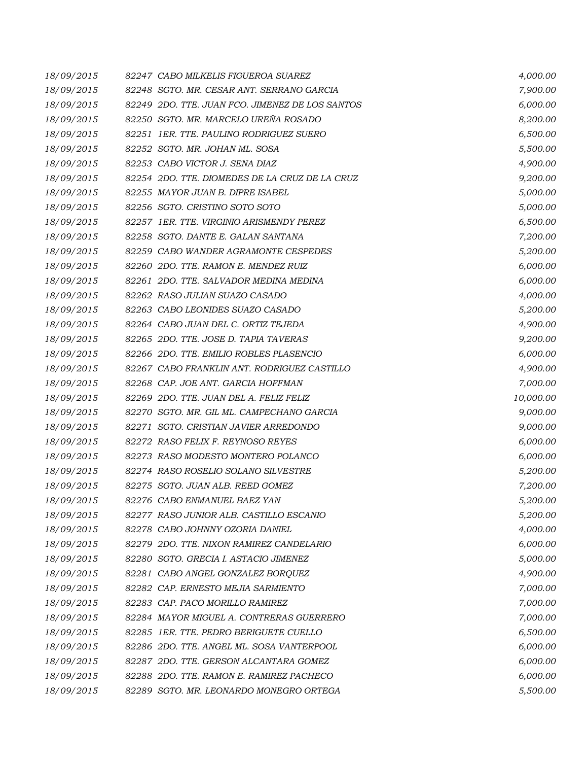| | | |
|---|---|---|
| 18/09/2015 | 82247 CABO MILKELIS FIGUEROA SUAREZ | 4,000.00 |
| 18/09/2015 | 82248 SGTO. MR. CESAR ANT. SERRANO GARCIA | 7,900.00 |
| 18/09/2015 | 82249 2DO. TTE. JUAN FCO. JIMENEZ DE LOS SANTOS | 6,000.00 |
| 18/09/2015 | 82250 SGTO. MR. MARCELO UREÑA ROSADO | 8,200.00 |
| 18/09/2015 | 82251 1ER. TTE. PAULINO RODRIGUEZ SUERO | 6,500.00 |
| 18/09/2015 | 82252 SGTO. MR. JOHAN ML. SOSA | 5,500.00 |
| 18/09/2015 | 82253 CABO VICTOR J. SENA DIAZ | 4,900.00 |
| 18/09/2015 | 82254 2DO. TTE. DIOMEDES DE LA CRUZ DE LA CRUZ | 9,200.00 |
| 18/09/2015 | 82255 MAYOR JUAN B. DIPRE ISABEL | 5,000.00 |
| 18/09/2015 | 82256 SGTO. CRISTINO SOTO SOTO | 5,000.00 |
| 18/09/2015 | 82257 1ER. TTE. VIRGINIO ARISMENDY PEREZ | 6,500.00 |
| 18/09/2015 | 82258 SGTO. DANTE E. GALAN SANTANA | 7,200.00 |
| 18/09/2015 | 82259 CABO WANDER AGRAMONTE CESPEDES | 5,200.00 |
| 18/09/2015 | 82260 2DO. TTE. RAMON E. MENDEZ RUIZ | 6,000.00 |
| 18/09/2015 | 82261 2DO. TTE. SALVADOR MEDINA MEDINA | 6,000.00 |
| 18/09/2015 | 82262 RASO JULIAN SUAZO CASADO | 4,000.00 |
| 18/09/2015 | 82263 CABO LEONIDES SUAZO CASADO | 5,200.00 |
| 18/09/2015 | 82264 CABO JUAN DEL C. ORTIZ TEJEDA | 4,900.00 |
| 18/09/2015 | 82265 2DO. TTE. JOSE D. TAPIA TAVERAS | 9,200.00 |
| 18/09/2015 | 82266 2DO. TTE. EMILIO ROBLES PLASENCIO | 6,000.00 |
| 18/09/2015 | 82267 CABO FRANKLIN ANT. RODRIGUEZ CASTILLO | 4,900.00 |
| 18/09/2015 | 82268 CAP. JOE ANT. GARCIA HOFFMAN | 7,000.00 |
| 18/09/2015 | 82269 2DO. TTE. JUAN DEL A. FELIZ FELIZ | 10,000.00 |
| 18/09/2015 | 82270 SGTO. MR. GIL ML. CAMPECHANO GARCIA | 9,000.00 |
| 18/09/2015 | 82271 SGTO. CRISTIAN JAVIER ARREDONDO | 9,000.00 |
| 18/09/2015 | 82272 RASO FELIX F. REYNOSO REYES | 6,000.00 |
| 18/09/2015 | 82273 RASO MODESTO MONTERO POLANCO | 6,000.00 |
| 18/09/2015 | 82274 RASO ROSELIO SOLANO SILVESTRE | 5,200.00 |
| 18/09/2015 | 82275 SGTO. JUAN ALB. REED GOMEZ | 7,200.00 |
| 18/09/2015 | 82276 CABO ENMANUEL BAEZ YAN | 5,200.00 |
| 18/09/2015 | 82277 RASO JUNIOR ALB. CASTILLO ESCANIO | 5,200.00 |
| 18/09/2015 | 82278 CABO JOHNNY OZORIA DANIEL | 4,000.00 |
| 18/09/2015 | 82279 2DO. TTE. NIXON RAMIREZ CANDELARIO | 6,000.00 |
| 18/09/2015 | 82280 SGTO. GRECIA I. ASTACIO JIMENEZ | 5,000.00 |
| 18/09/2015 | 82281 CABO ANGEL GONZALEZ BORQUEZ | 4,900.00 |
| 18/09/2015 | 82282 CAP. ERNESTO MEJIA SARMIENTO | 7,000.00 |
| 18/09/2015 | 82283 CAP. PACO MORILLO RAMIREZ | 7,000.00 |
| 18/09/2015 | 82284 MAYOR MIGUEL A. CONTRERAS GUERRERO | 7,000.00 |
| 18/09/2015 | 82285 1ER. TTE. PEDRO BERIGUETE CUELLO | 6,500.00 |
| 18/09/2015 | 82286 2DO. TTE. ANGEL ML. SOSA VANTERPOOL | 6,000.00 |
| 18/09/2015 | 82287 2DO. TTE. GERSON ALCANTARA GOMEZ | 6,000.00 |
| 18/09/2015 | 82288 2DO. TTE. RAMON E. RAMIREZ PACHECO | 6,000.00 |
| 18/09/2015 | 82289 SGTO. MR. LEONARDO MONEGRO ORTEGA | 5,500.00 |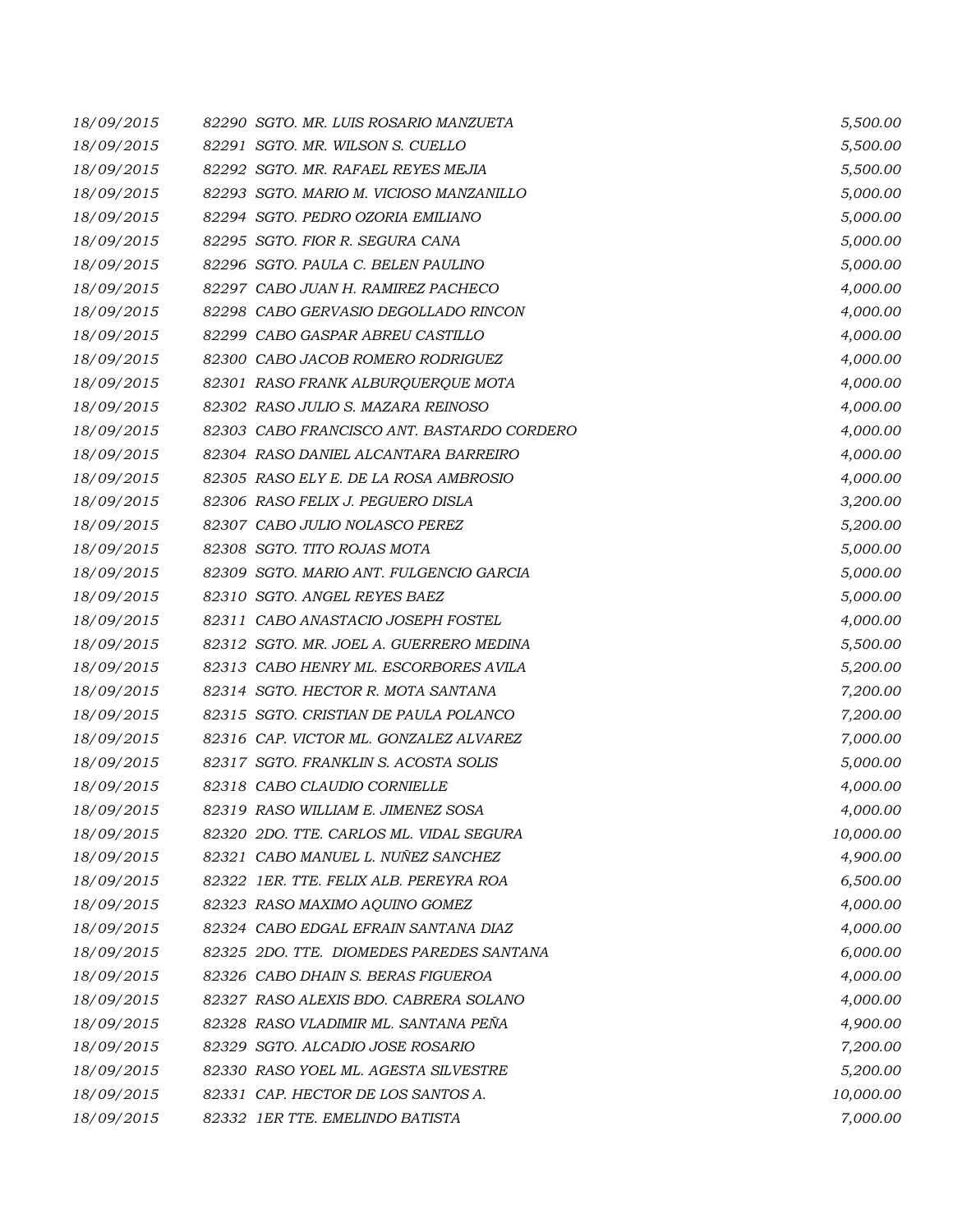| | | |
|---|---|---|
| 18/09/2015 | 82290 SGTO. MR. LUIS ROSARIO MANZUETA | 5,500.00 |
| 18/09/2015 | 82291 SGTO. MR. WILSON S. CUELLO | 5,500.00 |
| 18/09/2015 | 82292 SGTO. MR. RAFAEL REYES MEJIA | 5,500.00 |
| 18/09/2015 | 82293 SGTO. MARIO M. VICIOSO MANZANILLO | 5,000.00 |
| 18/09/2015 | 82294 SGTO. PEDRO OZORIA EMILIANO | 5,000.00 |
| 18/09/2015 | 82295 SGTO. FIOR R. SEGURA CANA | 5,000.00 |
| 18/09/2015 | 82296 SGTO. PAULA C. BELEN PAULINO | 5,000.00 |
| 18/09/2015 | 82297 CABO JUAN H. RAMIREZ PACHECO | 4,000.00 |
| 18/09/2015 | 82298 CABO GERVASIO DEGOLLADO RINCON | 4,000.00 |
| 18/09/2015 | 82299 CABO GASPAR ABREU CASTILLO | 4,000.00 |
| 18/09/2015 | 82300 CABO JACOB ROMERO RODRIGUEZ | 4,000.00 |
| 18/09/2015 | 82301 RASO FRANK ALBURQUERQUE MOTA | 4,000.00 |
| 18/09/2015 | 82302 RASO JULIO S. MAZARA REINOSO | 4,000.00 |
| 18/09/2015 | 82303 CABO FRANCISCO ANT. BASTARDO CORDERO | 4,000.00 |
| 18/09/2015 | 82304 RASO DANIEL ALCANTARA BARREIRO | 4,000.00 |
| 18/09/2015 | 82305 RASO ELY E. DE LA ROSA AMBROSIO | 4,000.00 |
| 18/09/2015 | 82306 RASO FELIX J. PEGUERO DISLA | 3,200.00 |
| 18/09/2015 | 82307 CABO JULIO NOLASCO PEREZ | 5,200.00 |
| 18/09/2015 | 82308 SGTO. TITO ROJAS MOTA | 5,000.00 |
| 18/09/2015 | 82309 SGTO. MARIO ANT. FULGENCIO GARCIA | 5,000.00 |
| 18/09/2015 | 82310 SGTO. ANGEL REYES BAEZ | 5,000.00 |
| 18/09/2015 | 82311 CABO ANASTACIO JOSEPH FOSTEL | 4,000.00 |
| 18/09/2015 | 82312 SGTO. MR. JOEL A. GUERRERO MEDINA | 5,500.00 |
| 18/09/2015 | 82313 CABO HENRY ML. ESCORBORES AVILA | 5,200.00 |
| 18/09/2015 | 82314 SGTO. HECTOR R. MOTA SANTANA | 7,200.00 |
| 18/09/2015 | 82315 SGTO. CRISTIAN DE PAULA POLANCO | 7,200.00 |
| 18/09/2015 | 82316 CAP. VICTOR ML. GONZALEZ ALVAREZ | 7,000.00 |
| 18/09/2015 | 82317 SGTO. FRANKLIN S. ACOSTA SOLIS | 5,000.00 |
| 18/09/2015 | 82318 CABO CLAUDIO CORNIELLE | 4,000.00 |
| 18/09/2015 | 82319 RASO WILLIAM E. JIMENEZ SOSA | 4,000.00 |
| 18/09/2015 | 82320 2DO. TTE. CARLOS ML. VIDAL SEGURA | 10,000.00 |
| 18/09/2015 | 82321 CABO MANUEL L. NUÑEZ SANCHEZ | 4,900.00 |
| 18/09/2015 | 82322 1ER. TTE. FELIX ALB. PEREYRA ROA | 6,500.00 |
| 18/09/2015 | 82323 RASO MAXIMO AQUINO GOMEZ | 4,000.00 |
| 18/09/2015 | 82324 CABO EDGAL EFRAIN SANTANA DIAZ | 4,000.00 |
| 18/09/2015 | 82325 2DO. TTE. DIOMEDES PAREDES SANTANA | 6,000.00 |
| 18/09/2015 | 82326 CABO DHAIN S. BERAS FIGUEROA | 4,000.00 |
| 18/09/2015 | 82327 RASO ALEXIS BDO. CABRERA SOLANO | 4,000.00 |
| 18/09/2015 | 82328 RASO VLADIMIR ML. SANTANA PEÑA | 4,900.00 |
| 18/09/2015 | 82329 SGTO. ALCADIO JOSE ROSARIO | 7,200.00 |
| 18/09/2015 | 82330 RASO YOEL ML. AGESTA SILVESTRE | 5,200.00 |
| 18/09/2015 | 82331 CAP. HECTOR DE LOS SANTOS A. | 10,000.00 |
| 18/09/2015 | 82332 1ER TTE. EMELINDO BATISTA | 7,000.00 |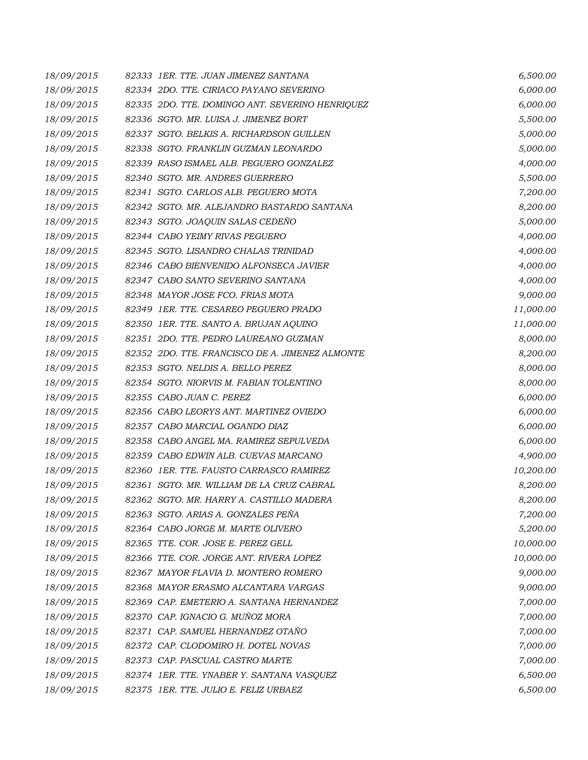| | | |
|---|---|---|
| 18/09/2015 | 82333 1ER. TTE. JUAN JIMENEZ SANTANA | 6,500.00 |
| 18/09/2015 | 82334 2DO. TTE. CIRIACO PAYANO SEVERINO | 6,000.00 |
| 18/09/2015 | 82335 2DO. TTE. DOMINGO ANT. SEVERINO HENRIQUEZ | 6,000.00 |
| 18/09/2015 | 82336 SGTO. MR. LUISA J. JIMENEZ BORT | 5,500.00 |
| 18/09/2015 | 82337 SGTO. BELKIS A. RICHARDSON GUILLEN | 5,000.00 |
| 18/09/2015 | 82338 SGTO. FRANKLIN GUZMAN LEONARDO | 5,000.00 |
| 18/09/2015 | 82339 RASO ISMAEL ALB. PEGUERO GONZALEZ | 4,000.00 |
| 18/09/2015 | 82340 SGTO. MR. ANDRES GUERRERO | 5,500.00 |
| 18/09/2015 | 82341 SGTO. CARLOS ALB. PEGUERO MOTA | 7,200.00 |
| 18/09/2015 | 82342 SGTO. MR. ALEJANDRO BASTARDO SANTANA | 8,200.00 |
| 18/09/2015 | 82343 SGTO. JOAQUIN SALAS CEDEÑO | 5,000.00 |
| 18/09/2015 | 82344 CABO YEIMY RIVAS PEGUERO | 4,000.00 |
| 18/09/2015 | 82345 SGTO. LISANDRO CHALAS TRINIDAD | 4,000.00 |
| 18/09/2015 | 82346 CABO BIENVENIDO ALFONSECA JAVIER | 4,000.00 |
| 18/09/2015 | 82347 CABO SANTO SEVERINO SANTANA | 4,000.00 |
| 18/09/2015 | 82348 MAYOR JOSE FCO. FRIAS MOTA | 9,000.00 |
| 18/09/2015 | 82349 1ER. TTE. CESAREO PEGUERO PRADO | 11,000.00 |
| 18/09/2015 | 82350 1ER. TTE. SANTO A. BRUJAN AQUINO | 11,000.00 |
| 18/09/2015 | 82351 2DO. TTE. PEDRO LAUREANO GUZMAN | 8,000.00 |
| 18/09/2015 | 82352 2DO. TTE. FRANCISCO DE A. JIMENEZ ALMONTE | 8,200.00 |
| 18/09/2015 | 82353 SGTO. NELDIS A. BELLO PEREZ | 8,000.00 |
| 18/09/2015 | 82354 SGTO. NIORVIS M. FABIAN TOLENTINO | 8,000.00 |
| 18/09/2015 | 82355 CABO JUAN C. PEREZ | 6,000.00 |
| 18/09/2015 | 82356 CABO LEORYS ANT. MARTINEZ OVIEDO | 6,000.00 |
| 18/09/2015 | 82357 CABO MARCIAL OGANDO DIAZ | 6,000.00 |
| 18/09/2015 | 82358 CABO ANGEL MA. RAMIREZ SEPULVEDA | 6,000.00 |
| 18/09/2015 | 82359 CABO EDWIN ALB. CUEVAS MARCANO | 4,900.00 |
| 18/09/2015 | 82360 1ER. TTE. FAUSTO CARRASCO RAMIREZ | 10,200.00 |
| 18/09/2015 | 82361 SGTO. MR. WILLIAM DE LA CRUZ CABRAL | 8,200.00 |
| 18/09/2015 | 82362 SGTO. MR. HARRY A. CASTILLO MADERA | 8,200.00 |
| 18/09/2015 | 82363 SGTO. ARIAS A. GONZALES PEÑA | 7,200.00 |
| 18/09/2015 | 82364 CABO JORGE M. MARTE OLIVERO | 5,200.00 |
| 18/09/2015 | 82365 TTE. COR. JOSE E. PEREZ GELL | 10,000.00 |
| 18/09/2015 | 82366 TTE. COR. JORGE ANT. RIVERA LOPEZ | 10,000.00 |
| 18/09/2015 | 82367 MAYOR FLAVIA D. MONTERO ROMERO | 9,000.00 |
| 18/09/2015 | 82368 MAYOR ERASMO ALCANTARA VARGAS | 9,000.00 |
| 18/09/2015 | 82369 CAP. EMETERIO A. SANTANA HERNANDEZ | 7,000.00 |
| 18/09/2015 | 82370 CAP. IGNACIO G. MUÑOZ MORA | 7,000.00 |
| 18/09/2015 | 82371 CAP. SAMUEL HERNANDEZ OTAÑO | 7,000.00 |
| 18/09/2015 | 82372 CAP. CLODOMIRO H. DOTEL NOVAS | 7,000.00 |
| 18/09/2015 | 82373 CAP. PASCUAL CASTRO MARTE | 7,000.00 |
| 18/09/2015 | 82374 1ER. TTE. YNABER Y. SANTANA VASQUEZ | 6,500.00 |
| 18/09/2015 | 82375 1ER. TTE. JULIO E. FELIZ URBAEZ | 6,500.00 |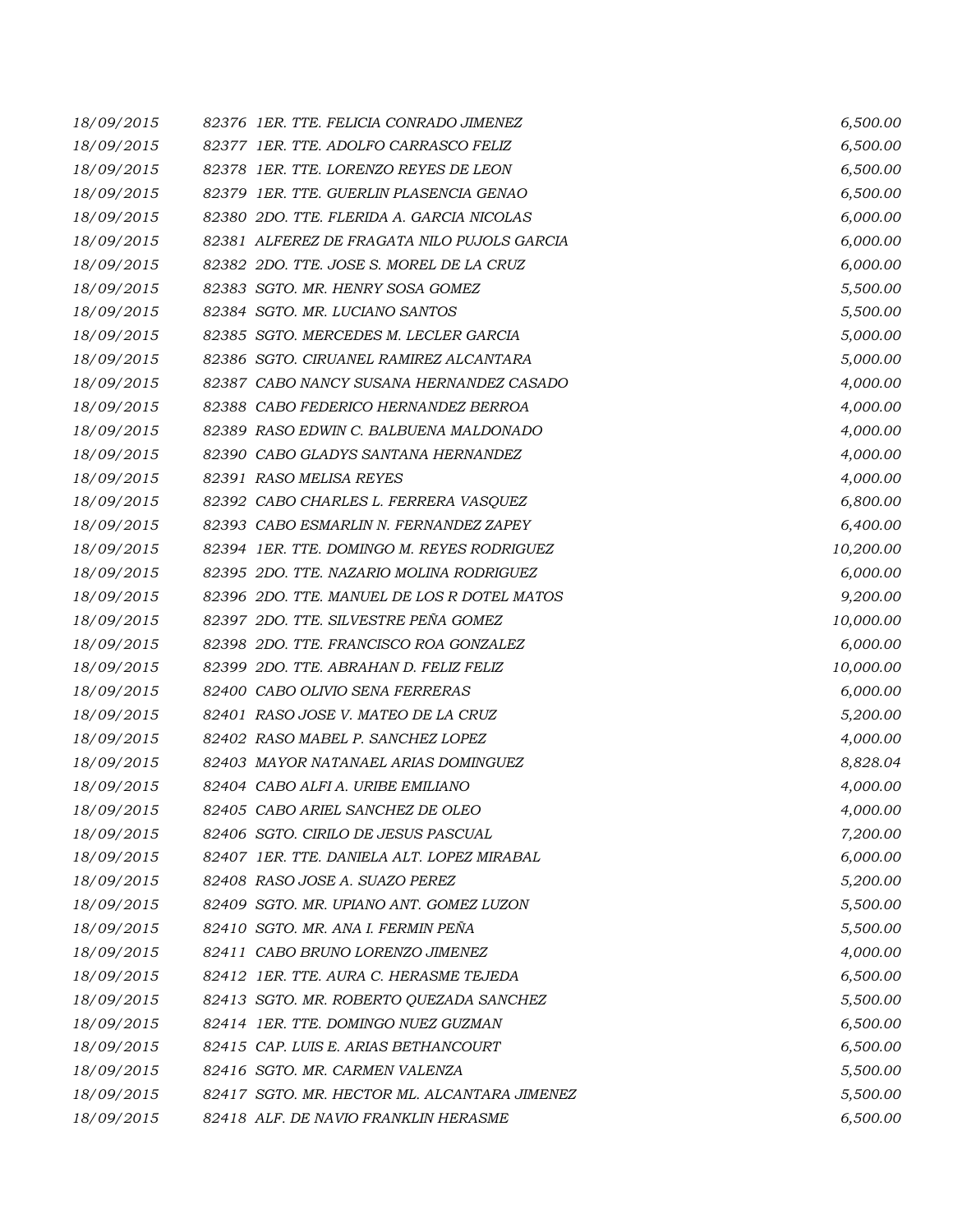| | | |
|---|---|---|
| 18/09/2015 | 82376 1ER. TTE. FELICIA CONRADO JIMENEZ | 6,500.00 |
| 18/09/2015 | 82377 1ER. TTE. ADOLFO CARRASCO FELIZ | 6,500.00 |
| 18/09/2015 | 82378 1ER. TTE. LORENZO REYES DE LEON | 6,500.00 |
| 18/09/2015 | 82379 1ER. TTE. GUERLIN PLASENCIA GENAO | 6,500.00 |
| 18/09/2015 | 82380 2DO. TTE. FLERIDA A. GARCIA NICOLAS | 6,000.00 |
| 18/09/2015 | 82381 ALFEREZ DE FRAGATA NILO PUJOLS GARCIA | 6,000.00 |
| 18/09/2015 | 82382 2DO. TTE. JOSE S. MOREL DE LA CRUZ | 6,000.00 |
| 18/09/2015 | 82383 SGTO. MR. HENRY SOSA GOMEZ | 5,500.00 |
| 18/09/2015 | 82384 SGTO. MR. LUCIANO SANTOS | 5,500.00 |
| 18/09/2015 | 82385 SGTO. MERCEDES M. LECLER GARCIA | 5,000.00 |
| 18/09/2015 | 82386 SGTO. CIRUANEL RAMIREZ ALCANTARA | 5,000.00 |
| 18/09/2015 | 82387 CABO NANCY SUSANA HERNANDEZ CASADO | 4,000.00 |
| 18/09/2015 | 82388 CABO FEDERICO HERNANDEZ BERROA | 4,000.00 |
| 18/09/2015 | 82389 RASO EDWIN C. BALBUENA MALDONADO | 4,000.00 |
| 18/09/2015 | 82390 CABO GLADYS SANTANA HERNANDEZ | 4,000.00 |
| 18/09/2015 | 82391 RASO MELISA REYES | 4,000.00 |
| 18/09/2015 | 82392 CABO CHARLES L. FERRERA VASQUEZ | 6,800.00 |
| 18/09/2015 | 82393 CABO ESMARLIN N. FERNANDEZ ZAPEY | 6,400.00 |
| 18/09/2015 | 82394 1ER. TTE. DOMINGO M. REYES RODRIGUEZ | 10,200.00 |
| 18/09/2015 | 82395 2DO. TTE. NAZARIO MOLINA RODRIGUEZ | 6,000.00 |
| 18/09/2015 | 82396 2DO. TTE. MANUEL DE LOS R DOTEL MATOS | 9,200.00 |
| 18/09/2015 | 82397 2DO. TTE. SILVESTRE PEÑA GOMEZ | 10,000.00 |
| 18/09/2015 | 82398 2DO. TTE. FRANCISCO ROA GONZALEZ | 6,000.00 |
| 18/09/2015 | 82399 2DO. TTE. ABRAHAN D. FELIZ FELIZ | 10,000.00 |
| 18/09/2015 | 82400 CABO OLIVIO SENA FERRERAS | 6,000.00 |
| 18/09/2015 | 82401 RASO JOSE V. MATEO DE LA CRUZ | 5,200.00 |
| 18/09/2015 | 82402 RASO MABEL P. SANCHEZ LOPEZ | 4,000.00 |
| 18/09/2015 | 82403 MAYOR NATANAEL ARIAS DOMINGUEZ | 8,828.04 |
| 18/09/2015 | 82404 CABO ALFI A. URIBE EMILIANO | 4,000.00 |
| 18/09/2015 | 82405 CABO ARIEL SANCHEZ DE OLEO | 4,000.00 |
| 18/09/2015 | 82406 SGTO. CIRILO DE JESUS PASCUAL | 7,200.00 |
| 18/09/2015 | 82407 1ER. TTE. DANIELA ALT. LOPEZ MIRABAL | 6,000.00 |
| 18/09/2015 | 82408 RASO JOSE A. SUAZO PEREZ | 5,200.00 |
| 18/09/2015 | 82409 SGTO. MR. UPIANO ANT. GOMEZ LUZON | 5,500.00 |
| 18/09/2015 | 82410 SGTO. MR. ANA I. FERMIN PEÑA | 5,500.00 |
| 18/09/2015 | 82411 CABO BRUNO LORENZO JIMENEZ | 4,000.00 |
| 18/09/2015 | 82412 1ER. TTE. AURA C. HERASME TEJEDA | 6,500.00 |
| 18/09/2015 | 82413 SGTO. MR. ROBERTO QUEZADA SANCHEZ | 5,500.00 |
| 18/09/2015 | 82414 1ER. TTE. DOMINGO NUEZ GUZMAN | 6,500.00 |
| 18/09/2015 | 82415 CAP. LUIS E. ARIAS BETHANCOURT | 6,500.00 |
| 18/09/2015 | 82416 SGTO. MR. CARMEN VALENZA | 5,500.00 |
| 18/09/2015 | 82417 SGTO. MR. HECTOR ML. ALCANTARA JIMENEZ | 5,500.00 |
| 18/09/2015 | 82418 ALF. DE NAVIO FRANKLIN HERASME | 6,500.00 |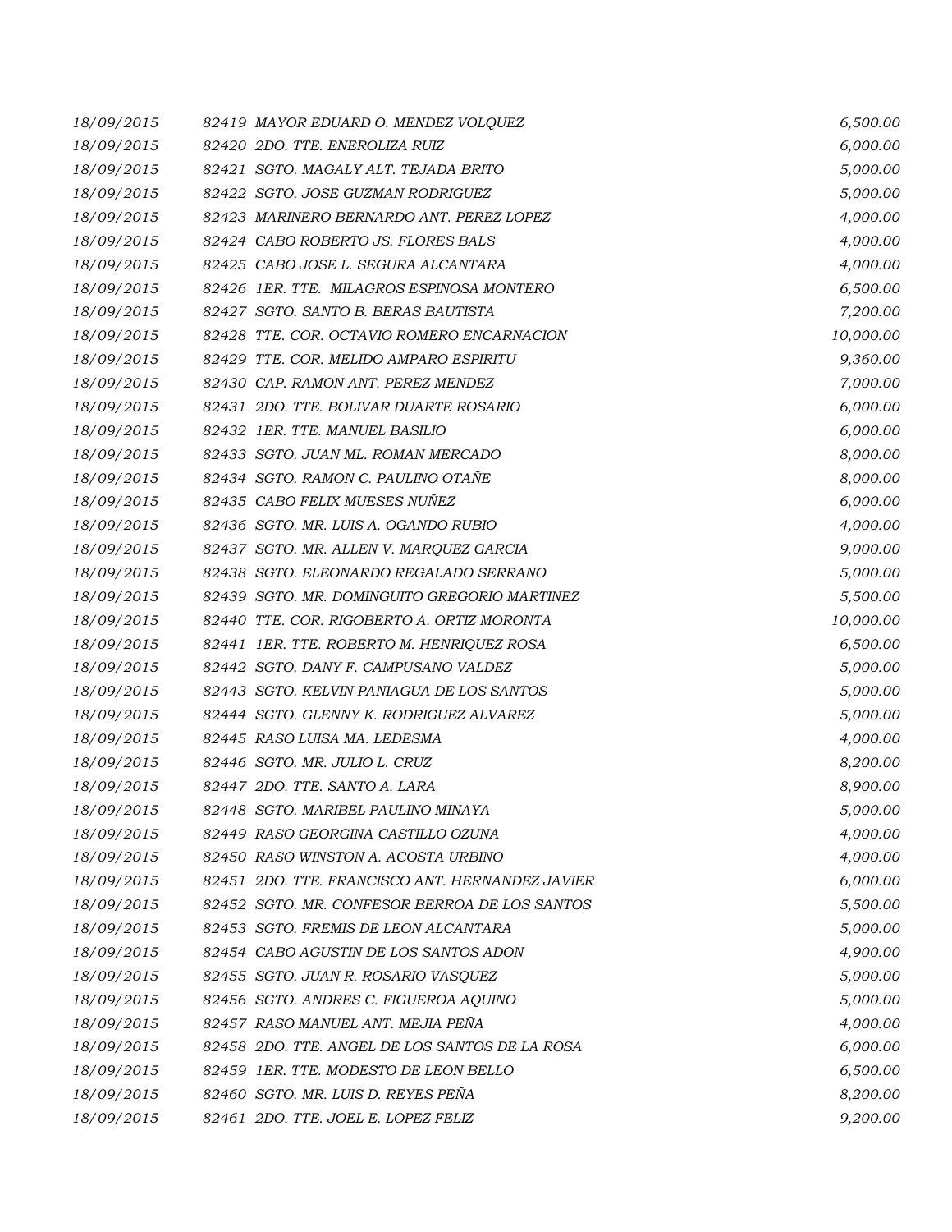| | | |
|---|---|---|
| 18/09/2015 | 82419 MAYOR EDUARD O. MENDEZ VOLQUEZ | 6,500.00 |
| 18/09/2015 | 82420 2DO. TTE. ENEROLIZA RUIZ | 6,000.00 |
| 18/09/2015 | 82421 SGTO. MAGALY ALT. TEJADA BRITO | 5,000.00 |
| 18/09/2015 | 82422 SGTO. JOSE GUZMAN RODRIGUEZ | 5,000.00 |
| 18/09/2015 | 82423 MARINERO BERNARDO ANT. PEREZ LOPEZ | 4,000.00 |
| 18/09/2015 | 82424 CABO ROBERTO JS. FLORES BALS | 4,000.00 |
| 18/09/2015 | 82425 CABO JOSE L. SEGURA ALCANTARA | 4,000.00 |
| 18/09/2015 | 82426 1ER. TTE. MILAGROS ESPINOSA MONTERO | 6,500.00 |
| 18/09/2015 | 82427 SGTO. SANTO B. BERAS BAUTISTA | 7,200.00 |
| 18/09/2015 | 82428 TTE. COR. OCTAVIO ROMERO ENCARNACION | 10,000.00 |
| 18/09/2015 | 82429 TTE. COR. MELIDO AMPARO ESPIRITU | 9,360.00 |
| 18/09/2015 | 82430 CAP. RAMON ANT. PEREZ MENDEZ | 7,000.00 |
| 18/09/2015 | 82431 2DO. TTE. BOLIVAR DUARTE ROSARIO | 6,000.00 |
| 18/09/2015 | 82432 1ER. TTE. MANUEL BASILIO | 6,000.00 |
| 18/09/2015 | 82433 SGTO. JUAN ML. ROMAN MERCADO | 8,000.00 |
| 18/09/2015 | 82434 SGTO. RAMON C. PAULINO OTAÑE | 8,000.00 |
| 18/09/2015 | 82435 CABO FELIX MUESES NUÑEZ | 6,000.00 |
| 18/09/2015 | 82436 SGTO. MR. LUIS A. OGANDO RUBIO | 4,000.00 |
| 18/09/2015 | 82437 SGTO. MR. ALLEN V. MARQUEZ GARCIA | 9,000.00 |
| 18/09/2015 | 82438 SGTO. ELEONARDO REGALADO SERRANO | 5,000.00 |
| 18/09/2015 | 82439 SGTO. MR. DOMINGUITO GREGORIO MARTINEZ | 5,500.00 |
| 18/09/2015 | 82440 TTE. COR. RIGOBERTO A. ORTIZ MORONTA | 10,000.00 |
| 18/09/2015 | 82441 1ER. TTE. ROBERTO M. HENRIQUEZ ROSA | 6,500.00 |
| 18/09/2015 | 82442 SGTO. DANY F. CAMPUSANO VALDEZ | 5,000.00 |
| 18/09/2015 | 82443 SGTO. KELVIN PANIAGUA DE LOS SANTOS | 5,000.00 |
| 18/09/2015 | 82444 SGTO. GLENNY K. RODRIGUEZ ALVAREZ | 5,000.00 |
| 18/09/2015 | 82445 RASO LUISA MA. LEDESMA | 4,000.00 |
| 18/09/2015 | 82446 SGTO. MR. JULIO L. CRUZ | 8,200.00 |
| 18/09/2015 | 82447 2DO. TTE. SANTO A. LARA | 8,900.00 |
| 18/09/2015 | 82448 SGTO. MARIBEL PAULINO MINAYA | 5,000.00 |
| 18/09/2015 | 82449 RASO GEORGINA CASTILLO OZUNA | 4,000.00 |
| 18/09/2015 | 82450 RASO WINSTON A. ACOSTA URBINO | 4,000.00 |
| 18/09/2015 | 82451 2DO. TTE. FRANCISCO ANT. HERNANDEZ JAVIER | 6,000.00 |
| 18/09/2015 | 82452 SGTO. MR. CONFESOR BERROA DE LOS SANTOS | 5,500.00 |
| 18/09/2015 | 82453 SGTO. FREMIS DE LEON ALCANTARA | 5,000.00 |
| 18/09/2015 | 82454 CABO AGUSTIN DE LOS SANTOS ADON | 4,900.00 |
| 18/09/2015 | 82455 SGTO. JUAN R. ROSARIO VASQUEZ | 5,000.00 |
| 18/09/2015 | 82456 SGTO. ANDRES C. FIGUEROA AQUINO | 5,000.00 |
| 18/09/2015 | 82457 RASO MANUEL ANT. MEJIA PEÑA | 4,000.00 |
| 18/09/2015 | 82458 2DO. TTE. ANGEL DE LOS SANTOS DE LA ROSA | 6,000.00 |
| 18/09/2015 | 82459 1ER. TTE. MODESTO DE LEON BELLO | 6,500.00 |
| 18/09/2015 | 82460 SGTO. MR. LUIS D. REYES PEÑA | 8,200.00 |
| 18/09/2015 | 82461 2DO. TTE. JOEL E. LOPEZ FELIZ | 9,200.00 |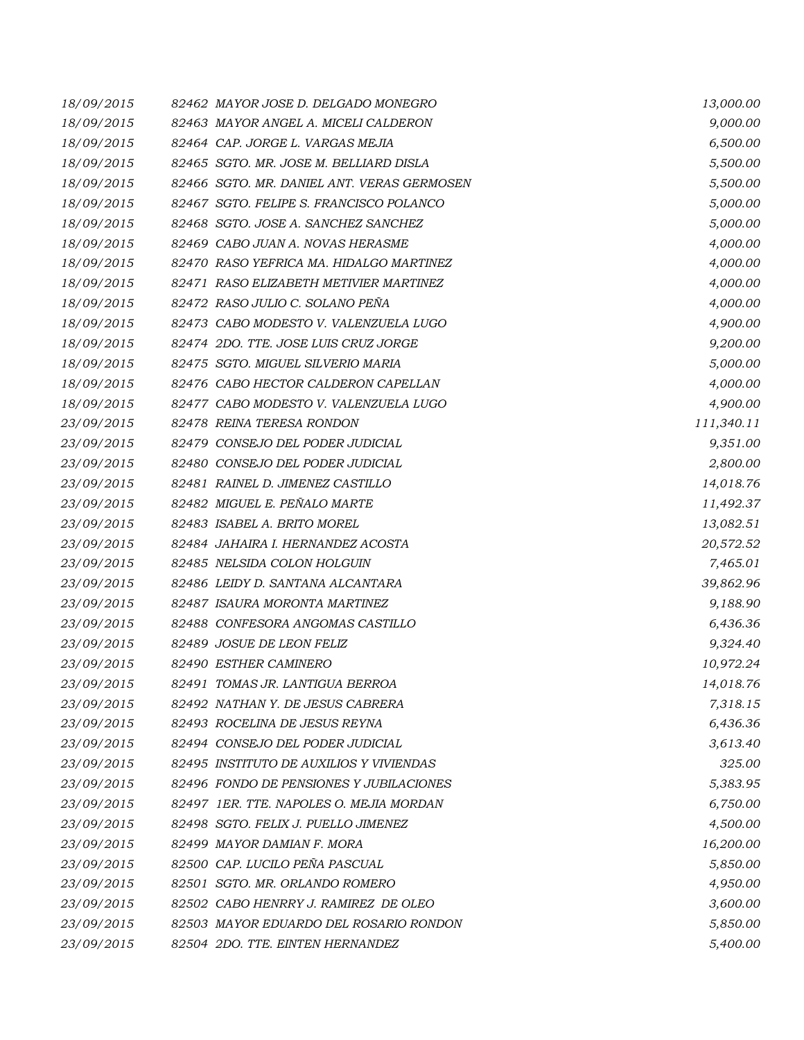| | | |
|---|---|---|
| 18/09/2015 | 82462 MAYOR JOSE D. DELGADO MONEGRO | 13,000.00 |
| 18/09/2015 | 82463 MAYOR ANGEL A. MICELI CALDERON | 9,000.00 |
| 18/09/2015 | 82464 CAP. JORGE L. VARGAS MEJIA | 6,500.00 |
| 18/09/2015 | 82465 SGTO. MR. JOSE M. BELLIARD DISLA | 5,500.00 |
| 18/09/2015 | 82466 SGTO. MR. DANIEL ANT. VERAS GERMOSEN | 5,500.00 |
| 18/09/2015 | 82467 SGTO. FELIPE S. FRANCISCO POLANCO | 5,000.00 |
| 18/09/2015 | 82468 SGTO. JOSE A. SANCHEZ SANCHEZ | 5,000.00 |
| 18/09/2015 | 82469 CABO JUAN A. NOVAS HERASME | 4,000.00 |
| 18/09/2015 | 82470 RASO YEFRICA MA. HIDALGO MARTINEZ | 4,000.00 |
| 18/09/2015 | 82471 RASO ELIZABETH METIVIER MARTINEZ | 4,000.00 |
| 18/09/2015 | 82472 RASO JULIO C. SOLANO PEÑA | 4,000.00 |
| 18/09/2015 | 82473 CABO MODESTO V. VALENZUELA LUGO | 4,900.00 |
| 18/09/2015 | 82474 2DO. TTE. JOSE LUIS CRUZ JORGE | 9,200.00 |
| 18/09/2015 | 82475 SGTO. MIGUEL SILVERIO MARIA | 5,000.00 |
| 18/09/2015 | 82476 CABO HECTOR CALDERON CAPELLAN | 4,000.00 |
| 18/09/2015 | 82477 CABO MODESTO V. VALENZUELA LUGO | 4,900.00 |
| 23/09/2015 | 82478 REINA TERESA RONDON | 111,340.11 |
| 23/09/2015 | 82479 CONSEJO DEL PODER JUDICIAL | 9,351.00 |
| 23/09/2015 | 82480 CONSEJO DEL PODER JUDICIAL | 2,800.00 |
| 23/09/2015 | 82481 RAINEL D. JIMENEZ CASTILLO | 14,018.76 |
| 23/09/2015 | 82482 MIGUEL E. PEÑALO MARTE | 11,492.37 |
| 23/09/2015 | 82483 ISABEL A. BRITO MOREL | 13,082.51 |
| 23/09/2015 | 82484 JAHAIRA I. HERNANDEZ ACOSTA | 20,572.52 |
| 23/09/2015 | 82485 NELSIDA COLON HOLGUIN | 7,465.01 |
| 23/09/2015 | 82486 LEIDY D. SANTANA ALCANTARA | 39,862.96 |
| 23/09/2015 | 82487 ISAURA MORONTA MARTINEZ | 9,188.90 |
| 23/09/2015 | 82488 CONFESORA ANGOMAS CASTILLO | 6,436.36 |
| 23/09/2015 | 82489 JOSUE DE LEON FELIZ | 9,324.40 |
| 23/09/2015 | 82490 ESTHER CAMINERO | 10,972.24 |
| 23/09/2015 | 82491 TOMAS JR. LANTIGUA BERROA | 14,018.76 |
| 23/09/2015 | 82492 NATHAN Y. DE JESUS CABRERA | 7,318.15 |
| 23/09/2015 | 82493 ROCELINA DE JESUS REYNA | 6,436.36 |
| 23/09/2015 | 82494 CONSEJO DEL PODER JUDICIAL | 3,613.40 |
| 23/09/2015 | 82495 INSTITUTO DE AUXILIOS Y VIVIENDAS | 325.00 |
| 23/09/2015 | 82496 FONDO DE PENSIONES Y JUBILACIONES | 5,383.95 |
| 23/09/2015 | 82497 1ER. TTE. NAPOLES O. MEJIA MORDAN | 6,750.00 |
| 23/09/2015 | 82498 SGTO. FELIX J. PUELLO JIMENEZ | 4,500.00 |
| 23/09/2015 | 82499 MAYOR DAMIAN F. MORA | 16,200.00 |
| 23/09/2015 | 82500 CAP. LUCILO PEÑA PASCUAL | 5,850.00 |
| 23/09/2015 | 82501 SGTO. MR. ORLANDO ROMERO | 4,950.00 |
| 23/09/2015 | 82502 CABO HENRRY J. RAMIREZ DE OLEO | 3,600.00 |
| 23/09/2015 | 82503 MAYOR EDUARDO DEL ROSARIO RONDON | 5,850.00 |
| 23/09/2015 | 82504 2DO. TTE. EINTEN HERNANDEZ | 5,400.00 |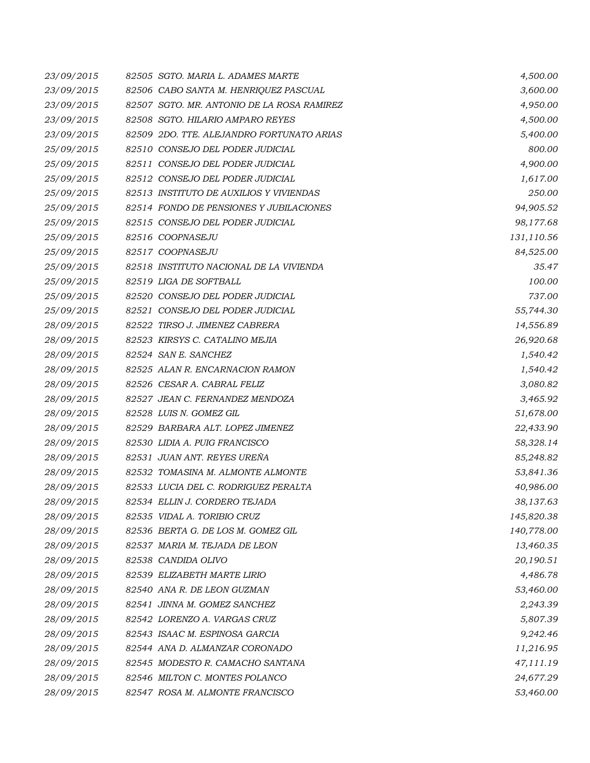| | | | |
|---|---|---|---|
| *23/09/2015* | *82505* | *SGTO. MARIA L. ADAMES MARTE* | *4,500.00* |
| *23/09/2015* | *82506* | *CABO SANTA M. HENRIQUEZ PASCUAL* | *3,600.00* |
| *23/09/2015* | *82507* | *SGTO. MR. ANTONIO DE LA ROSA RAMIREZ* | *4,950.00* |
| *23/09/2015* | *82508* | *SGTO. HILARIO AMPARO REYES* | *4,500.00* |
| *23/09/2015* | *82509* | *2DO. TTE. ALEJANDRO FORTUNATO ARIAS* | *5,400.00* |
| *25/09/2015* | *82510* | *CONSEJO DEL PODER JUDICIAL* | *800.00* |
| *25/09/2015* | *82511* | *CONSEJO DEL PODER JUDICIAL* | *4,900.00* |
| *25/09/2015* | *82512* | *CONSEJO DEL PODER JUDICIAL* | *1,617.00* |
| *25/09/2015* | *82513* | *INSTITUTO DE AUXILIOS Y VIVIENDAS* | *250.00* |
| *25/09/2015* | *82514* | *FONDO DE PENSIONES Y JUBILACIONES* | *94,905.52* |
| *25/09/2015* | *82515* | *CONSEJO DEL PODER JUDICIAL* | *98,177.68* |
| *25/09/2015* | *82516* | *COOPNASEJU* | *131,110.56* |
| *25/09/2015* | *82517* | *COOPNASEJU* | *84,525.00* |
| *25/09/2015* | *82518* | *INSTITUTO NACIONAL DE LA VIVIENDA* | *35.47* |
| *25/09/2015* | *82519* | *LIGA DE SOFTBALL* | *100.00* |
| *25/09/2015* | *82520* | *CONSEJO DEL PODER JUDICIAL* | *737.00* |
| *25/09/2015* | *82521* | *CONSEJO DEL PODER JUDICIAL* | *55,744.30* |
| *28/09/2015* | *82522* | *TIRSO J. JIMENEZ CABRERA* | *14,556.89* |
| *28/09/2015* | *82523* | *KIRSYS C. CATALINO MEJIA* | *26,920.68* |
| *28/09/2015* | *82524* | *SAN E. SANCHEZ* | *1,540.42* |
| *28/09/2015* | *82525* | *ALAN R. ENCARNACION RAMON* | *1,540.42* |
| *28/09/2015* | *82526* | *CESAR A. CABRAL FELIZ* | *3,080.82* |
| *28/09/2015* | *82527* | *JEAN C. FERNANDEZ MENDOZA* | *3,465.92* |
| *28/09/2015* | *82528* | *LUIS N. GOMEZ GIL* | *51,678.00* |
| *28/09/2015* | *82529* | *BARBARA ALT. LOPEZ JIMENEZ* | *22,433.90* |
| *28/09/2015* | *82530* | *LIDIA A. PUIG FRANCISCO* | *58,328.14* |
| *28/09/2015* | *82531* | *JUAN ANT. REYES UREÑA* | *85,248.82* |
| *28/09/2015* | *82532* | *TOMASINA M. ALMONTE ALMONTE* | *53,841.36* |
| *28/09/2015* | *82533* | *LUCIA DEL C. RODRIGUEZ PERALTA* | *40,986.00* |
| *28/09/2015* | *82534* | *ELLIN J. CORDERO TEJADA* | *38,137.63* |
| *28/09/2015* | *82535* | *VIDAL A. TORIBIO CRUZ* | *145,820.38* |
| *28/09/2015* | *82536* | *BERTA G. DE LOS M. GOMEZ GIL* | *140,778.00* |
| *28/09/2015* | *82537* | *MARIA M. TEJADA DE LEON* | *13,460.35* |
| *28/09/2015* | *82538* | *CANDIDA OLIVO* | *20,190.51* |
| *28/09/2015* | *82539* | *ELIZABETH MARTE LIRIO* | *4,486.78* |
| *28/09/2015* | *82540* | *ANA R. DE LEON GUZMAN* | *53,460.00* |
| *28/09/2015* | *82541* | *JINNA M. GOMEZ SANCHEZ* | *2,243.39* |
| *28/09/2015* | *82542* | *LORENZO A. VARGAS CRUZ* | *5,807.39* |
| *28/09/2015* | *82543* | *ISAAC M. ESPINOSA GARCIA* | *9,242.46* |
| *28/09/2015* | *82544* | *ANA D. ALMANZAR CORONADO* | *11,216.95* |
| *28/09/2015* | *82545* | *MODESTO R. CAMACHO SANTANA* | *47,111.19* |
| *28/09/2015* | *82546* | *MILTON C. MONTES POLANCO* | *24,677.29* |
| *28/09/2015* | *82547* | *ROSA M. ALMONTE FRANCISCO* | *53,460.00* |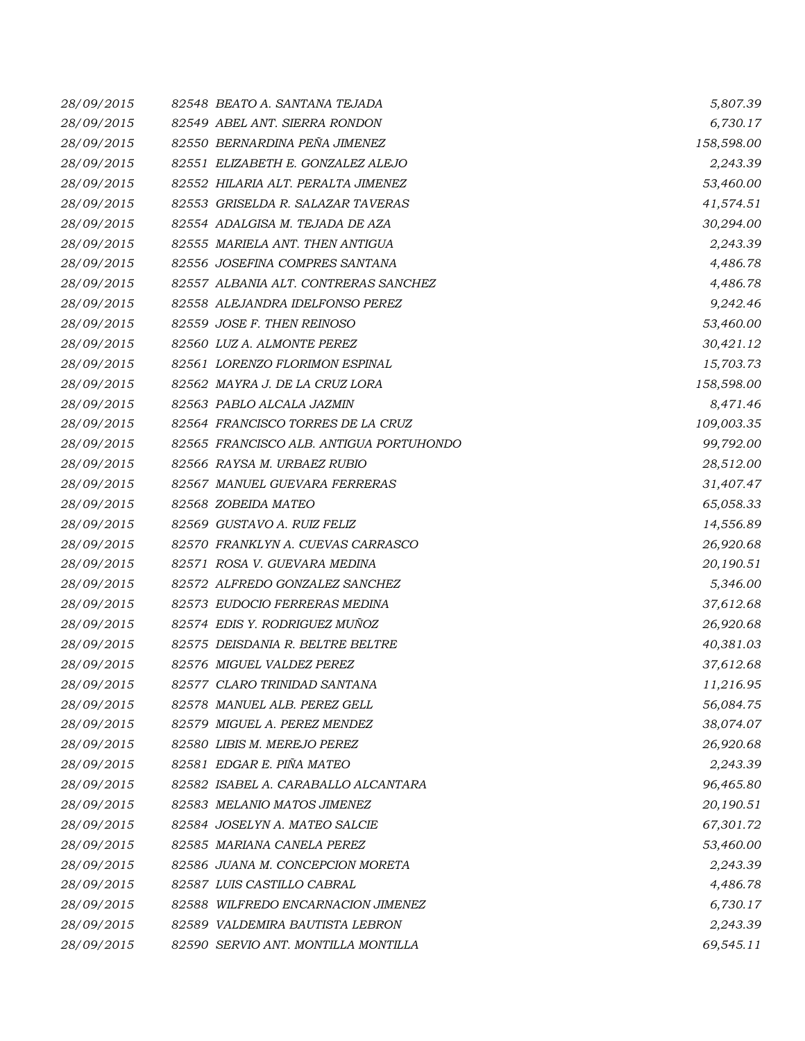| | | | |
|---|---|---|---|
| 28/09/2015 | 82548 | BEATO A. SANTANA TEJADA | 5,807.39 |
| 28/09/2015 | 82549 | ABEL ANT. SIERRA RONDON | 6,730.17 |
| 28/09/2015 | 82550 | BERNARDINA PEÑA JIMENEZ | 158,598.00 |
| 28/09/2015 | 82551 | ELIZABETH E. GONZALEZ ALEJO | 2,243.39 |
| 28/09/2015 | 82552 | HILARIA ALT. PERALTA JIMENEZ | 53,460.00 |
| 28/09/2015 | 82553 | GRISELDA R. SALAZAR TAVERAS | 41,574.51 |
| 28/09/2015 | 82554 | ADALGISA M. TEJADA DE AZA | 30,294.00 |
| 28/09/2015 | 82555 | MARIELA ANT. THEN ANTIGUA | 2,243.39 |
| 28/09/2015 | 82556 | JOSEFINA COMPRES SANTANA | 4,486.78 |
| 28/09/2015 | 82557 | ALBANIA ALT. CONTRERAS SANCHEZ | 4,486.78 |
| 28/09/2015 | 82558 | ALEJANDRA IDELFONSO PEREZ | 9,242.46 |
| 28/09/2015 | 82559 | JOSE F. THEN REINOSO | 53,460.00 |
| 28/09/2015 | 82560 | LUZ A. ALMONTE PEREZ | 30,421.12 |
| 28/09/2015 | 82561 | LORENZO FLORIMON ESPINAL | 15,703.73 |
| 28/09/2015 | 82562 | MAYRA J. DE LA CRUZ LORA | 158,598.00 |
| 28/09/2015 | 82563 | PABLO ALCALA JAZMIN | 8,471.46 |
| 28/09/2015 | 82564 | FRANCISCO TORRES DE LA CRUZ | 109,003.35 |
| 28/09/2015 | 82565 | FRANCISCO ALB. ANTIGUA PORTUHONDO | 99,792.00 |
| 28/09/2015 | 82566 | RAYSA M. URBAEZ RUBIO | 28,512.00 |
| 28/09/2015 | 82567 | MANUEL GUEVARA FERRERAS | 31,407.47 |
| 28/09/2015 | 82568 | ZOBEIDA MATEO | 65,058.33 |
| 28/09/2015 | 82569 | GUSTAVO A. RUIZ FELIZ | 14,556.89 |
| 28/09/2015 | 82570 | FRANKLYN A. CUEVAS CARRASCO | 26,920.68 |
| 28/09/2015 | 82571 | ROSA V. GUEVARA MEDINA | 20,190.51 |
| 28/09/2015 | 82572 | ALFREDO GONZALEZ SANCHEZ | 5,346.00 |
| 28/09/2015 | 82573 | EUDOCIO FERRERAS MEDINA | 37,612.68 |
| 28/09/2015 | 82574 | EDIS Y. RODRIGUEZ MUÑOZ | 26,920.68 |
| 28/09/2015 | 82575 | DEISDANIA R. BELTRE BELTRE | 40,381.03 |
| 28/09/2015 | 82576 | MIGUEL VALDEZ PEREZ | 37,612.68 |
| 28/09/2015 | 82577 | CLARO TRINIDAD SANTANA | 11,216.95 |
| 28/09/2015 | 82578 | MANUEL ALB. PEREZ GELL | 56,084.75 |
| 28/09/2015 | 82579 | MIGUEL A. PEREZ MENDEZ | 38,074.07 |
| 28/09/2015 | 82580 | LIBIS M. MEREJO PEREZ | 26,920.68 |
| 28/09/2015 | 82581 | EDGAR E. PIÑA MATEO | 2,243.39 |
| 28/09/2015 | 82582 | ISABEL A. CARABALLO ALCANTARA | 96,465.80 |
| 28/09/2015 | 82583 | MELANIO MATOS JIMENEZ | 20,190.51 |
| 28/09/2015 | 82584 | JOSELYN A. MATEO SALCIE | 67,301.72 |
| 28/09/2015 | 82585 | MARIANA CANELA PEREZ | 53,460.00 |
| 28/09/2015 | 82586 | JUANA M. CONCEPCION MORETA | 2,243.39 |
| 28/09/2015 | 82587 | LUIS CASTILLO CABRAL | 4,486.78 |
| 28/09/2015 | 82588 | WILFREDO ENCARNACION JIMENEZ | 6,730.17 |
| 28/09/2015 | 82589 | VALDEMIRA BAUTISTA LEBRON | 2,243.39 |
| 28/09/2015 | 82590 | SERVIO ANT. MONTILLA MONTILLA | 69,545.11 |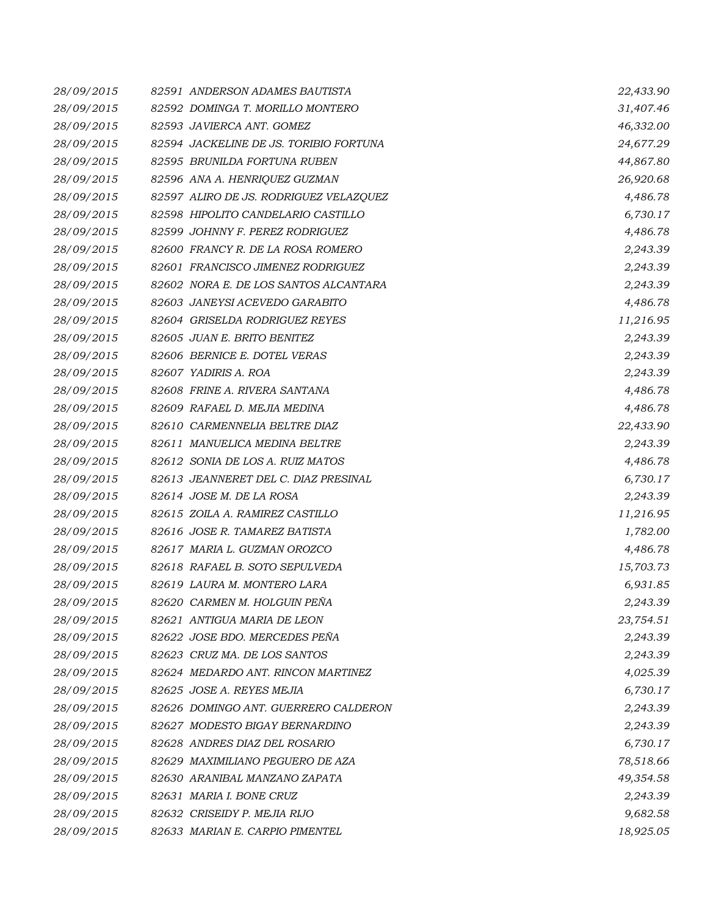| | | |
|---|---|---|
| 28/09/2015 | 82591 ANDERSON ADAMES BAUTISTA | 22,433.90 |
| 28/09/2015 | 82592 DOMINGA T. MORILLO MONTERO | 31,407.46 |
| 28/09/2015 | 82593 JAVIERCA ANT. GOMEZ | 46,332.00 |
| 28/09/2015 | 82594 JACKELINE DE JS. TORIBIO FORTUNA | 24,677.29 |
| 28/09/2015 | 82595 BRUNILDA FORTUNA RUBEN | 44,867.80 |
| 28/09/2015 | 82596 ANA A. HENRIQUEZ GUZMAN | 26,920.68 |
| 28/09/2015 | 82597 ALIRO DE JS. RODRIGUEZ VELAZQUEZ | 4,486.78 |
| 28/09/2015 | 82598 HIPOLITO CANDELARIO CASTILLO | 6,730.17 |
| 28/09/2015 | 82599 JOHNNY F. PEREZ RODRIGUEZ | 4,486.78 |
| 28/09/2015 | 82600 FRANCY R. DE LA ROSA ROMERO | 2,243.39 |
| 28/09/2015 | 82601 FRANCISCO JIMENEZ RODRIGUEZ | 2,243.39 |
| 28/09/2015 | 82602 NORA E. DE LOS SANTOS ALCANTARA | 2,243.39 |
| 28/09/2015 | 82603 JANEYSI ACEVEDO GARABITO | 4,486.78 |
| 28/09/2015 | 82604 GRISELDA RODRIGUEZ REYES | 11,216.95 |
| 28/09/2015 | 82605 JUAN E. BRITO BENITEZ | 2,243.39 |
| 28/09/2015 | 82606 BERNICE E. DOTEL VERAS | 2,243.39 |
| 28/09/2015 | 82607 YADIRIS A. ROA | 2,243.39 |
| 28/09/2015 | 82608 FRINE A. RIVERA SANTANA | 4,486.78 |
| 28/09/2015 | 82609 RAFAEL D. MEJIA MEDINA | 4,486.78 |
| 28/09/2015 | 82610 CARMENNELIA BELTRE DIAZ | 22,433.90 |
| 28/09/2015 | 82611 MANUELICA MEDINA BELTRE | 2,243.39 |
| 28/09/2015 | 82612 SONIA DE LOS A. RUIZ MATOS | 4,486.78 |
| 28/09/2015 | 82613 JEANNERET DEL C. DIAZ PRESINAL | 6,730.17 |
| 28/09/2015 | 82614 JOSE M. DE LA ROSA | 2,243.39 |
| 28/09/2015 | 82615 ZOILA A. RAMIREZ CASTILLO | 11,216.95 |
| 28/09/2015 | 82616 JOSE R. TAMAREZ BATISTA | 1,782.00 |
| 28/09/2015 | 82617 MARIA L. GUZMAN OROZCO | 4,486.78 |
| 28/09/2015 | 82618 RAFAEL B. SOTO SEPULVEDA | 15,703.73 |
| 28/09/2015 | 82619 LAURA M. MONTERO LARA | 6,931.85 |
| 28/09/2015 | 82620 CARMEN M. HOLGUIN PEÑA | 2,243.39 |
| 28/09/2015 | 82621 ANTIGUA MARIA DE LEON | 23,754.51 |
| 28/09/2015 | 82622 JOSE BDO. MERCEDES PEÑA | 2,243.39 |
| 28/09/2015 | 82623 CRUZ MA. DE LOS SANTOS | 2,243.39 |
| 28/09/2015 | 82624 MEDARDO ANT. RINCON MARTINEZ | 4,025.39 |
| 28/09/2015 | 82625 JOSE A. REYES MEJIA | 6,730.17 |
| 28/09/2015 | 82626 DOMINGO ANT. GUERRERO CALDERON | 2,243.39 |
| 28/09/2015 | 82627 MODESTO BIGAY BERNARDINO | 2,243.39 |
| 28/09/2015 | 82628 ANDRES DIAZ DEL ROSARIO | 6,730.17 |
| 28/09/2015 | 82629 MAXIMILIANO PEGUERO DE AZA | 78,518.66 |
| 28/09/2015 | 82630 ARANIBAL MANZANO ZAPATA | 49,354.58 |
| 28/09/2015 | 82631 MARIA I. BONE CRUZ | 2,243.39 |
| 28/09/2015 | 82632 CRISEIDY P. MEJIA RIJO | 9,682.58 |
| 28/09/2015 | 82633 MARIAN E. CARPIO PIMENTEL | 18,925.05 |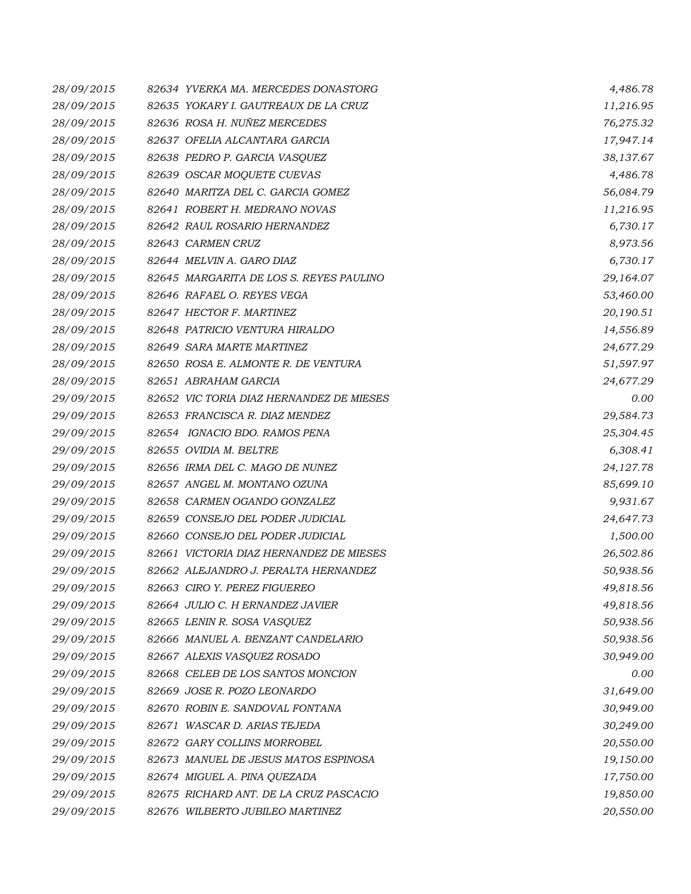| | | |
|---|---|---|
| 28/09/2015 | 82634 YVERKA MA. MERCEDES DONASTORG | 4,486.78 |
| 28/09/2015 | 82635 YOKARY I. GAUTREAUX DE LA CRUZ | 11,216.95 |
| 28/09/2015 | 82636 ROSA H. NUÑEZ MERCEDES | 76,275.32 |
| 28/09/2015 | 82637 OFELIA ALCANTARA GARCIA | 17,947.14 |
| 28/09/2015 | 82638 PEDRO P. GARCIA VASQUEZ | 38,137.67 |
| 28/09/2015 | 82639 OSCAR MOQUETE CUEVAS | 4,486.78 |
| 28/09/2015 | 82640 MARITZA DEL C. GARCIA GOMEZ | 56,084.79 |
| 28/09/2015 | 82641 ROBERT H. MEDRANO NOVAS | 11,216.95 |
| 28/09/2015 | 82642 RAUL ROSARIO HERNANDEZ | 6,730.17 |
| 28/09/2015 | 82643 CARMEN CRUZ | 8,973.56 |
| 28/09/2015 | 82644 MELVIN A. GARO DIAZ | 6,730.17 |
| 28/09/2015 | 82645 MARGARITA DE LOS S. REYES PAULINO | 29,164.07 |
| 28/09/2015 | 82646 RAFAEL O. REYES VEGA | 53,460.00 |
| 28/09/2015 | 82647 HECTOR F. MARTINEZ | 20,190.51 |
| 28/09/2015 | 82648 PATRICIO VENTURA HIRALDO | 14,556.89 |
| 28/09/2015 | 82649 SARA MARTE MARTINEZ | 24,677.29 |
| 28/09/2015 | 82650 ROSA E. ALMONTE R. DE VENTURA | 51,597.97 |
| 28/09/2015 | 82651 ABRAHAM GARCIA | 24,677.29 |
| 29/09/2015 | 82652 VIC TORIA DIAZ HERNANDEZ DE MIESES | 0.00 |
| 29/09/2015 | 82653 FRANCISCA R. DIAZ MENDEZ | 29,584.73 |
| 29/09/2015 | 82654 IGNACIO BDO. RAMOS PENA | 25,304.45 |
| 29/09/2015 | 82655 OVIDIA M. BELTRE | 6,308.41 |
| 29/09/2015 | 82656 IRMA DEL C. MAGO DE NUNEZ | 24,127.78 |
| 29/09/2015 | 82657 ANGEL M. MONTANO OZUNA | 85,699.10 |
| 29/09/2015 | 82658 CARMEN OGANDO GONZALEZ | 9,931.67 |
| 29/09/2015 | 82659 CONSEJO DEL PODER JUDICIAL | 24,647.73 |
| 29/09/2015 | 82660 CONSEJO DEL PODER JUDICIAL | 1,500.00 |
| 29/09/2015 | 82661 VICTORIA DIAZ HERNANDEZ DE MIESES | 26,502.86 |
| 29/09/2015 | 82662 ALEJANDRO J. PERALTA HERNANDEZ | 50,938.56 |
| 29/09/2015 | 82663 CIRO Y. PEREZ FIGUEREO | 49,818.56 |
| 29/09/2015 | 82664 JULIO C. H ERNANDEZ JAVIER | 49,818.56 |
| 29/09/2015 | 82665 LENIN R. SOSA VASQUEZ | 50,938.56 |
| 29/09/2015 | 82666 MANUEL A. BENZANT CANDELARIO | 50,938.56 |
| 29/09/2015 | 82667 ALEXIS VASQUEZ ROSADO | 30,949.00 |
| 29/09/2015 | 82668 CELEB DE LOS SANTOS MONCION | 0.00 |
| 29/09/2015 | 82669 JOSE R. POZO LEONARDO | 31,649.00 |
| 29/09/2015 | 82670 ROBIN E. SANDOVAL FONTANA | 30,949.00 |
| 29/09/2015 | 82671 WASCAR D. ARIAS TEJEDA | 30,249.00 |
| 29/09/2015 | 82672 GARY COLLINS MORROBEL | 20,550.00 |
| 29/09/2015 | 82673 MANUEL DE JESUS MATOS ESPINOSA | 19,150.00 |
| 29/09/2015 | 82674 MIGUEL A. PINA QUEZADA | 17,750.00 |
| 29/09/2015 | 82675 RICHARD ANT. DE LA CRUZ PASCACIO | 19,850.00 |
| 29/09/2015 | 82676 WILBERTO JUBILEO MARTINEZ | 20,550.00 |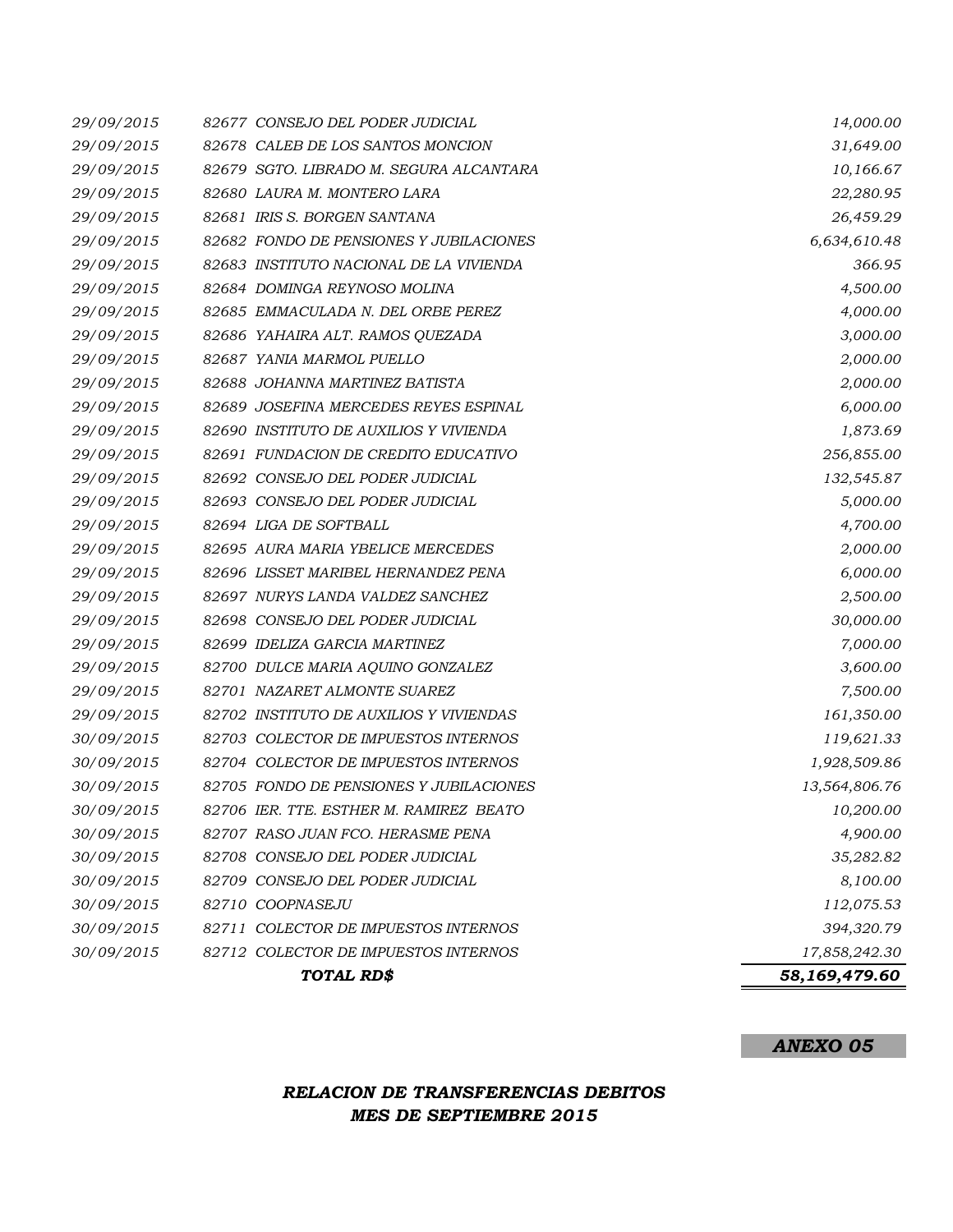| | | |
|---|---|---|
| *29/09/2015* | *82677 CONSEJO DEL PODER JUDICIAL* | *14,000.00* |
| *29/09/2015* | *82678 CALEB DE LOS SANTOS MONCION* | *31,649.00* |
| *29/09/2015* | *82679 SGTO. LIBRADO M. SEGURA ALCANTARA* | *10,166.67* |
| *29/09/2015* | *82680 LAURA M. MONTERO LARA* | *22,280.95* |
| *29/09/2015* | *82681 IRIS S. BORGEN SANTANA* | *26,459.29* |
| *29/09/2015* | *82682 FONDO DE PENSIONES Y JUBILACIONES* | *6,634,610.48* |
| *29/09/2015* | *82683 INSTITUTO NACIONAL DE LA VIVIENDA* | *366.95* |
| *29/09/2015* | *82684 DOMINGA REYNOSO MOLINA* | *4,500.00* |
| *29/09/2015* | *82685 EMMACULADA N. DEL ORBE PEREZ* | *4,000.00* |
| *29/09/2015* | *82686 YAHAIRA ALT. RAMOS QUEZADA* | *3,000.00* |
| *29/09/2015* | *82687 YANIA MARMOL PUELLO* | *2,000.00* |
| *29/09/2015* | *82688 JOHANNA MARTINEZ BATISTA* | *2,000.00* |
| *29/09/2015* | *82689 JOSEFINA MERCEDES REYES ESPINAL* | *6,000.00* |
| *29/09/2015* | *82690 INSTITUTO DE AUXILIOS Y VIVIENDA* | *1,873.69* |
| *29/09/2015* | *82691 FUNDACION DE CREDITO EDUCATIVO* | *256,855.00* |
| *29/09/2015* | *82692 CONSEJO DEL PODER JUDICIAL* | *132,545.87* |
| *29/09/2015* | *82693 CONSEJO DEL PODER JUDICIAL* | *5,000.00* |
| *29/09/2015* | *82694 LIGA DE SOFTBALL* | *4,700.00* |
| *29/09/2015* | *82695 AURA MARIA YBELICE MERCEDES* | *2,000.00* |
| *29/09/2015* | *82696 LISSET MARIBEL HERNANDEZ PENA* | *6,000.00* |
| *29/09/2015* | *82697 NURYS LANDA VALDEZ SANCHEZ* | *2,500.00* |
| *29/09/2015* | *82698 CONSEJO DEL PODER JUDICIAL* | *30,000.00* |
| *29/09/2015* | *82699 IDELIZA GARCIA MARTINEZ* | *7,000.00* |
| *29/09/2015* | *82700 DULCE MARIA AQUINO GONZALEZ* | *3,600.00* |
| *29/09/2015* | *82701 NAZARET ALMONTE SUAREZ* | *7,500.00* |
| *29/09/2015* | *82702 INSTITUTO DE AUXILIOS Y VIVIENDAS* | *161,350.00* |
| *30/09/2015* | *82703 COLECTOR DE IMPUESTOS INTERNOS* | *119,621.33* |
| *30/09/2015* | *82704 COLECTOR DE IMPUESTOS INTERNOS* | *1,928,509.86* |
| *30/09/2015* | *82705 FONDO DE PENSIONES Y JUBILACIONES* | *13,564,806.76* |
| *30/09/2015* | *82706 IER. TTE. ESTHER M. RAMIREZ BEATO* | *10,200.00* |
| *30/09/2015* | *82707 RASO JUAN FCO. HERASME PENA* | *4,900.00* |
| *30/09/2015* | *82708 CONSEJO DEL PODER JUDICIAL* | *35,282.82* |
| *30/09/2015* | *82709 CONSEJO DEL PODER JUDICIAL* | *8,100.00* |
| *30/09/2015* | *82710 COOPNASEJU* | *112,075.53* |
| *30/09/2015* | *82711 COLECTOR DE IMPUESTOS INTERNOS* | *394,320.79* |
| *30/09/2015* | *82712 COLECTOR DE IMPUESTOS INTERNOS* | *17,858,242.30* |
| | ***TOTAL RD$*** | ***58,169,479.60*** |

***ANEXO 05***

***RELACION DE TRANSFERENCIAS DEBITOS***
***MES DE SEPTIEMBRE 2015***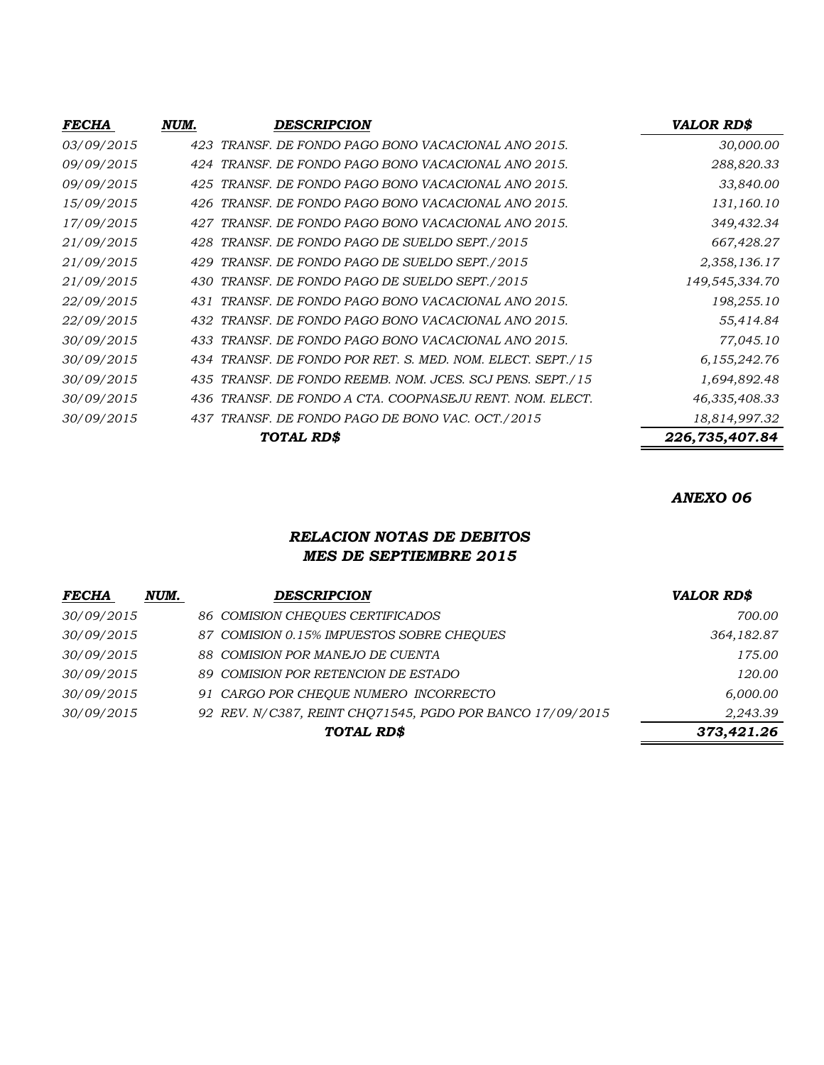| *FECHA* | *NUM.* | *DESCRIPCION* | *VALOR RD$* |
|---|---|---|---|
| *03/09/2015* | *423* | *TRANSF. DE FONDO PAGO BONO VACACIONAL ANO 2015.* | *30,000.00* |
| *09/09/2015* | *424* | *TRANSF. DE FONDO PAGO BONO VACACIONAL ANO 2015.* | *288,820.33* |
| *09/09/2015* | *425* | *TRANSF. DE FONDO PAGO BONO VACACIONAL ANO 2015.* | *33,840.00* |
| *15/09/2015* | *426* | *TRANSF. DE FONDO PAGO BONO VACACIONAL ANO 2015.* | *131,160.10* |
| *17/09/2015* | *427* | *TRANSF. DE FONDO PAGO BONO VACACIONAL ANO 2015.* | *349,432.34* |
| *21/09/2015* | *428* | *TRANSF. DE FONDO PAGO DE SUELDO SEPT./2015* | *667,428.27* |
| *21/09/2015* | *429* | *TRANSF. DE FONDO PAGO DE SUELDO SEPT./2015* | *2,358,136.17* |
| *21/09/2015* | *430* | *TRANSF. DE FONDO PAGO DE SUELDO SEPT./2015* | *149,545,334.70* |
| *22/09/2015* | *431* | *TRANSF. DE FONDO PAGO BONO VACACIONAL ANO 2015.* | *198,255.10* |
| *22/09/2015* | *432* | *TRANSF. DE FONDO PAGO BONO VACACIONAL ANO 2015.* | *55,414.84* |
| *30/09/2015* | *433* | *TRANSF. DE FONDO PAGO BONO VACACIONAL ANO 2015.* | *77,045.10* |
| *30/09/2015* | *434* | *TRANSF. DE FONDO POR RET. S. MED. NOM. ELECT. SEPT./15* | *6,155,242.76* |
| *30/09/2015* | *435* | *TRANSF. DE FONDO REEMB. NOM. JCES. SCJ PENS. SEPT./15* | *1,694,892.48* |
| *30/09/2015* | *436* | *TRANSF. DE FONDO A CTA. COOPNASEJU RENT. NOM. ELECT.* | *46,335,408.33* |
| *30/09/2015* | *437* | *TRANSF. DE FONDO PAGO DE BONO VAC. OCT./2015* | *18,814,997.32* |
| | | ***TOTAL RD$*** | ***226,735,407.84*** |

***ANEXO 06***

## *RELACION NOTAS DE DEBITOS*
## *MES DE SEPTIEMBRE 2015*

| *FECHA* | *NUM.* | *DESCRIPCION* | *VALOR RD$* |
|---|---|---|---|
| *30/09/2015* | *86* | *COMISION CHEQUES CERTIFICADOS* | *700.00* |
| *30/09/2015* | *87* | *COMISION 0.15% IMPUESTOS SOBRE CHEQUES* | *364,182.87* |
| *30/09/2015* | *88* | *COMISION POR MANEJO DE CUENTA* | *175.00* |
| *30/09/2015* | *89* | *COMISION POR RETENCION DE ESTADO* | *120.00* |
| *30/09/2015* | *91* | *CARGO POR CHEQUE NUMERO INCORRECTO* | *6,000.00* |
| *30/09/2015* | *92* | *REV. N/C387, REINT CHQ71545, PGDO POR BANCO 17/09/2015* | *2,243.39* |
| | | ***TOTAL RD$*** | ***373,421.26*** |